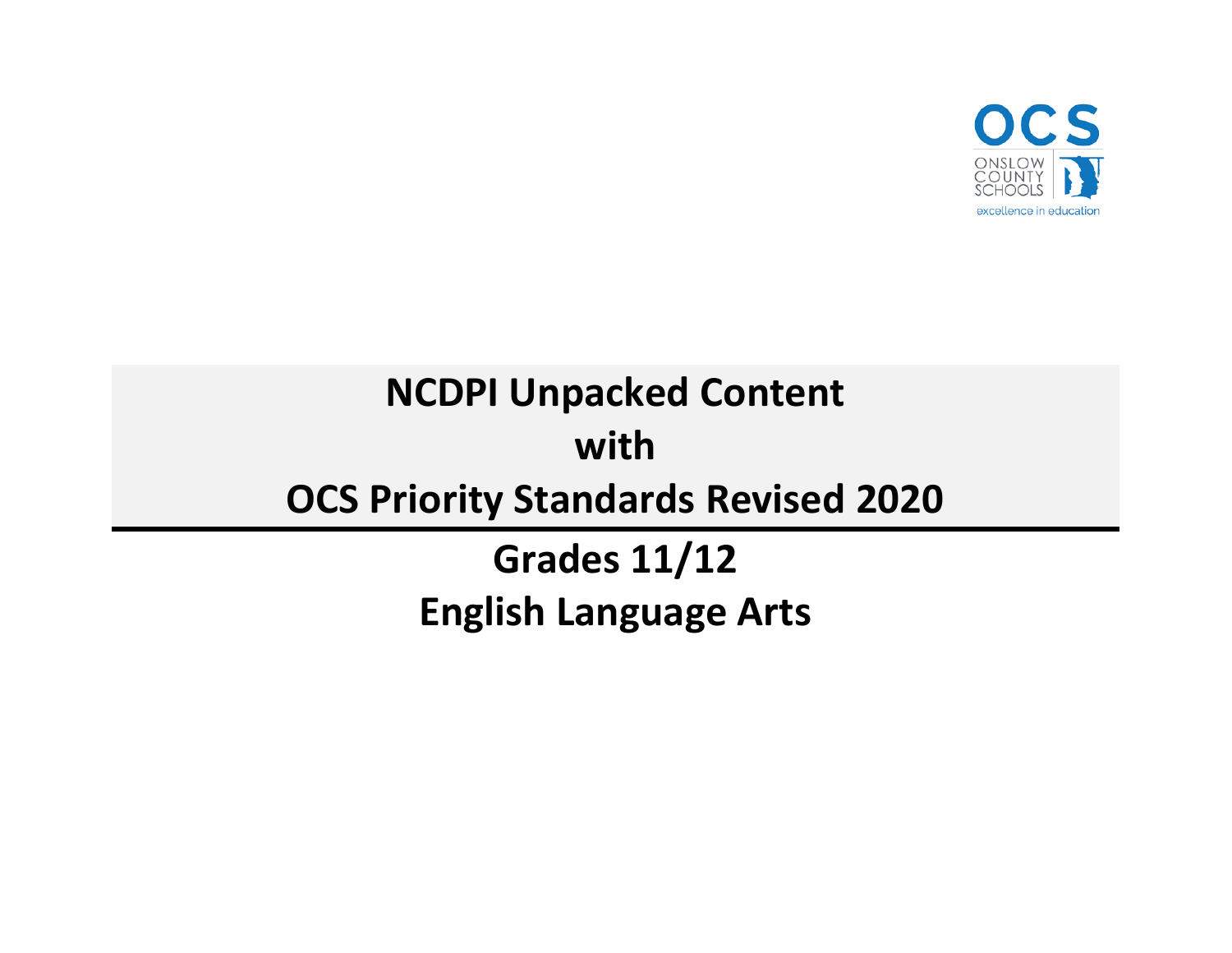OCS

ONSLOW COUNTY SCHOOLS

excellence in education

# NCDPI Unpacked Content
# with
# OCS Priority Standards Revised 2020

## Grades 11/12
## English Language Arts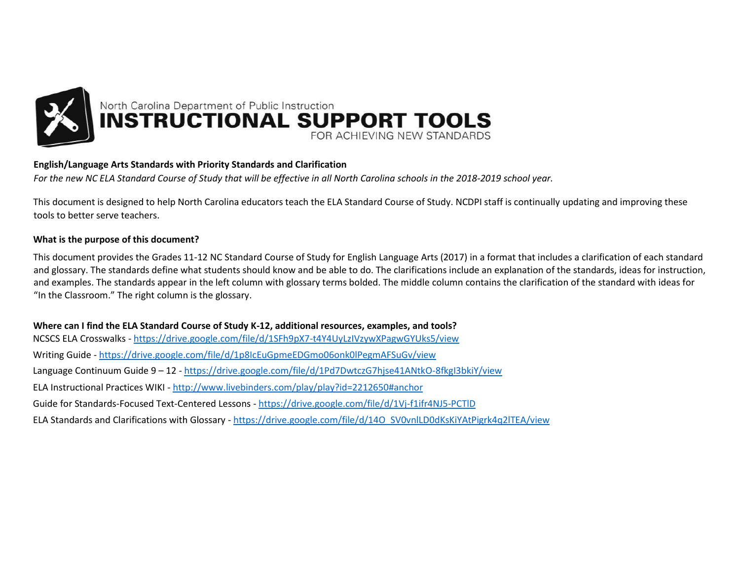North Carolina Department of Public Instruction

# INSTRUCTIONAL SUPPORT TOOLS

FOR ACHIEVING NEW STANDARDS

**English/Language Arts Standards with Priority Standards and Clarification**

*For the new NC ELA Standard Course of Study that will be effective in all North Carolina schools in the 2018-2019 school year.*

This document is designed to help North Carolina educators teach the ELA Standard Course of Study. NCDPI staff is continually updating and improving these tools to better serve teachers.

**What is the purpose of this document?**

This document provides the Grades 11-12 NC Standard Course of Study for English Language Arts (2017) in a format that includes a clarification of each standard and glossary. The standards define what students should know and be able to do. The clarifications include an explanation of the standards, ideas for instruction, and examples. The standards appear in the left column with glossary terms bolded. The middle column contains the clarification of the standard with ideas for "In the Classroom." The right column is the glossary.

**Where can I find the ELA Standard Course of Study K-12, additional resources, examples, and tools?**

NCSCS ELA Crosswalks - https://drive.google.com/file/d/1SFh9pX7-t4Y4UyLzIVzywXPagwGYUks5/view

Writing Guide - https://drive.google.com/file/d/1p8IcEuGpmeEDGmo06onk0lPegmAFSuGv/view

Language Continuum Guide 9 – 12 - https://drive.google.com/file/d/1Pd7DwtczG7hjse41ANtkO-8fkgI3bkiY/view

ELA Instructional Practices WIKI - http://www.livebinders.com/play/play?id=2212650#anchor

Guide for Standards-Focused Text-Centered Lessons - https://drive.google.com/file/d/1Vj-f1ifr4NJ5-PCTlD

ELA Standards and Clarifications with Glossary - https://drive.google.com/file/d/14O_SV0vnlLD0dKsKiYAtPigrk4q2lTEA/view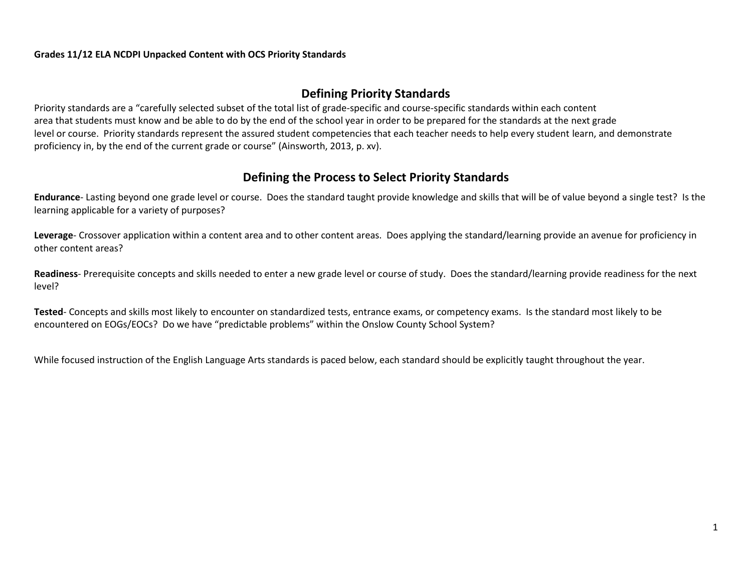**Grades 11/12 ELA NCDPI Unpacked Content with OCS Priority Standards**

## Defining Priority Standards

Priority standards are a "carefully selected subset of the total list of grade-specific and course-specific standards within each content area that students must know and be able to do by the end of the school year in order to be prepared for the standards at the next grade level or course. Priority standards represent the assured student competencies that each teacher needs to help every student learn, and demonstrate proficiency in, by the end of the current grade or course" (Ainsworth, 2013, p. xv).

## Defining the Process to Select Priority Standards

**Endurance**- Lasting beyond one grade level or course. Does the standard taught provide knowledge and skills that will be of value beyond a single test? Is the learning applicable for a variety of purposes?

**Leverage**- Crossover application within a content area and to other content areas. Does applying the standard/learning provide an avenue for proficiency in other content areas?

**Readiness**- Prerequisite concepts and skills needed to enter a new grade level or course of study. Does the standard/learning provide readiness for the next level?

**Tested**- Concepts and skills most likely to encounter on standardized tests, entrance exams, or competency exams. Is the standard most likely to be encountered on EOGs/EOCs? Do we have "predictable problems" within the Onslow County School System?

While focused instruction of the English Language Arts standards is paced below, each standard should be explicitly taught throughout the year.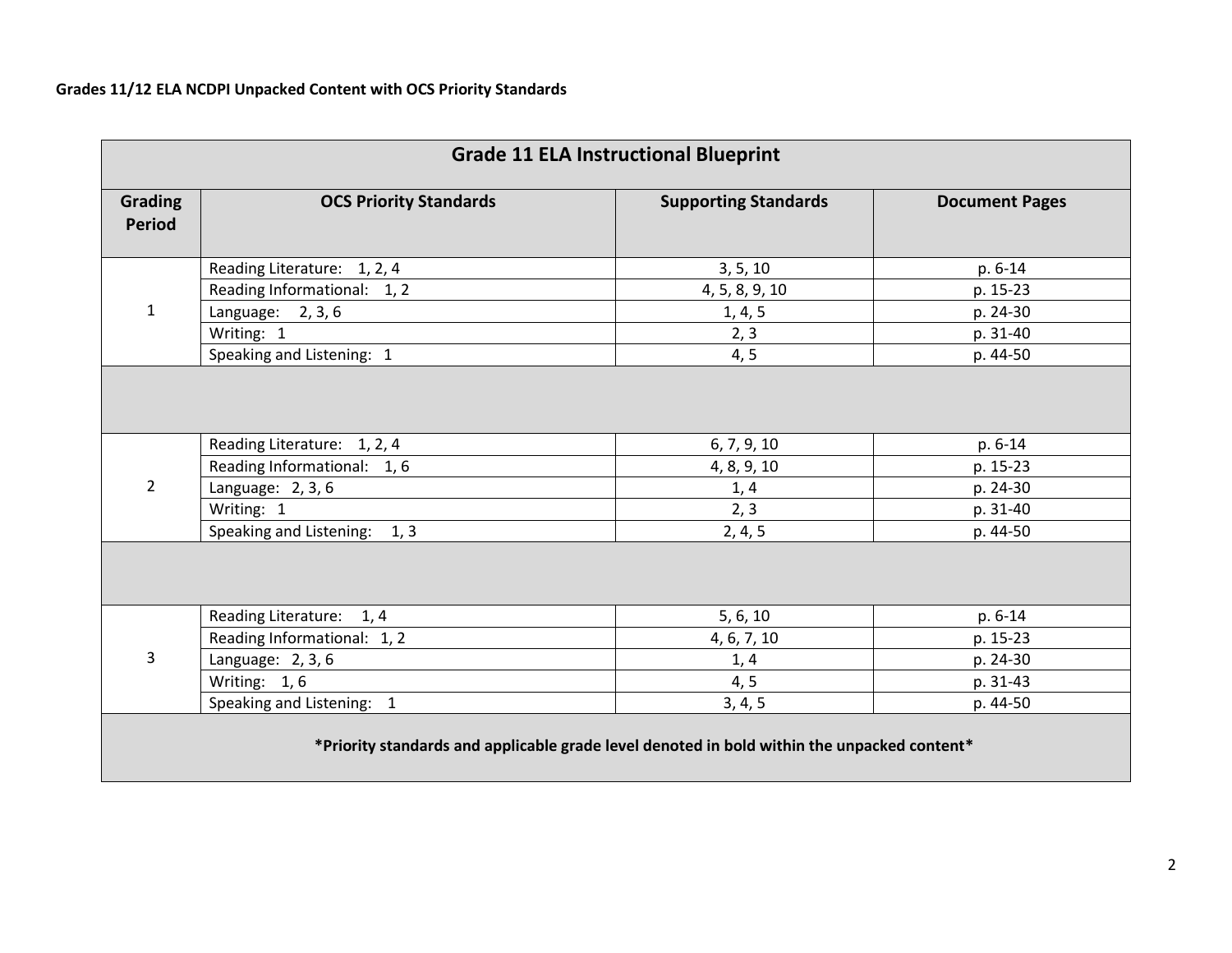**Grades 11/12 ELA NCDPI Unpacked Content with OCS Priority Standards**

| Grade 11 ELA Instructional Blueprint | | | |
|---|---|---|---|
| **Grading Period** | **OCS Priority Standards** | **Supporting Standards** | **Document Pages** |
| 1 | Reading Literature: 1, 2, 4 | 3, 5, 10 | p. 6-14 |
| | Reading Informational: 1, 2 | 4, 5, 8, 9, 10 | p. 15-23 |
| | Language: 2, 3, 6 | 1, 4, 5 | p. 24-30 |
| | Writing: 1 | 2, 3 | p. 31-40 |
| | Speaking and Listening: 1 | 4, 5 | p. 44-50 |
| | | | |
| 2 | Reading Literature: 1, 2, 4 | 6, 7, 9, 10 | p. 6-14 |
| | Reading Informational: 1, 6 | 4, 8, 9, 10 | p. 15-23 |
| | Language: 2, 3, 6 | 1, 4 | p. 24-30 |
| | Writing: 1 | 2, 3 | p. 31-40 |
| | Speaking and Listening: 1, 3 | 2, 4, 5 | p. 44-50 |
| | | | |
| 3 | Reading Literature: 1, 4 | 5, 6, 10 | p. 6-14 |
| | Reading Informational: 1, 2 | 4, 6, 7, 10 | p. 15-23 |
| | Language: 2, 3, 6 | 1, 4 | p. 24-30 |
| | Writing: 1, 6 | 4, 5 | p. 31-43 |
| | Speaking and Listening: 1 | 3, 4, 5 | p. 44-50 |
| **\*Priority standards and applicable grade level denoted in bold within the unpacked content\*** | | | |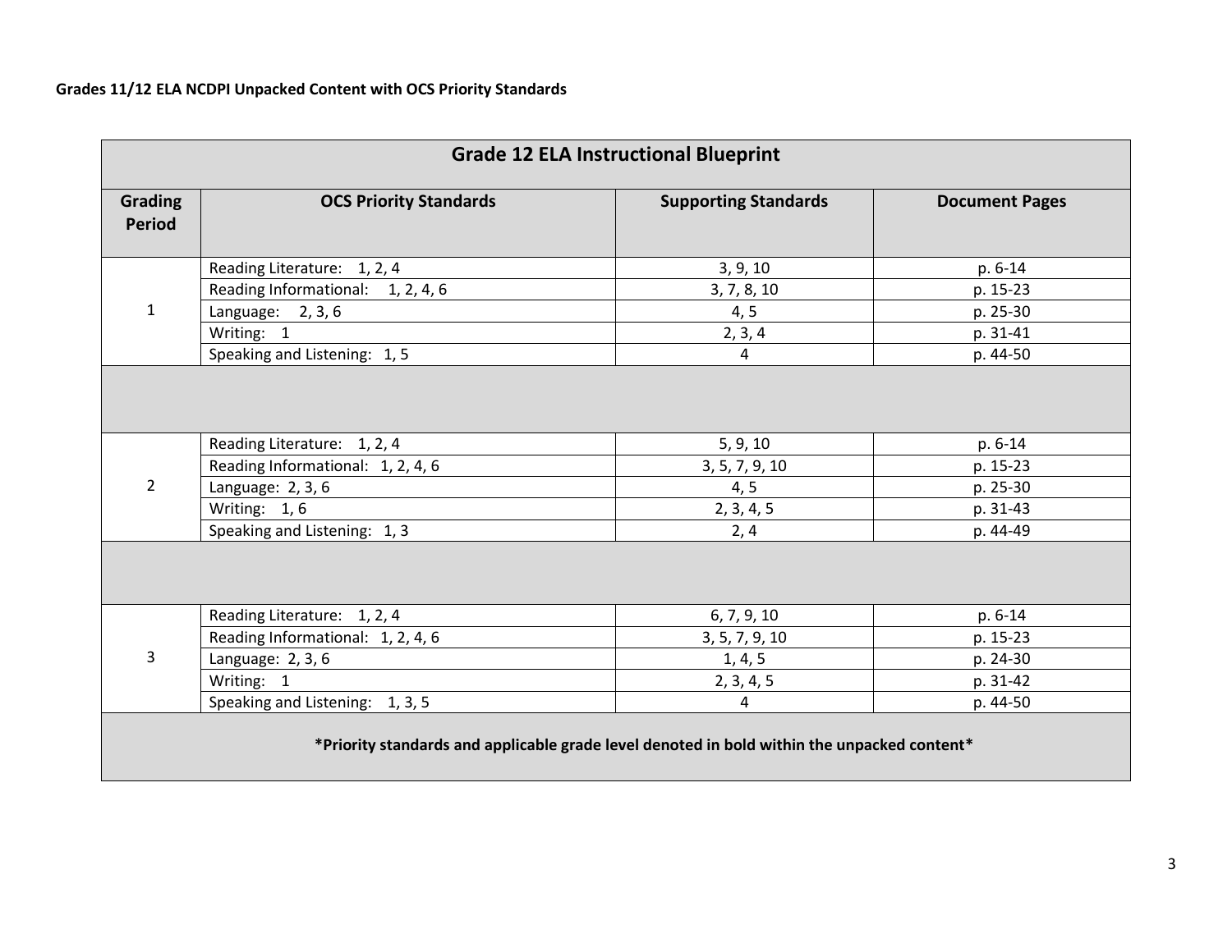**Grades 11/12 ELA NCDPI Unpacked Content with OCS Priority Standards**

| Grade 12 ELA Instructional Blueprint | | | |
|---|---|---|---|
| **Grading Period** | **OCS Priority Standards** | **Supporting Standards** | **Document Pages** |
| 1 | Reading Literature: 1, 2, 4 | 3, 9, 10 | p. 6-14 |
| | Reading Informational: 1, 2, 4, 6 | 3, 7, 8, 10 | p. 15-23 |
| | Language: 2, 3, 6 | 4, 5 | p. 25-30 |
| | Writing: 1 | 2, 3, 4 | p. 31-41 |
| | Speaking and Listening: 1, 5 | 4 | p. 44-50 |
| | | | |
| 2 | Reading Literature: 1, 2, 4 | 5, 9, 10 | p. 6-14 |
| | Reading Informational: 1, 2, 4, 6 | 3, 5, 7, 9, 10 | p. 15-23 |
| | Language: 2, 3, 6 | 4, 5 | p. 25-30 |
| | Writing: 1, 6 | 2, 3, 4, 5 | p. 31-43 |
| | Speaking and Listening: 1, 3 | 2, 4 | p. 44-49 |
| | | | |
| 3 | Reading Literature: 1, 2, 4 | 6, 7, 9, 10 | p. 6-14 |
| | Reading Informational: 1, 2, 4, 6 | 3, 5, 7, 9, 10 | p. 15-23 |
| | Language: 2, 3, 6 | 1, 4, 5 | p. 24-30 |
| | Writing: 1 | 2, 3, 4, 5 | p. 31-42 |
| | Speaking and Listening: 1, 3, 5 | 4 | p. 44-50 |
| **\*Priority standards and applicable grade level denoted in bold within the unpacked content\*** | | | |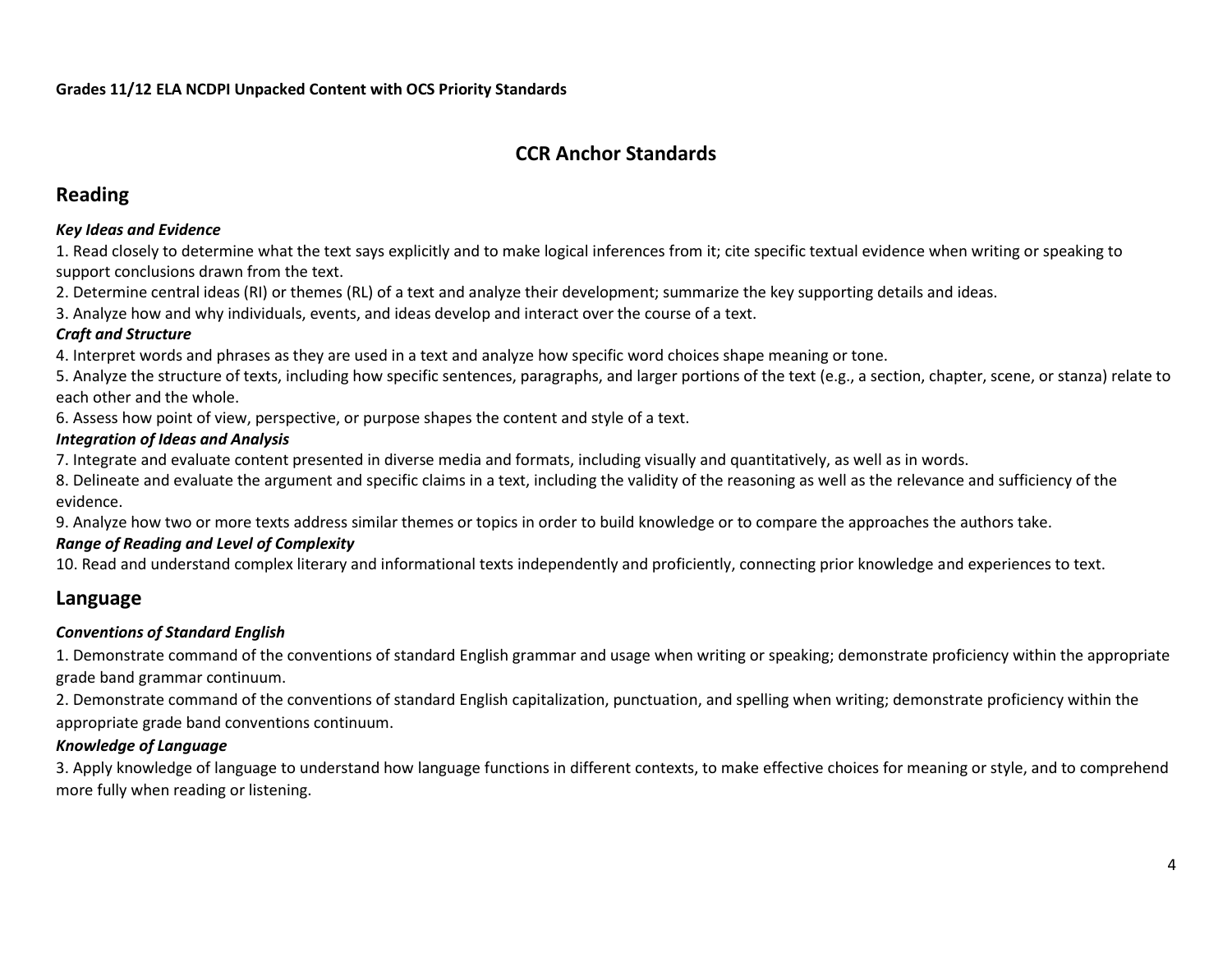Grades 11/12 ELA NCDPI Unpacked Content with OCS Priority Standards

# CCR Anchor Standards

## Reading

***Key Ideas and Evidence***

1. Read closely to determine what the text says explicitly and to make logical inferences from it; cite specific textual evidence when writing or speaking to support conclusions drawn from the text.
2. Determine central ideas (RI) or themes (RL) of a text and analyze their development; summarize the key supporting details and ideas.
3. Analyze how and why individuals, events, and ideas develop and interact over the course of a text.

***Craft and Structure***

4. Interpret words and phrases as they are used in a text and analyze how specific word choices shape meaning or tone.
5. Analyze the structure of texts, including how specific sentences, paragraphs, and larger portions of the text (e.g., a section, chapter, scene, or stanza) relate to each other and the whole.
6. Assess how point of view, perspective, or purpose shapes the content and style of a text.

***Integration of Ideas and Analysis***

7. Integrate and evaluate content presented in diverse media and formats, including visually and quantitatively, as well as in words.
8. Delineate and evaluate the argument and specific claims in a text, including the validity of the reasoning as well as the relevance and sufficiency of the evidence.
9. Analyze how two or more texts address similar themes or topics in order to build knowledge or to compare the approaches the authors take.

***Range of Reading and Level of Complexity***

10. Read and understand complex literary and informational texts independently and proficiently, connecting prior knowledge and experiences to text.

## Language

***Conventions of Standard English***

1. Demonstrate command of the conventions of standard English grammar and usage when writing or speaking; demonstrate proficiency within the appropriate grade band grammar continuum.
2. Demonstrate command of the conventions of standard English capitalization, punctuation, and spelling when writing; demonstrate proficiency within the appropriate grade band conventions continuum.

***Knowledge of Language***

3. Apply knowledge of language to understand how language functions in different contexts, to make effective choices for meaning or style, and to comprehend more fully when reading or listening.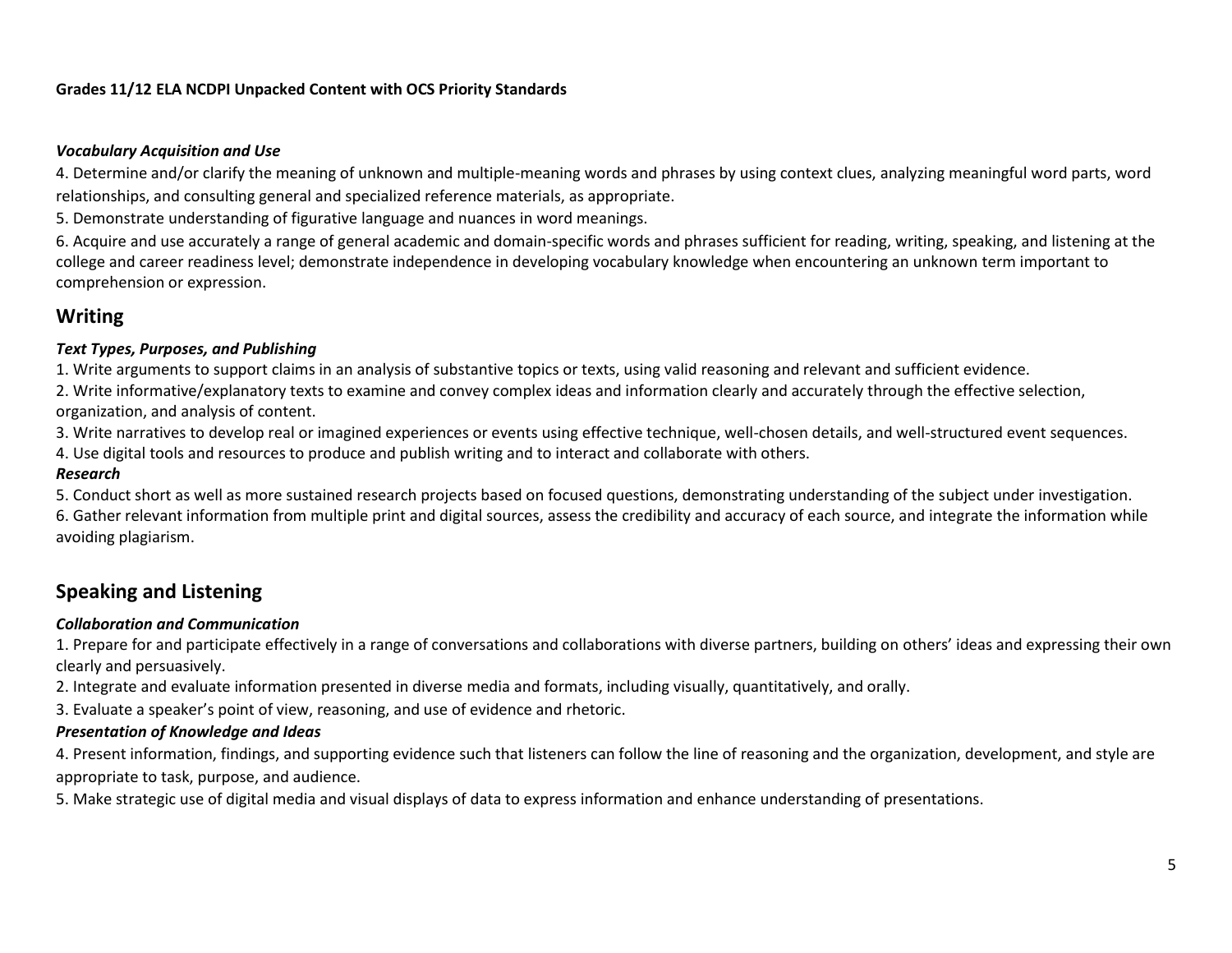### *Vocabulary Acquisition and Use*

4. Determine and/or clarify the meaning of unknown and multiple-meaning words and phrases by using context clues, analyzing meaningful word parts, word relationships, and consulting general and specialized reference materials, as appropriate.

5. Demonstrate understanding of figurative language and nuances in word meanings.

6. Acquire and use accurately a range of general academic and domain-specific words and phrases sufficient for reading, writing, speaking, and listening at the college and career readiness level; demonstrate independence in developing vocabulary knowledge when encountering an unknown term important to comprehension or expression.

## Writing

### *Text Types, Purposes, and Publishing*

1. Write arguments to support claims in an analysis of substantive topics or texts, using valid reasoning and relevant and sufficient evidence.

2. Write informative/explanatory texts to examine and convey complex ideas and information clearly and accurately through the effective selection, organization, and analysis of content.

3. Write narratives to develop real or imagined experiences or events using effective technique, well-chosen details, and well-structured event sequences.

4. Use digital tools and resources to produce and publish writing and to interact and collaborate with others.

### *Research*

5. Conduct short as well as more sustained research projects based on focused questions, demonstrating understanding of the subject under investigation.

6. Gather relevant information from multiple print and digital sources, assess the credibility and accuracy of each source, and integrate the information while avoiding plagiarism.

## Speaking and Listening

### *Collaboration and Communication*

1. Prepare for and participate effectively in a range of conversations and collaborations with diverse partners, building on others' ideas and expressing their own clearly and persuasively.

2. Integrate and evaluate information presented in diverse media and formats, including visually, quantitatively, and orally.

3. Evaluate a speaker's point of view, reasoning, and use of evidence and rhetoric.

### *Presentation of Knowledge and Ideas*

4. Present information, findings, and supporting evidence such that listeners can follow the line of reasoning and the organization, development, and style are appropriate to task, purpose, and audience.

5. Make strategic use of digital media and visual displays of data to express information and enhance understanding of presentations.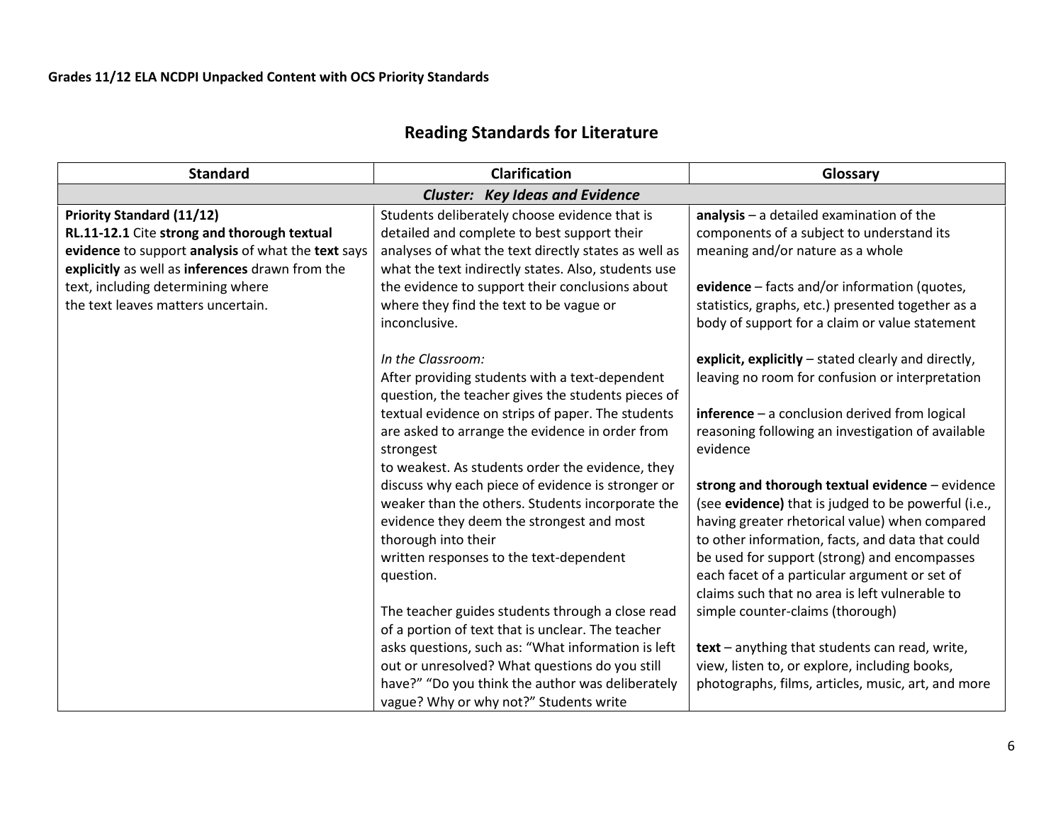**Grades 11/12 ELA NCDPI Unpacked Content with OCS Priority Standards**

## Reading Standards for Literature

| Standard | Clarification | Glossary |
|---|---|---|
| ***Cluster: Key Ideas and Evidence*** | | |
| **Priority Standard (11/12)**<br>**RL.11-12.1** Cite **strong and thorough textual evidence** to support **analysis** of what the **text** says **explicitly** as well as **inferences** drawn from the text, including determining where the text leaves matters uncertain. | Students deliberately choose evidence that is detailed and complete to best support their analyses of what the text directly states as well as what the text indirectly states. Also, students use the evidence to support their conclusions about where they find the text to be vague or inconclusive.<br><br>*In the Classroom:*<br>After providing students with a text-dependent question, the teacher gives the students pieces of textual evidence on strips of paper. The students are asked to arrange the evidence in order from strongest to weakest. As students order the evidence, they discuss why each piece of evidence is stronger or weaker than the others. Students incorporate the evidence they deem the strongest and most thorough into their written responses to the text-dependent question.<br><br>The teacher guides students through a close read of a portion of text that is unclear. The teacher asks questions, such as: "What information is left out or unresolved? What questions do you still have?" "Do you think the author was deliberately vague? Why or why not?" Students write | **analysis** – a detailed examination of the components of a subject to understand its meaning and/or nature as a whole<br><br>**evidence** – facts and/or information (quotes, statistics, graphs, etc.) presented together as a body of support for a claim or value statement<br><br>**explicit, explicitly** – stated clearly and directly, leaving no room for confusion or interpretation<br><br>**inference** – a conclusion derived from logical reasoning following an investigation of available evidence<br><br>**strong and thorough textual evidence** – evidence (see **evidence)** that is judged to be powerful (i.e., having greater rhetorical value) when compared to other information, facts, and data that could be used for support (strong) and encompasses each facet of a particular argument or set of claims such that no area is left vulnerable to simple counter-claims (thorough)<br><br>**text** – anything that students can read, write, view, listen to, or explore, including books, photographs, films, articles, music, art, and more |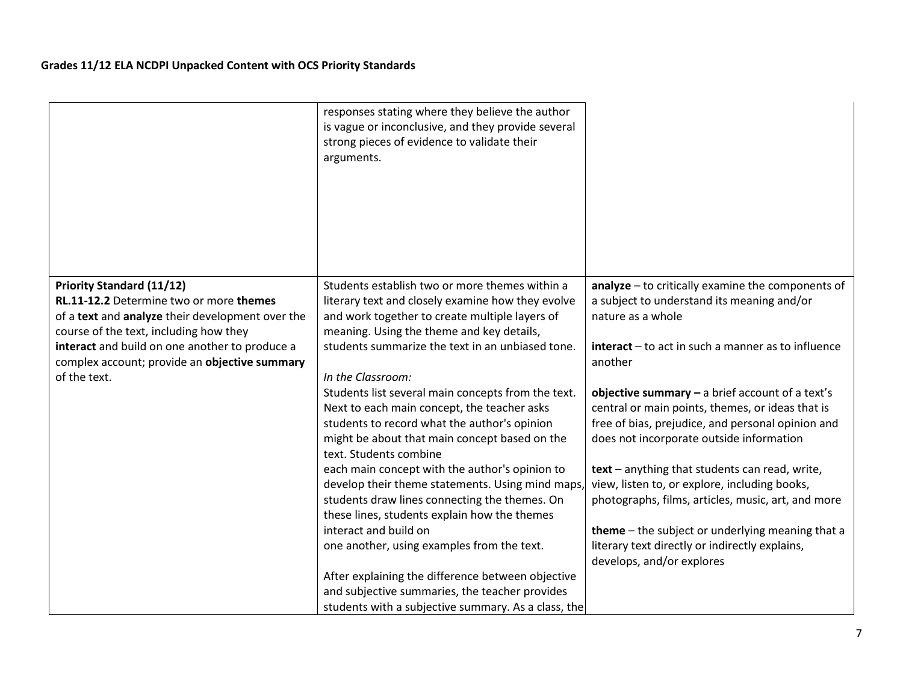| | | |
|---|---|---|
| | responses stating where they believe the author is vague or inconclusive, and they provide several strong pieces of evidence to validate their arguments. | |
| **Priority Standard (11/12)**<br>**RL.11-12.2** Determine two or more **themes** of a **text** and **analyze** their development over the course of the text, including how they **interact** and build on one another to produce a complex account; provide an **objective summary** of the text. | Students establish two or more themes within a literary text and closely examine how they evolve and work together to create multiple layers of meaning. Using the theme and key details, students summarize the text in an unbiased tone.<br><br>*In the Classroom:*<br>Students list several main concepts from the text. Next to each main concept, the teacher asks students to record what the author's opinion might be about that main concept based on the text. Students combine each main concept with the author's opinion to develop their theme statements. Using mind maps, students draw lines connecting the themes. On these lines, students explain how the themes interact and build on one another, using examples from the text.<br><br>After explaining the difference between objective and subjective summaries, the teacher provides students with a subjective summary. As a class, the | **analyze** – to critically examine the components of a subject to understand its meaning and/or nature as a whole<br><br>**interact** – to act in such a manner as to influence another<br><br>**objective summary –** a brief account of a text's central or main points, themes, or ideas that is free of bias, prejudice, and personal opinion and does not incorporate outside information<br><br>**text** – anything that students can read, write, view, listen to, or explore, including books, photographs, films, articles, music, art, and more<br><br>**theme** – the subject or underlying meaning that a literary text directly or indirectly explains, develops, and/or explores |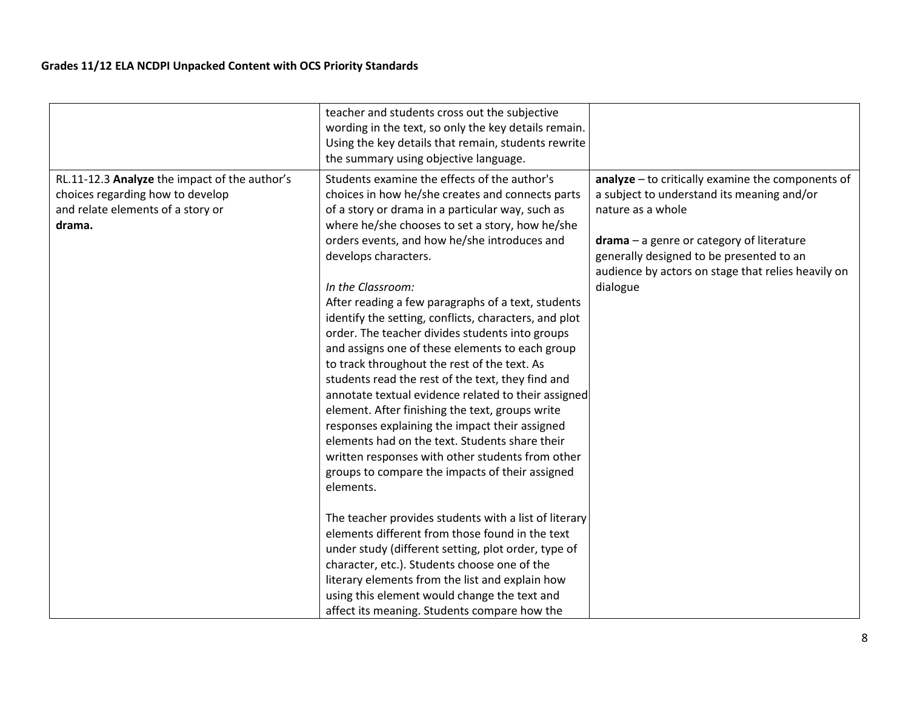**Grades 11/12 ELA NCDPI Unpacked Content with OCS Priority Standards**

| | | |
|---|---|---|
| | teacher and students cross out the subjective wording in the text, so only the key details remain. Using the key details that remain, students rewrite the summary using objective language. | |
| RL.11-12.3 **Analyze** the impact of the author's choices regarding how to develop and relate elements of a story or **drama.** | Students examine the effects of the author's choices in how he/she creates and connects parts of a story or drama in a particular way, such as where he/she chooses to set a story, how he/she orders events, and how he/she introduces and develops characters.<br><br>*In the Classroom:*<br>After reading a few paragraphs of a text, students identify the setting, conflicts, characters, and plot order. The teacher divides students into groups and assigns one of these elements to each group to track throughout the rest of the text. As students read the rest of the text, they find and annotate textual evidence related to their assigned element. After finishing the text, groups write responses explaining the impact their assigned elements had on the text. Students share their written responses with other students from other groups to compare the impacts of their assigned elements.<br><br>The teacher provides students with a list of literary elements different from those found in the text under study (different setting, plot order, type of character, etc.). Students choose one of the literary elements from the list and explain how using this element would change the text and affect its meaning. Students compare how the | **analyze** – to critically examine the components of a subject to understand its meaning and/or nature as a whole<br><br>**drama** – a genre or category of literature generally designed to be presented to an audience by actors on stage that relies heavily on dialogue |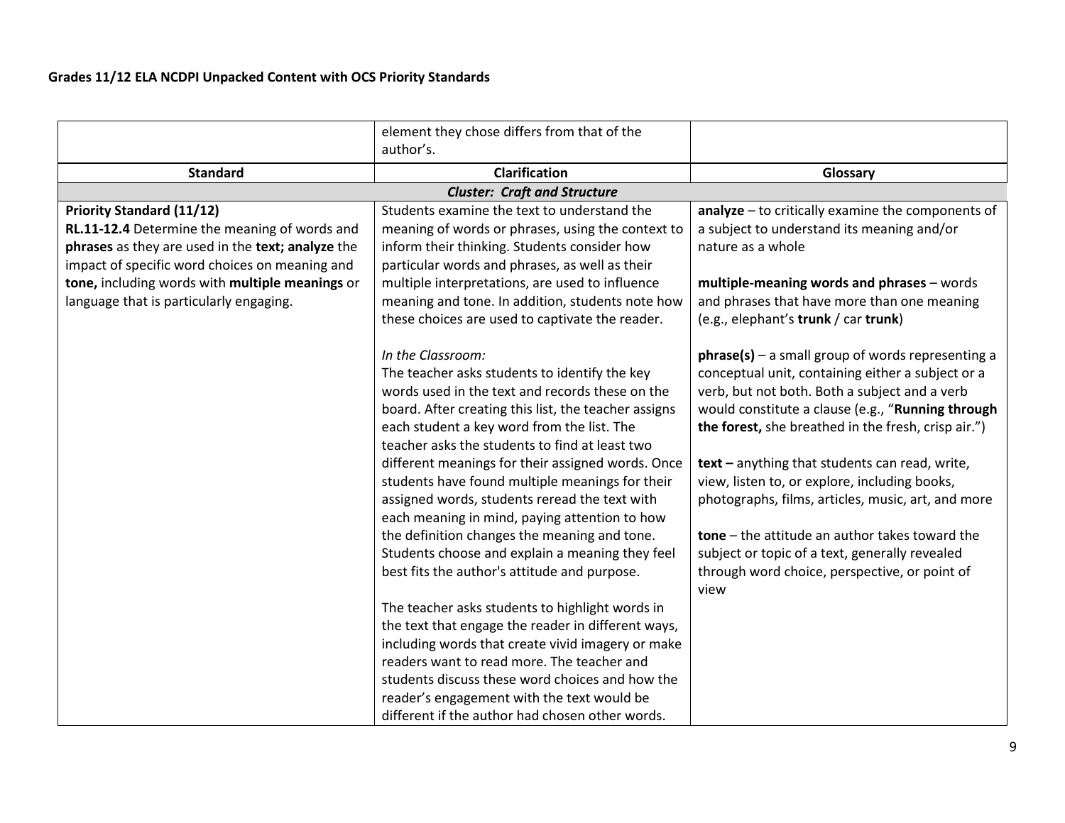**Grades 11/12 ELA NCDPI Unpacked Content with OCS Priority Standards**

| | | |
|---|---|---|
| | element they chose differs from that of the author's. | |
| **Standard** | **Clarification** | **Glossary** |
| | ***Cluster: Craft and Structure*** | |
| **Priority Standard (11/12)**<br>**RL.11-12.4** Determine the meaning of words and **phrases** as they are used in the **text; analyze** the impact of specific word choices on meaning and **tone,** including words with **multiple meanings** or language that is particularly engaging. | Students examine the text to understand the meaning of words or phrases, using the context to inform their thinking. Students consider how particular words and phrases, as well as their multiple interpretations, are used to influence meaning and tone. In addition, students note how these choices are used to captivate the reader.<br><br>*In the Classroom:*<br>The teacher asks students to identify the key words used in the text and records these on the board. After creating this list, the teacher assigns each student a key word from the list. The teacher asks the students to find at least two different meanings for their assigned words. Once students have found multiple meanings for their assigned words, students reread the text with each meaning in mind, paying attention to how the definition changes the meaning and tone. Students choose and explain a meaning they feel best fits the author's attitude and purpose.<br><br>The teacher asks students to highlight words in the text that engage the reader in different ways, including words that create vivid imagery or make readers want to read more. The teacher and students discuss these word choices and how the reader's engagement with the text would be different if the author had chosen other words. | **analyze** – to critically examine the components of a subject to understand its meaning and/or nature as a whole<br><br>**multiple-meaning words and phrases** – words and phrases that have more than one meaning (e.g., elephant's **trunk** / car **trunk**)<br><br>**phrase(s)** – a small group of words representing a conceptual unit, containing either a subject or a verb, but not both. Both a subject and a verb would constitute a clause (e.g., "**Running through the forest,** she breathed in the fresh, crisp air.")<br><br>**text –** anything that students can read, write, view, listen to, or explore, including books, photographs, films, articles, music, art, and more<br><br>**tone** – the attitude an author takes toward the subject or topic of a text, generally revealed through word choice, perspective, or point of view |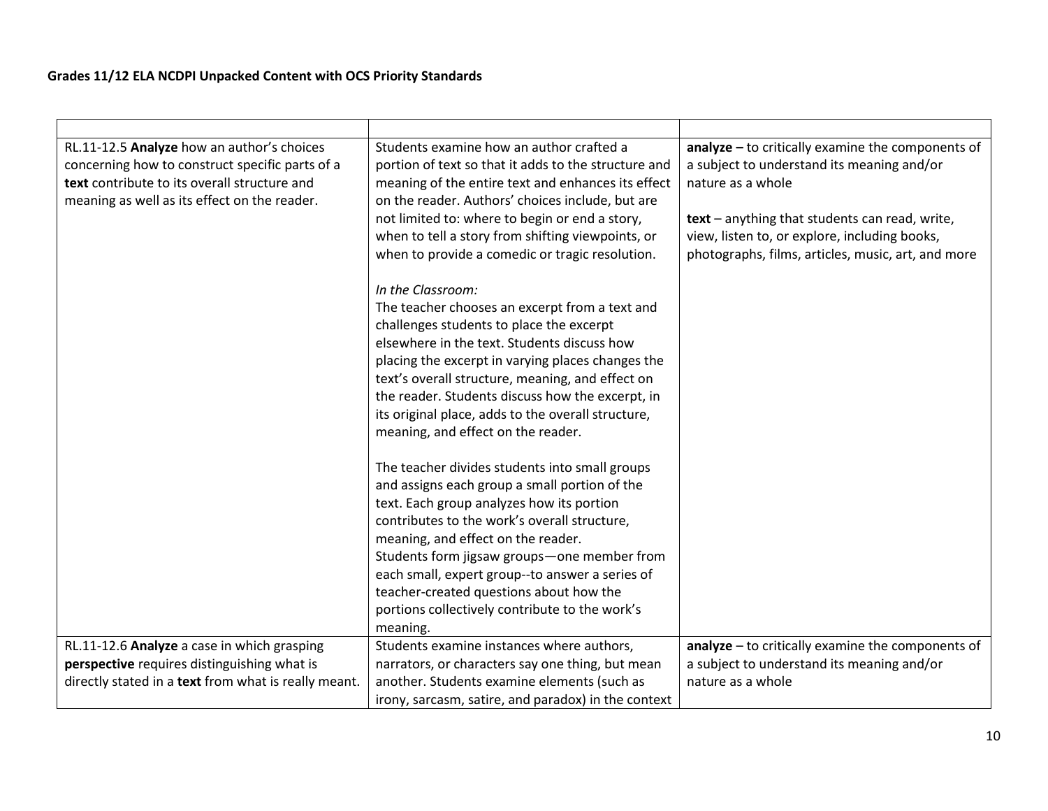**Grades 11/12 ELA NCDPI Unpacked Content with OCS Priority Standards**

| | | |
|---|---|---|
| RL.11-12.5 **Analyze** how an author's choices concerning how to construct specific parts of a **text** contribute to its overall structure and meaning as well as its effect on the reader. | Students examine how an author crafted a portion of text so that it adds to the structure and meaning of the entire text and enhances its effect on the reader. Authors' choices include, but are not limited to: where to begin or end a story, when to tell a story from shifting viewpoints, or when to provide a comedic or tragic resolution.<br><br>*In the Classroom:*<br>The teacher chooses an excerpt from a text and challenges students to place the excerpt elsewhere in the text. Students discuss how placing the excerpt in varying places changes the text's overall structure, meaning, and effect on the reader. Students discuss how the excerpt, in its original place, adds to the overall structure, meaning, and effect on the reader.<br><br>The teacher divides students into small groups and assigns each group a small portion of the text. Each group analyzes how its portion contributes to the work's overall structure, meaning, and effect on the reader.<br>Students form jigsaw groups—one member from each small, expert group--to answer a series of teacher-created questions about how the portions collectively contribute to the work's meaning. | **analyze –** to critically examine the components of a subject to understand its meaning and/or nature as a whole<br><br>**text** – anything that students can read, write, view, listen to, or explore, including books, photographs, films, articles, music, art, and more |
| RL.11-12.6 **Analyze** a case in which grasping **perspective** requires distinguishing what is directly stated in a **text** from what is really meant. | Students examine instances where authors, narrators, or characters say one thing, but mean another. Students examine elements (such as irony, sarcasm, satire, and paradox) in the context | **analyze** – to critically examine the components of a subject to understand its meaning and/or nature as a whole |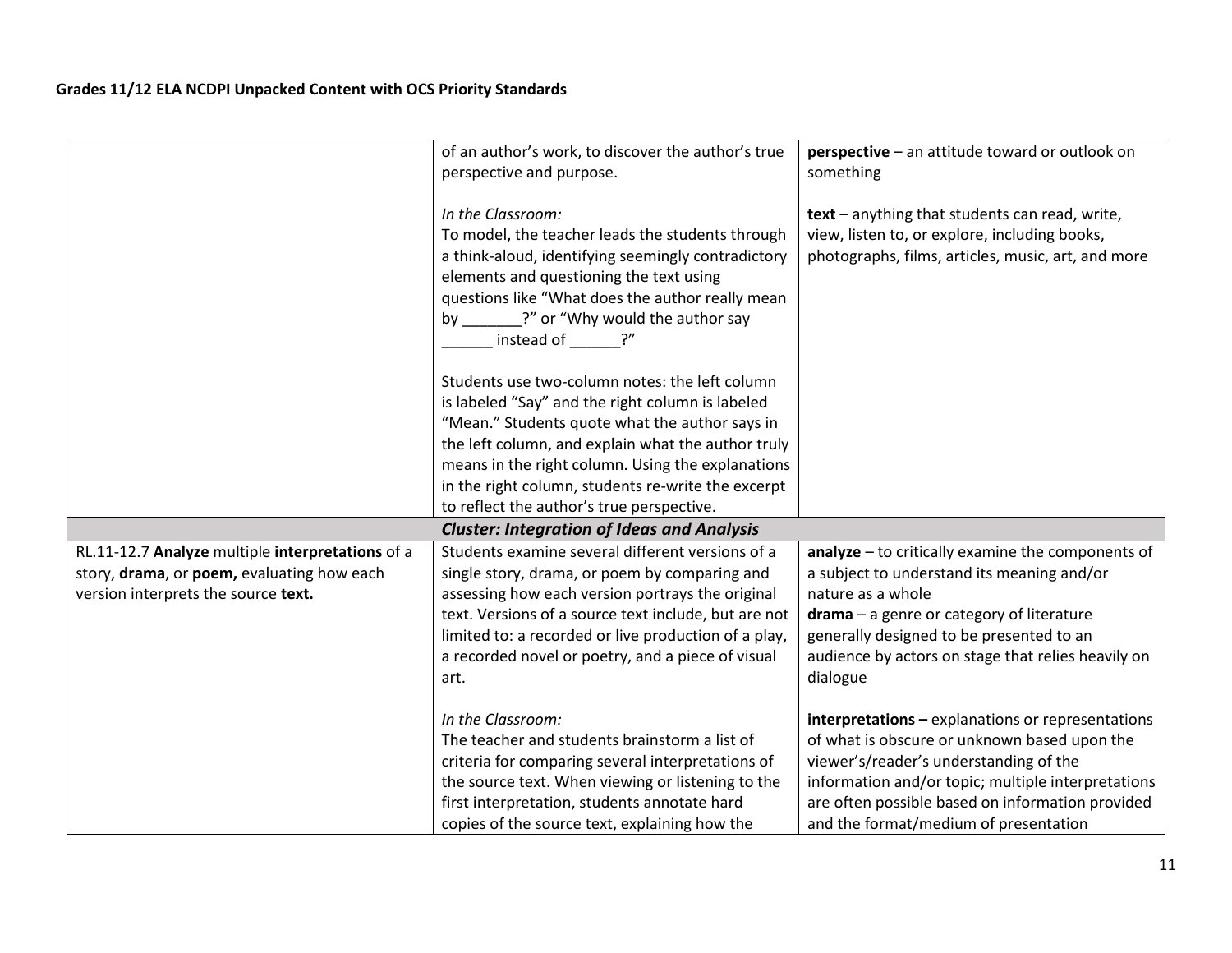| | | |
|---|---|---|
| | of an author's work, to discover the author's true perspective and purpose.<br><br>*In the Classroom:*<br>To model, the teacher leads the students through a think-aloud, identifying seemingly contradictory elements and questioning the text using questions like "What does the author really mean by _______?" or "Why would the author say ______ instead of ______?"<br><br>Students use two-column notes: the left column is labeled "Say" and the right column is labeled "Mean." Students quote what the author says in the left column, and explain what the author truly means in the right column. Using the explanations in the right column, students re-write the excerpt to reflect the author's true perspective. | **perspective** – an attitude toward or outlook on something<br><br>**text** – anything that students can read, write, view, listen to, or explore, including books, photographs, films, articles, music, art, and more |
| | ***Cluster: Integration of Ideas and Analysis*** | |
| RL.11-12.7 **Analyze** multiple **interpretations** of a story, **drama**, or **poem,** evaluating how each version interprets the source **text.** | Students examine several different versions of a single story, drama, or poem by comparing and assessing how each version portrays the original text. Versions of a source text include, but are not limited to: a recorded or live production of a play, a recorded novel or poetry, and a piece of visual art.<br><br>*In the Classroom:*<br>The teacher and students brainstorm a list of criteria for comparing several interpretations of the source text. When viewing or listening to the first interpretation, students annotate hard copies of the source text, explaining how the | **analyze** – to critically examine the components of a subject to understand its meaning and/or nature as a whole<br>**drama** – a genre or category of literature generally designed to be presented to an audience by actors on stage that relies heavily on dialogue<br><br>**interpretations –** explanations or representations of what is obscure or unknown based upon the viewer's/reader's understanding of the information and/or topic; multiple interpretations are often possible based on information provided and the format/medium of presentation |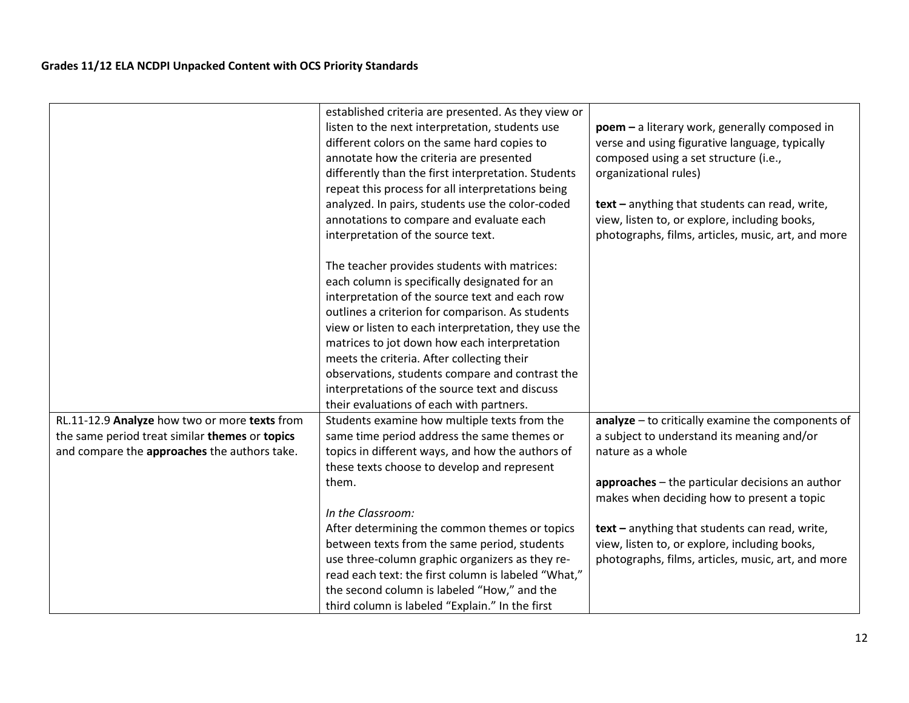| | | |
|---|---|---|
| | established criteria are presented. As they view or listen to the next interpretation, students use different colors on the same hard copies to annotate how the criteria are presented differently than the first interpretation. Students repeat this process for all interpretations being analyzed. In pairs, students use the color-coded annotations to compare and evaluate each interpretation of the source text.<br><br>The teacher provides students with matrices: each column is specifically designated for an interpretation of the source text and each row outlines a criterion for comparison. As students view or listen to each interpretation, they use the matrices to jot down how each interpretation meets the criteria. After collecting their observations, students compare and contrast the interpretations of the source text and discuss their evaluations of each with partners. | **poem –** a literary work, generally composed in verse and using figurative language, typically composed using a set structure (i.e., organizational rules)<br><br>**text –** anything that students can read, write, view, listen to, or explore, including books, photographs, films, articles, music, art, and more |
| RL.11-12.9 **Analyze** how two or more **texts** from the same period treat similar **themes** or **topics** and compare the **approaches** the authors take. | Students examine how multiple texts from the same time period address the same themes or topics in different ways, and how the authors of these texts choose to develop and represent them.<br><br>*In the Classroom:*<br>After determining the common themes or topics between texts from the same period, students use three-column graphic organizers as they re-read each text: the first column is labeled "What," the second column is labeled "How," and the third column is labeled "Explain." In the first | **analyze** – to critically examine the components of a subject to understand its meaning and/or nature as a whole<br><br>**approaches** – the particular decisions an author makes when deciding how to present a topic<br><br>**text –** anything that students can read, write, view, listen to, or explore, including books, photographs, films, articles, music, art, and more |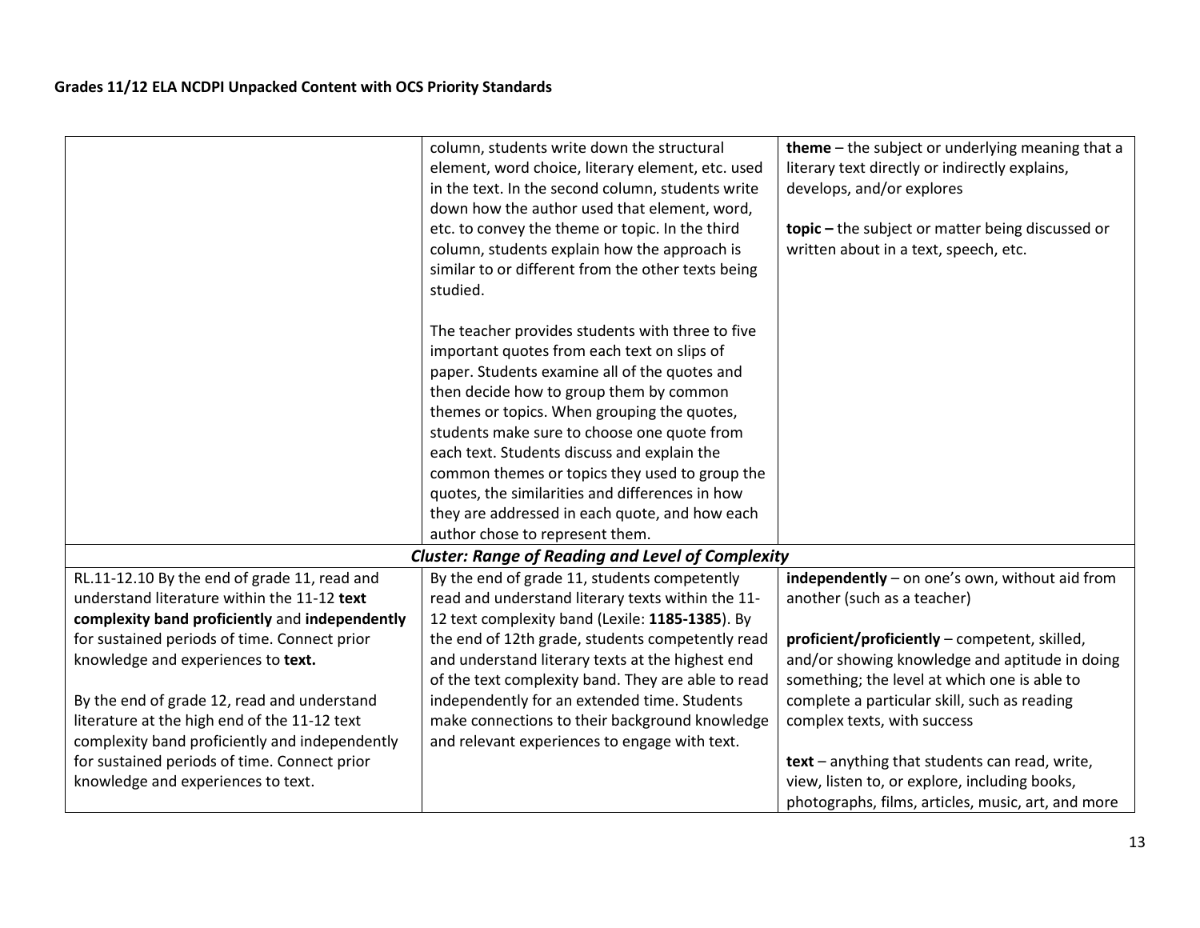| | | |
|---|---|---|
| | column, students write down the structural element, word choice, literary element, etc. used in the text. In the second column, students write down how the author used that element, word, etc. to convey the theme or topic. In the third column, students explain how the approach is similar to or different from the other texts being studied.<br><br>The teacher provides students with three to five important quotes from each text on slips of paper. Students examine all of the quotes and then decide how to group them by common themes or topics. When grouping the quotes, students make sure to choose one quote from each text. Students discuss and explain the common themes or topics they used to group the quotes, the similarities and differences in how they are addressed in each quote, and how each author chose to represent them. | **theme** – the subject or underlying meaning that a literary text directly or indirectly explains, develops, and/or explores<br><br>**topic –** the subject or matter being discussed or written about in a text, speech, etc. |
| | ***Cluster: Range of Reading and Level of Complexity*** | |
| RL.11-12.10 By the end of grade 11, read and understand literature within the 11-12 **text complexity band proficiently** and **independently** for sustained periods of time. Connect prior knowledge and experiences to **text.**<br><br>By the end of grade 12, read and understand literature at the high end of the 11-12 text complexity band proficiently and independently for sustained periods of time. Connect prior knowledge and experiences to text. | By the end of grade 11, students competently read and understand literary texts within the 11-12 text complexity band (Lexile: **1185-1385**). By the end of 12th grade, students competently read and understand literary texts at the highest end of the text complexity band. They are able to read independently for an extended time. Students make connections to their background knowledge and relevant experiences to engage with text. | **independently** – on one's own, without aid from another (such as a teacher)<br><br>**proficient/proficiently** – competent, skilled, and/or showing knowledge and aptitude in doing something; the level at which one is able to complete a particular skill, such as reading complex texts, with success<br><br>**text** – anything that students can read, write, view, listen to, or explore, including books, photographs, films, articles, music, art, and more |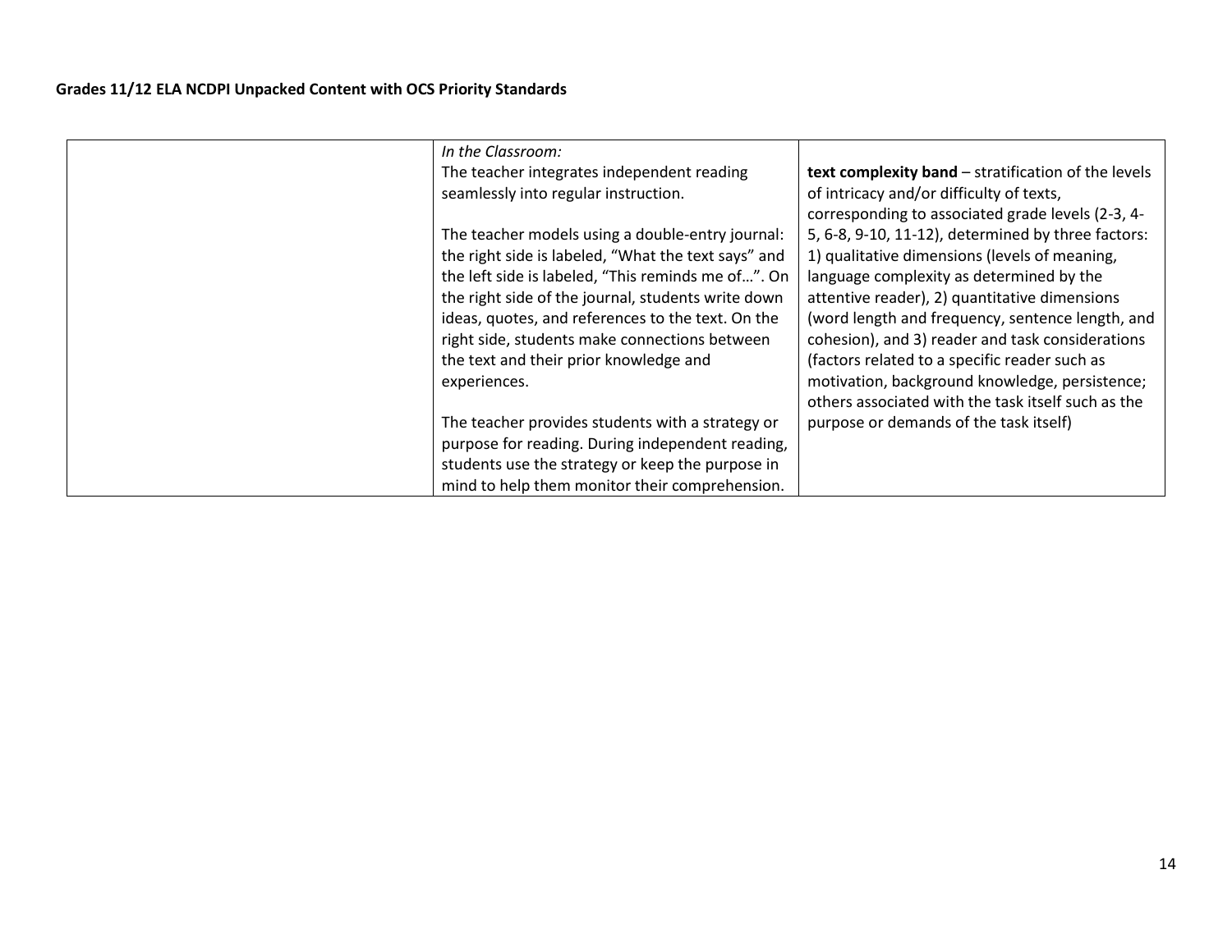**Grades 11/12 ELA NCDPI Unpacked Content with OCS Priority Standards**

| | | |
|---|---|---|
| | *In the Classroom:*<br>The teacher integrates independent reading seamlessly into regular instruction.<br><br>The teacher models using a double-entry journal: the right side is labeled, “What the text says” and the left side is labeled, “This reminds me of…”. On the right side of the journal, students write down ideas, quotes, and references to the text. On the right side, students make connections between the text and their prior knowledge and experiences.<br><br>The teacher provides students with a strategy or purpose for reading. During independent reading, students use the strategy or keep the purpose in mind to help them monitor their comprehension. | **text complexity band** – stratification of the levels of intricacy and/or difficulty of texts, corresponding to associated grade levels (2-3, 4-5, 6-8, 9-10, 11-12), determined by three factors: 1) qualitative dimensions (levels of meaning, language complexity as determined by the attentive reader), 2) quantitative dimensions (word length and frequency, sentence length, and cohesion), and 3) reader and task considerations (factors related to a specific reader such as motivation, background knowledge, persistence; others associated with the task itself such as the purpose or demands of the task itself) |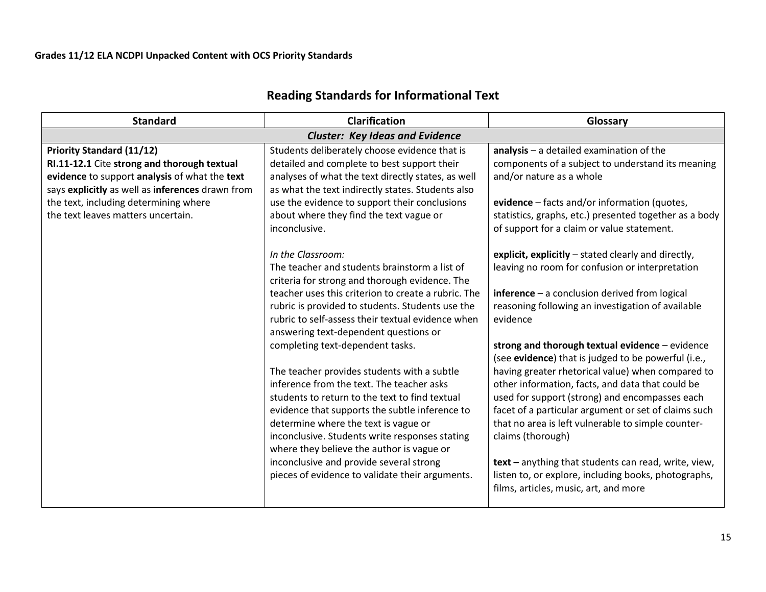## Reading Standards for Informational Text

| Standard | Clarification | Glossary |
|---|---|---|
| ***Cluster: Key Ideas and Evidence*** | | |
| **Priority Standard (11/12)**<br>**RI.11-12.1** Cite **strong and thorough textual evidence** to support **analysis** of what the **text** says **explicitly** as well as **inferences** drawn from the text, including determining where the text leaves matters uncertain. | Students deliberately choose evidence that is detailed and complete to best support their analyses of what the text directly states, as well as what the text indirectly states. Students also use the evidence to support their conclusions about where they find the text vague or inconclusive.<br><br>*In the Classroom:*<br>The teacher and students brainstorm a list of criteria for strong and thorough evidence. The teacher uses this criterion to create a rubric. The rubric is provided to students. Students use the rubric to self-assess their textual evidence when answering text-dependent questions or completing text-dependent tasks.<br><br>The teacher provides students with a subtle inference from the text. The teacher asks students to return to the text to find textual evidence that supports the subtle inference to determine where the text is vague or inconclusive. Students write responses stating where they believe the author is vague or inconclusive and provide several strong pieces of evidence to validate their arguments. | **analysis** – a detailed examination of the components of a subject to understand its meaning and/or nature as a whole<br><br>**evidence** – facts and/or information (quotes, statistics, graphs, etc.) presented together as a body of support for a claim or value statement.<br><br>**explicit, explicitly** – stated clearly and directly, leaving no room for confusion or interpretation<br><br>**inference** – a conclusion derived from logical reasoning following an investigation of available evidence<br><br>**strong and thorough textual evidence** – evidence (see **evidence**) that is judged to be powerful (i.e., having greater rhetorical value) when compared to other information, facts, and data that could be used for support (strong) and encompasses each facet of a particular argument or set of claims such that no area is left vulnerable to simple counter-claims (thorough)<br><br>**text –** anything that students can read, write, view, listen to, or explore, including books, photographs, films, articles, music, art, and more |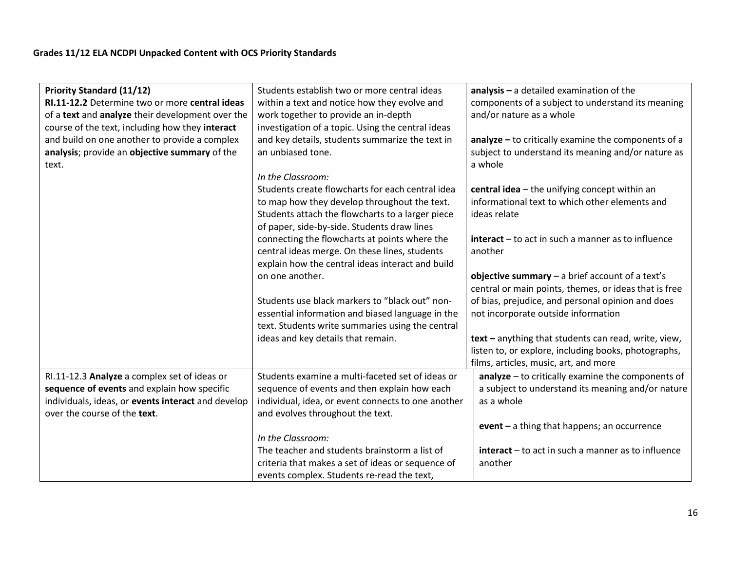**Grades 11/12 ELA NCDPI Unpacked Content with OCS Priority Standards**

| | | |
|---|---|---|
| **Priority Standard (11/12)**<br>**RI.11-12.2** Determine two or more **central ideas** of a **text** and **analyze** their development over the course of the text, including how they **interact** and build on one another to provide a complex **analysis**; provide an **objective summary** of the text. | Students establish two or more central ideas within a text and notice how they evolve and work together to provide an in-depth investigation of a topic. Using the central ideas and key details, students summarize the text in an unbiased tone.<br><br>*In the Classroom:*<br>Students create flowcharts for each central idea to map how they develop throughout the text. Students attach the flowcharts to a larger piece of paper, side-by-side. Students draw lines connecting the flowcharts at points where the central ideas merge. On these lines, students explain how the central ideas interact and build on one another.<br><br>Students use black markers to "black out" non-essential information and biased language in the text. Students write summaries using the central ideas and key details that remain. | **analysis –** a detailed examination of the components of a subject to understand its meaning and/or nature as a whole<br><br>**analyze –** to critically examine the components of a subject to understand its meaning and/or nature as a whole<br><br>**central idea** – the unifying concept within an informational text to which other elements and ideas relate<br><br>**interact** – to act in such a manner as to influence another<br><br>**objective summary** – a brief account of a text's central or main points, themes, or ideas that is free of bias, prejudice, and personal opinion and does not incorporate outside information<br><br>**text –** anything that students can read, write, view, listen to, or explore, including books, photographs, films, articles, music, art, and more |
| RI.11-12.3 **Analyze** a complex set of ideas or **sequence of events** and explain how specific individuals, ideas, or **events interact** and develop over the course of the **text**. | Students examine a multi-faceted set of ideas or sequence of events and then explain how each individual, idea, or event connects to one another and evolves throughout the text.<br><br>*In the Classroom:*<br>The teacher and students brainstorm a list of criteria that makes a set of ideas or sequence of events complex. Students re-read the text, | **analyze** – to critically examine the components of a subject to understand its meaning and/or nature as a whole<br><br>**event –** a thing that happens; an occurrence<br><br>**interact** – to act in such a manner as to influence another |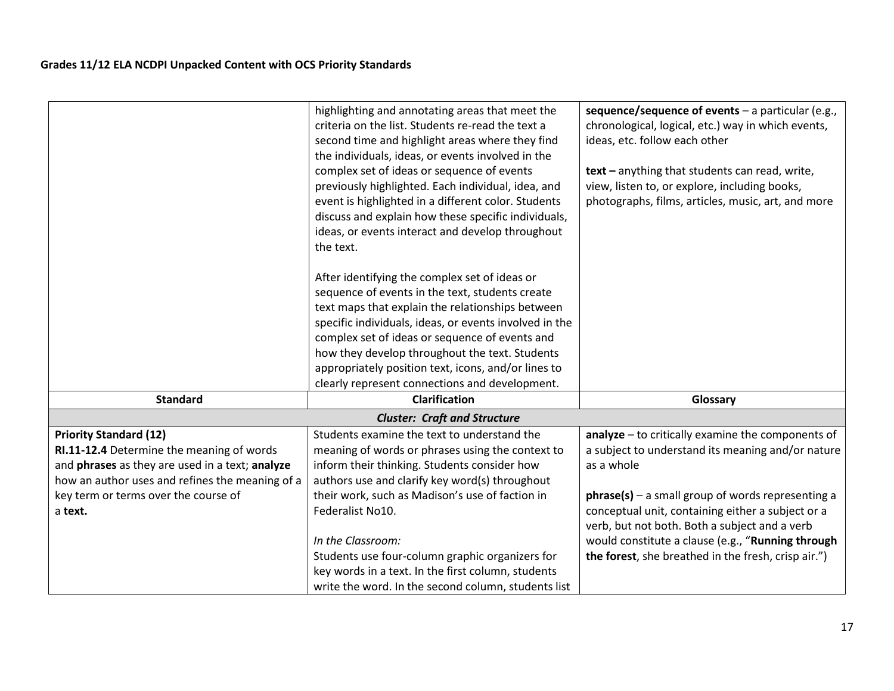| | | |
|---|---|---|
| | highlighting and annotating areas that meet the criteria on the list. Students re-read the text a second time and highlight areas where they find the individuals, ideas, or events involved in the complex set of ideas or sequence of events previously highlighted. Each individual, idea, and event is highlighted in a different color. Students discuss and explain how these specific individuals, ideas, or events interact and develop throughout the text.<br><br>After identifying the complex set of ideas or sequence of events in the text, students create text maps that explain the relationships between specific individuals, ideas, or events involved in the complex set of ideas or sequence of events and how they develop throughout the text. Students appropriately position text, icons, and/or lines to clearly represent connections and development. | **sequence/sequence of events** – a particular (e.g., chronological, logical, etc.) way in which events, ideas, etc. follow each other<br><br>**text –** anything that students can read, write, view, listen to, or explore, including books, photographs, films, articles, music, art, and more |
| **Standard** | **Clarification** | **Glossary** |
| | ***Cluster: Craft and Structure*** | |
| **Priority Standard (12)**<br>**RI.11-12.4** Determine the meaning of words and **phrases** as they are used in a text; **analyze** how an author uses and refines the meaning of a key term or terms over the course of a **text.** | Students examine the text to understand the meaning of words or phrases using the context to inform their thinking. Students consider how authors use and clarify key word(s) throughout their work, such as Madison's use of faction in Federalist No10.<br><br>*In the Classroom:*<br>Students use four-column graphic organizers for key words in a text. In the first column, students write the word. In the second column, students list | **analyze** – to critically examine the components of a subject to understand its meaning and/or nature as a whole<br><br>**phrase(s)** – a small group of words representing a conceptual unit, containing either a subject or a verb, but not both. Both a subject and a verb would constitute a clause (e.g., "**Running through the forest**, she breathed in the fresh, crisp air.") |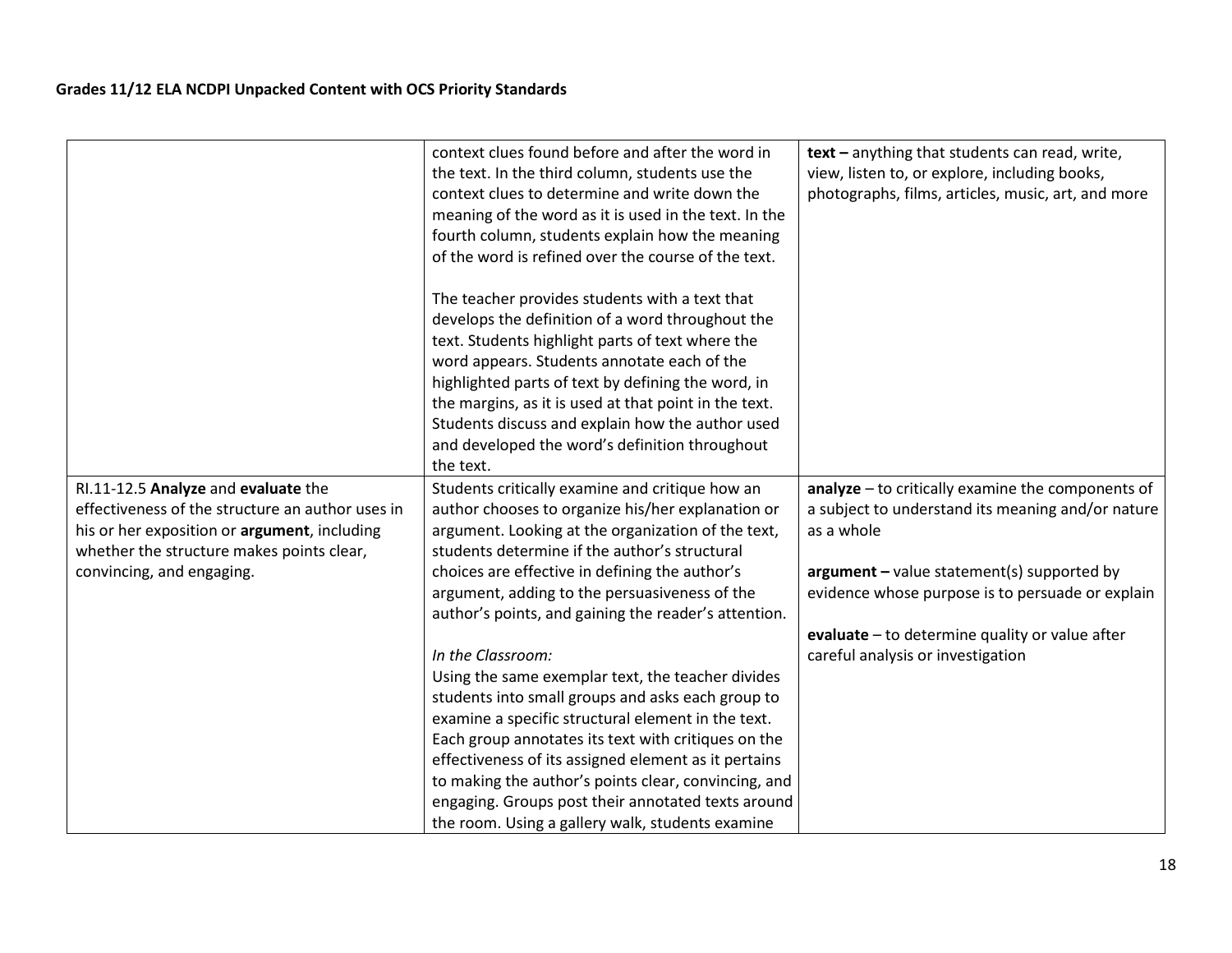| | | |
|---|---|---|
| | context clues found before and after the word in the text. In the third column, students use the context clues to determine and write down the meaning of the word as it is used in the text. In the fourth column, students explain how the meaning of the word is refined over the course of the text.<br><br>The teacher provides students with a text that develops the definition of a word throughout the text. Students highlight parts of text where the word appears. Students annotate each of the highlighted parts of text by defining the word, in the margins, as it is used at that point in the text. Students discuss and explain how the author used and developed the word's definition throughout the text. | **text –** anything that students can read, write, view, listen to, or explore, including books, photographs, films, articles, music, art, and more |
| RI.11-12.5 **Analyze** and **evaluate** the effectiveness of the structure an author uses in his or her exposition or **argument**, including whether the structure makes points clear, convincing, and engaging. | Students critically examine and critique how an author chooses to organize his/her explanation or argument. Looking at the organization of the text, students determine if the author's structural choices are effective in defining the author's argument, adding to the persuasiveness of the author's points, and gaining the reader's attention.<br><br>*In the Classroom:*<br>Using the same exemplar text, the teacher divides students into small groups and asks each group to examine a specific structural element in the text. Each group annotates its text with critiques on the effectiveness of its assigned element as it pertains to making the author's points clear, convincing, and engaging. Groups post their annotated texts around the room. Using a gallery walk, students examine | **analyze** – to critically examine the components of a subject to understand its meaning and/or nature as a whole<br><br>**argument –** value statement(s) supported by evidence whose purpose is to persuade or explain<br><br>**evaluate** – to determine quality or value after careful analysis or investigation |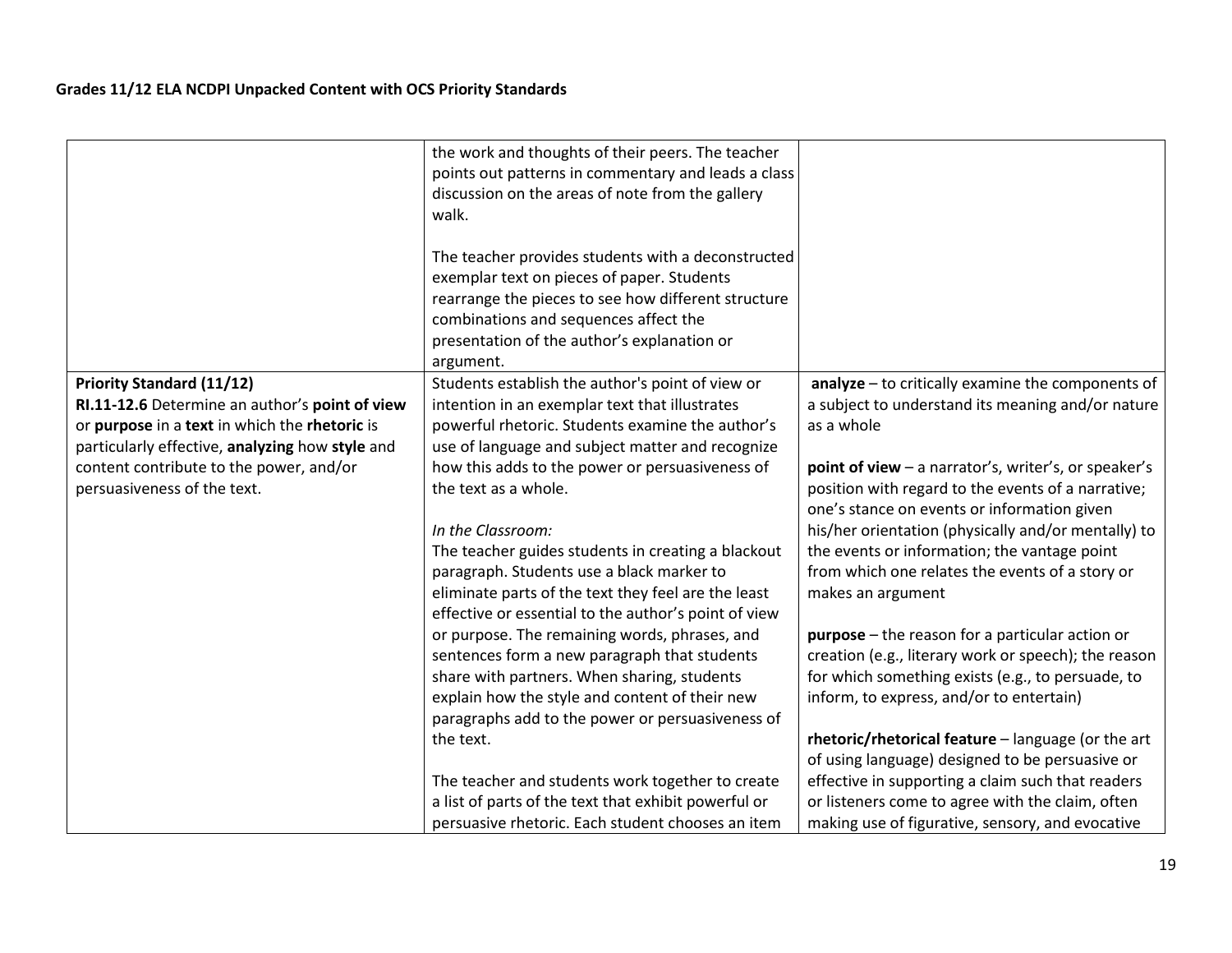| | | |
|---|---|---|
| | the work and thoughts of their peers. The teacher points out patterns in commentary and leads a class discussion on the areas of note from the gallery walk.<br><br>The teacher provides students with a deconstructed exemplar text on pieces of paper. Students rearrange the pieces to see how different structure combinations and sequences affect the presentation of the author's explanation or argument. | |
| **Priority Standard (11/12)**<br>**RI.11-12.6** Determine an author's **point of view** or **purpose** in a **text** in which the **rhetoric** is particularly effective, **analyzing** how **style** and content contribute to the power, and/or persuasiveness of the text. | Students establish the author's point of view or intention in an exemplar text that illustrates powerful rhetoric. Students examine the author's use of language and subject matter and recognize how this adds to the power or persuasiveness of the text as a whole.<br><br>*In the Classroom:*<br>The teacher guides students in creating a blackout paragraph. Students use a black marker to eliminate parts of the text they feel are the least effective or essential to the author's point of view or purpose. The remaining words, phrases, and sentences form a new paragraph that students share with partners. When sharing, students explain how the style and content of their new paragraphs add to the power or persuasiveness of the text.<br><br>The teacher and students work together to create a list of parts of the text that exhibit powerful or persuasive rhetoric. Each student chooses an item | **analyze** – to critically examine the components of a subject to understand its meaning and/or nature as a whole<br><br>**point of view** – a narrator's, writer's, or speaker's position with regard to the events of a narrative; one's stance on events or information given his/her orientation (physically and/or mentally) to the events or information; the vantage point from which one relates the events of a story or makes an argument<br><br>**purpose** – the reason for a particular action or creation (e.g., literary work or speech); the reason for which something exists (e.g., to persuade, to inform, to express, and/or to entertain)<br><br>**rhetoric/rhetorical feature** – language (or the art of using language) designed to be persuasive or effective in supporting a claim such that readers or listeners come to agree with the claim, often making use of figurative, sensory, and evocative |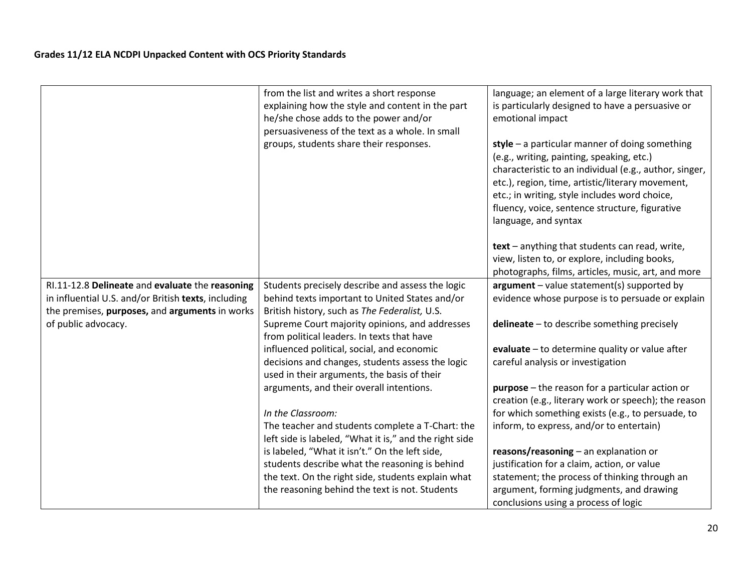| | | |
|---|---|---|
| | from the list and writes a short response explaining how the style and content in the part he/she chose adds to the power and/or persuasiveness of the text as a whole. In small groups, students share their responses. | language; an element of a large literary work that is particularly designed to have a persuasive or emotional impact<br><br>**style** – a particular manner of doing something (e.g., writing, painting, speaking, etc.) characteristic to an individual (e.g., author, singer, etc.), region, time, artistic/literary movement, etc.; in writing, style includes word choice, fluency, voice, sentence structure, figurative language, and syntax<br><br>**text** – anything that students can read, write, view, listen to, or explore, including books, photographs, films, articles, music, art, and more |
| RI.11-12.8 **Delineate** and **evaluate** the **reasoning** in influential U.S. and/or British **texts**, including the premises, **purposes,** and **arguments** in works of public advocacy. | Students precisely describe and assess the logic behind texts important to United States and/or British history, such as *The Federalist,* U.S. Supreme Court majority opinions, and addresses from political leaders. In texts that have influenced political, social, and economic decisions and changes, students assess the logic used in their arguments, the basis of their arguments, and their overall intentions.<br><br>*In the Classroom:*<br>The teacher and students complete a T-Chart: the left side is labeled, "What it is," and the right side is labeled, "What it isn't." On the left side, students describe what the reasoning is behind the text. On the right side, students explain what the reasoning behind the text is not. Students | **argument** – value statement(s) supported by evidence whose purpose is to persuade or explain<br><br>**delineate** – to describe something precisely<br><br>**evaluate** – to determine quality or value after careful analysis or investigation<br><br>**purpose** – the reason for a particular action or creation (e.g., literary work or speech); the reason for which something exists (e.g., to persuade, to inform, to express, and/or to entertain)<br><br>**reasons/reasoning** – an explanation or justification for a claim, action, or value statement; the process of thinking through an argument, forming judgments, and drawing conclusions using a process of logic |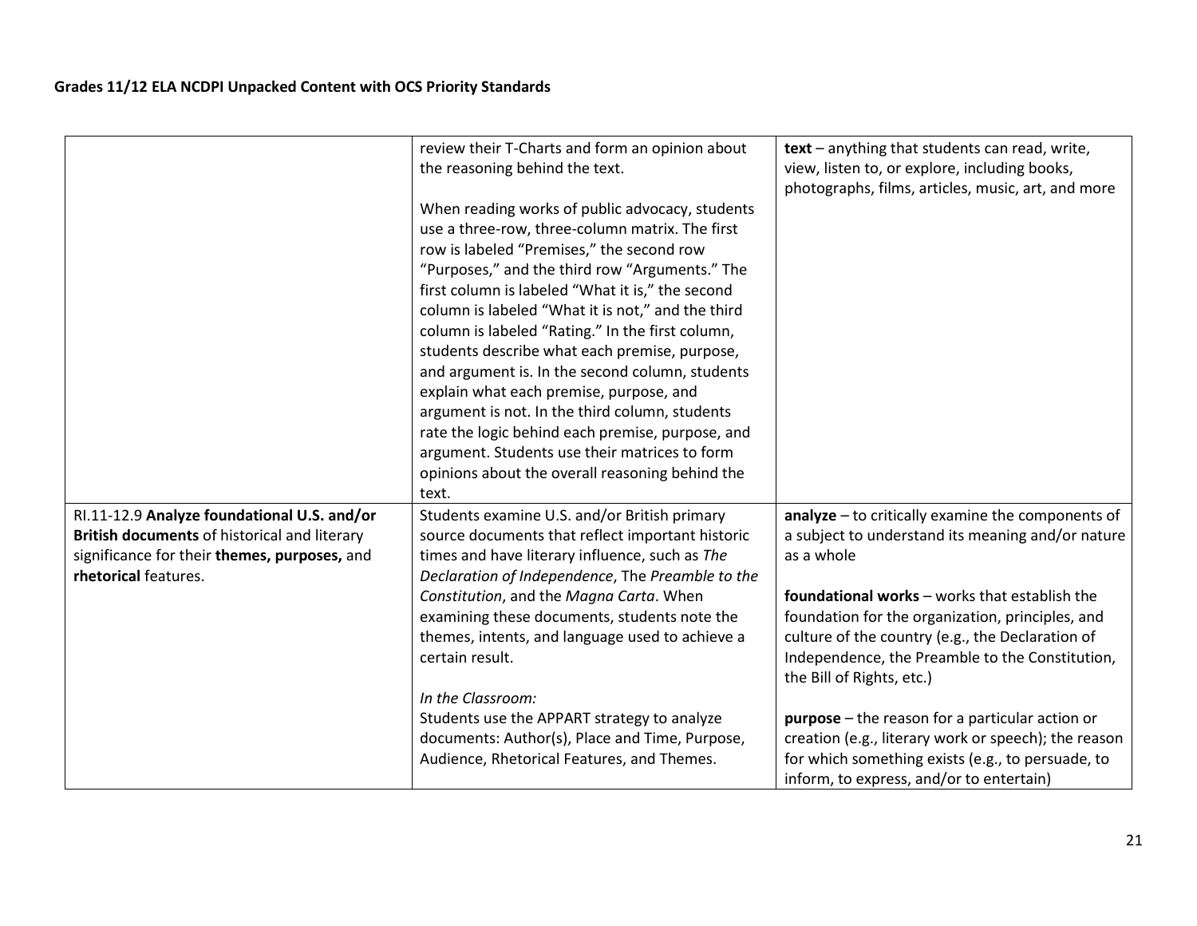| | | |
|---|---|---|
| | review their T-Charts and form an opinion about the reasoning behind the text.<br><br>When reading works of public advocacy, students use a three-row, three-column matrix. The first row is labeled "Premises," the second row "Purposes," and the third row "Arguments." The first column is labeled "What it is," the second column is labeled "What it is not," and the third column is labeled "Rating." In the first column, students describe what each premise, purpose, and argument is. In the second column, students explain what each premise, purpose, and argument is not. In the third column, students rate the logic behind each premise, purpose, and argument. Students use their matrices to form opinions about the overall reasoning behind the text. | **text** – anything that students can read, write, view, listen to, or explore, including books, photographs, films, articles, music, art, and more |
| RI.11-12.9 **Analyze foundational U.S. and/or British documents** of historical and literary significance for their **themes, purposes,** and **rhetorical** features. | Students examine U.S. and/or British primary source documents that reflect important historic times and have literary influence, such as *The Declaration of Independence*, The *Preamble to the Constitution*, and the *Magna Carta*. When examining these documents, students note the themes, intents, and language used to achieve a certain result.<br><br>*In the Classroom:*<br>Students use the APPART strategy to analyze documents: Author(s), Place and Time, Purpose, Audience, Rhetorical Features, and Themes. | **analyze** – to critically examine the components of a subject to understand its meaning and/or nature as a whole<br><br>**foundational works** – works that establish the foundation for the organization, principles, and culture of the country (e.g., the Declaration of Independence, the Preamble to the Constitution, the Bill of Rights, etc.)<br><br>**purpose** – the reason for a particular action or creation (e.g., literary work or speech); the reason for which something exists (e.g., to persuade, to inform, to express, and/or to entertain) |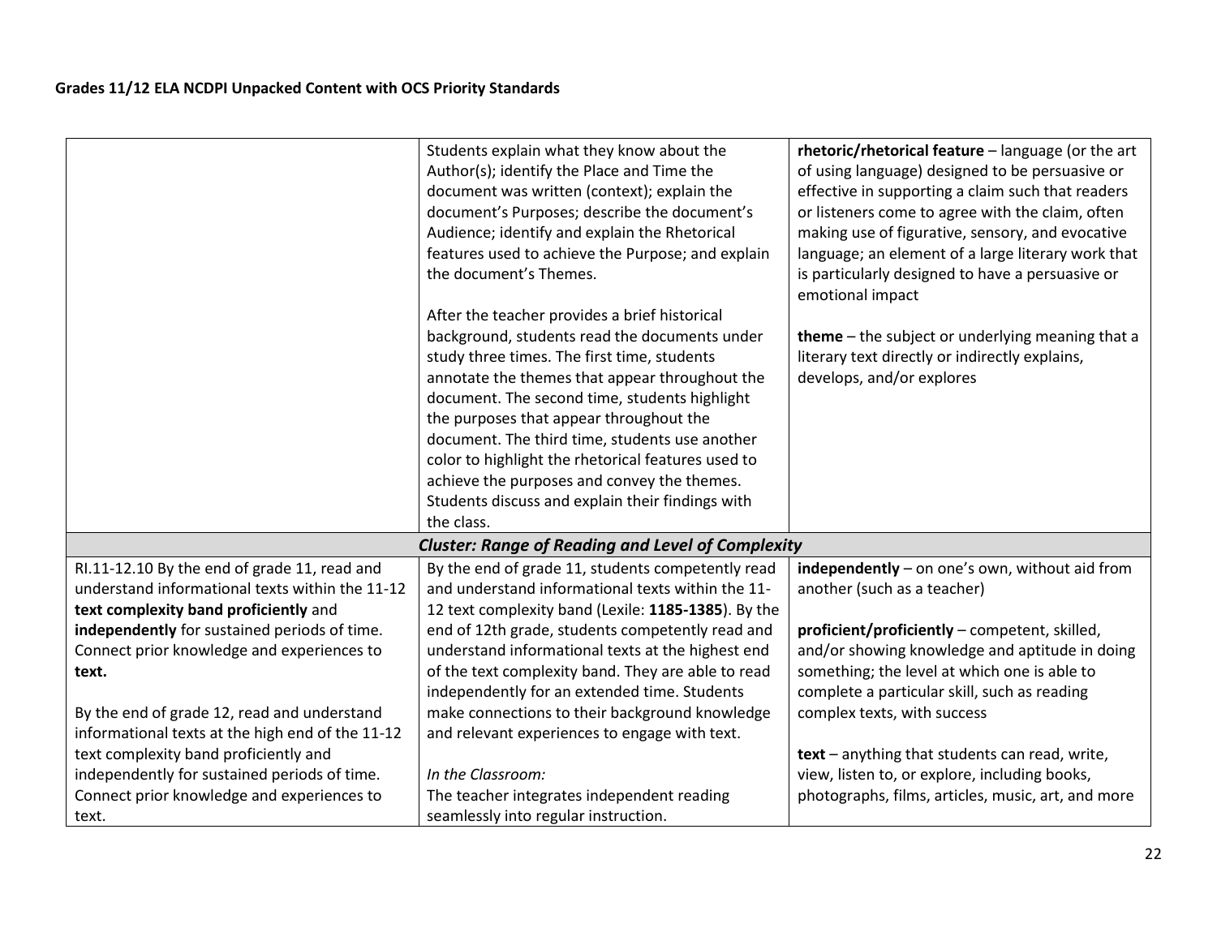| | | |
|---|---|---|
| | Students explain what they know about the Author(s); identify the Place and Time the document was written (context); explain the document's Purposes; describe the document's Audience; identify and explain the Rhetorical features used to achieve the Purpose; and explain the document's Themes.<br><br>After the teacher provides a brief historical background, students read the documents under study three times. The first time, students annotate the themes that appear throughout the document. The second time, students highlight the purposes that appear throughout the document. The third time, students use another color to highlight the rhetorical features used to achieve the purposes and convey the themes. Students discuss and explain their findings with the class. | **rhetoric/rhetorical feature** – language (or the art of using language) designed to be persuasive or effective in supporting a claim such that readers or listeners come to agree with the claim, often making use of figurative, sensory, and evocative language; an element of a large literary work that is particularly designed to have a persuasive or emotional impact<br><br>**theme** – the subject or underlying meaning that a literary text directly or indirectly explains, develops, and/or explores |
| | ***Cluster: Range of Reading and Level of Complexity*** | |
| RI.11-12.10 By the end of grade 11, read and understand informational texts within the 11-12 **text complexity band proficiently** and **independently** for sustained periods of time. Connect prior knowledge and experiences to **text.**<br><br>By the end of grade 12, read and understand informational texts at the high end of the 11-12 text complexity band proficiently and independently for sustained periods of time. Connect prior knowledge and experiences to text. | By the end of grade 11, students competently read and understand informational texts within the 11-12 text complexity band (Lexile: **1185-1385**). By the end of 12th grade, students competently read and understand informational texts at the highest end of the text complexity band. They are able to read independently for an extended time. Students make connections to their background knowledge and relevant experiences to engage with text.<br><br>*In the Classroom:*<br>The teacher integrates independent reading seamlessly into regular instruction. | **independently** – on one's own, without aid from another (such as a teacher)<br><br>**proficient/proficiently** – competent, skilled, and/or showing knowledge and aptitude in doing something; the level at which one is able to complete a particular skill, such as reading complex texts, with success<br><br>**text** – anything that students can read, write, view, listen to, or explore, including books, photographs, films, articles, music, art, and more |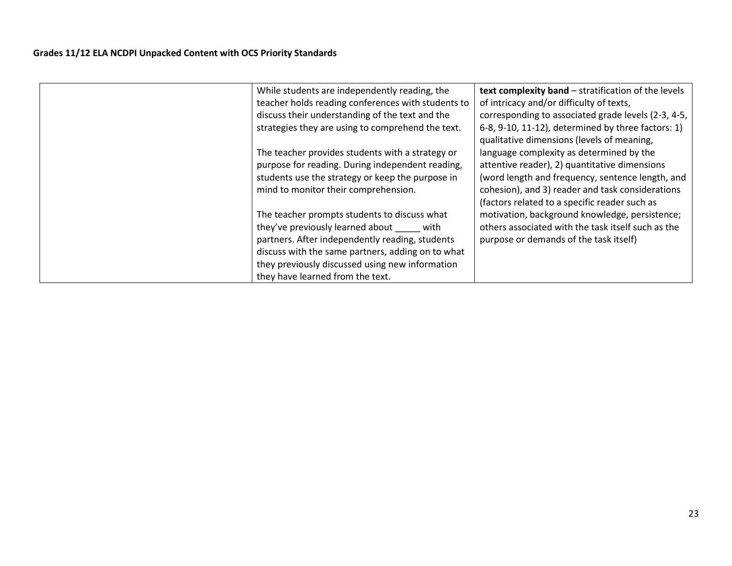**Grades 11/12 ELA NCDPI Unpacked Content with OCS Priority Standards**

| | | |
|---|---|---|
| | While students are independently reading, the teacher holds reading conferences with students to discuss their understanding of the text and the strategies they are using to comprehend the text.<br><br>The teacher provides students with a strategy or purpose for reading. During independent reading, students use the strategy or keep the purpose in mind to monitor their comprehension.<br><br>The teacher prompts students to discuss what they've previously learned about _____ with partners. After independently reading, students discuss with the same partners, adding on to what they previously discussed using new information they have learned from the text. | **text complexity band** – stratification of the levels of intricacy and/or difficulty of texts, corresponding to associated grade levels (2-3, 4-5, 6-8, 9-10, 11-12), determined by three factors: 1) qualitative dimensions (levels of meaning, language complexity as determined by the attentive reader), 2) quantitative dimensions (word length and frequency, sentence length, and cohesion), and 3) reader and task considerations (factors related to a specific reader such as motivation, background knowledge, persistence; others associated with the task itself such as the purpose or demands of the task itself) |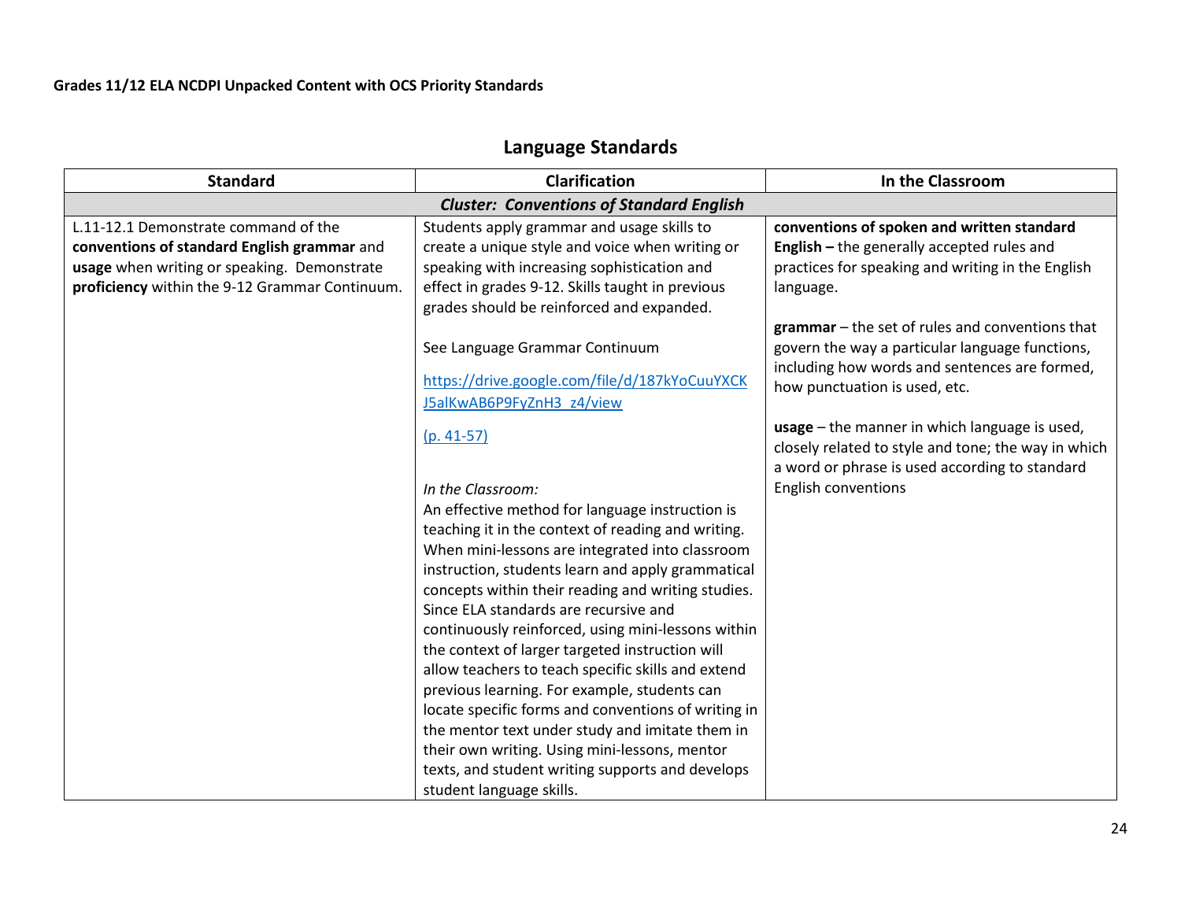**Grades 11/12 ELA NCDPI Unpacked Content with OCS Priority Standards**

## Language Standards

| Standard | Clarification | In the Classroom |
|---|---|---|
| ***Cluster: Conventions of Standard English*** | | |
| L.11-12.1 Demonstrate command of the **conventions of standard English grammar** and **usage** when writing or speaking. Demonstrate **proficiency** within the 9-12 Grammar Continuum. | Students apply grammar and usage skills to create a unique style and voice when writing or speaking with increasing sophistication and effect in grades 9-12. Skills taught in previous grades should be reinforced and expanded.<br><br>See Language Grammar Continuum<br><br>[https://drive.google.com/file/d/187kYoCuuYXCKJ5alKwAB6P9FyZnH3_z4/view](https://drive.google.com/file/d/187kYoCuuYXCKJ5alKwAB6P9FyZnH3_z4/view)<br><br>(p. 41-57)<br><br>*In the Classroom:*<br>An effective method for language instruction is teaching it in the context of reading and writing. When mini-lessons are integrated into classroom instruction, students learn and apply grammatical concepts within their reading and writing studies. Since ELA standards are recursive and continuously reinforced, using mini-lessons within the context of larger targeted instruction will allow teachers to teach specific skills and extend previous learning. For example, students can locate specific forms and conventions of writing in the mentor text under study and imitate them in their own writing. Using mini-lessons, mentor texts, and student writing supports and develops student language skills. | **conventions of spoken and written standard English –** the generally accepted rules and practices for speaking and writing in the English language.<br><br>**grammar** – the set of rules and conventions that govern the way a particular language functions, including how words and sentences are formed, how punctuation is used, etc.<br><br>**usage** – the manner in which language is used, closely related to style and tone; the way in which a word or phrase is used according to standard English conventions |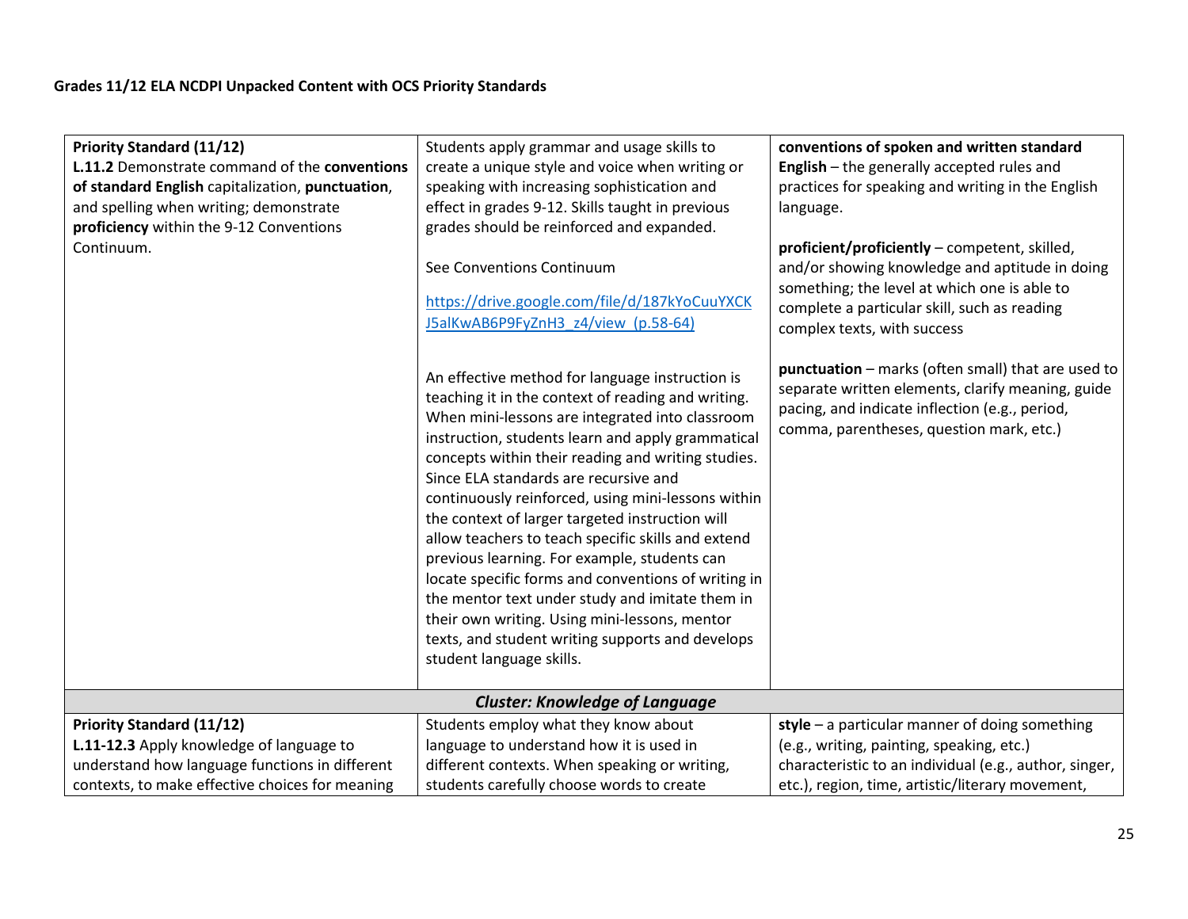**Grades 11/12 ELA NCDPI Unpacked Content with OCS Priority Standards**

| | | |
|---|---|---|
| **Priority Standard (11/12)**<br>**L.11.2** Demonstrate command of the **conventions of standard English** capitalization, **punctuation**, and spelling when writing; demonstrate **proficiency** within the 9-12 Conventions Continuum. | Students apply grammar and usage skills to create a unique style and voice when writing or speaking with increasing sophistication and effect in grades 9-12. Skills taught in previous grades should be reinforced and expanded.<br><br>See Conventions Continuum<br><br>[https://drive.google.com/file/d/187kYoCuuYXCKJ5alKwAB6P9FyZnH3_z4/view (p.58-64)](https://drive.google.com/file/d/187kYoCuuYXCKJ5alKwAB6P9FyZnH3_z4/view)<br><br>An effective method for language instruction is teaching it in the context of reading and writing. When mini-lessons are integrated into classroom instruction, students learn and apply grammatical concepts within their reading and writing studies. Since ELA standards are recursive and continuously reinforced, using mini-lessons within the context of larger targeted instruction will allow teachers to teach specific skills and extend previous learning. For example, students can locate specific forms and conventions of writing in the mentor text under study and imitate them in their own writing. Using mini-lessons, mentor texts, and student writing supports and develops student language skills. | **conventions of spoken and written standard English** – the generally accepted rules and practices for speaking and writing in the English language.<br><br>**proficient/proficiently** – competent, skilled, and/or showing knowledge and aptitude in doing something; the level at which one is able to complete a particular skill, such as reading complex texts, with success<br><br>**punctuation** – marks (often small) that are used to separate written elements, clarify meaning, guide pacing, and indicate inflection (e.g., period, comma, parentheses, question mark, etc.) |
| ***Cluster: Knowledge of Language*** | | |
| **Priority Standard (11/12)**<br>**L.11-12.3** Apply knowledge of language to understand how language functions in different contexts, to make effective choices for meaning | Students employ what they know about language to understand how it is used in different contexts. When speaking or writing, students carefully choose words to create | **style** – a particular manner of doing something (e.g., writing, painting, speaking, etc.) characteristic to an individual (e.g., author, singer, etc.), region, time, artistic/literary movement, |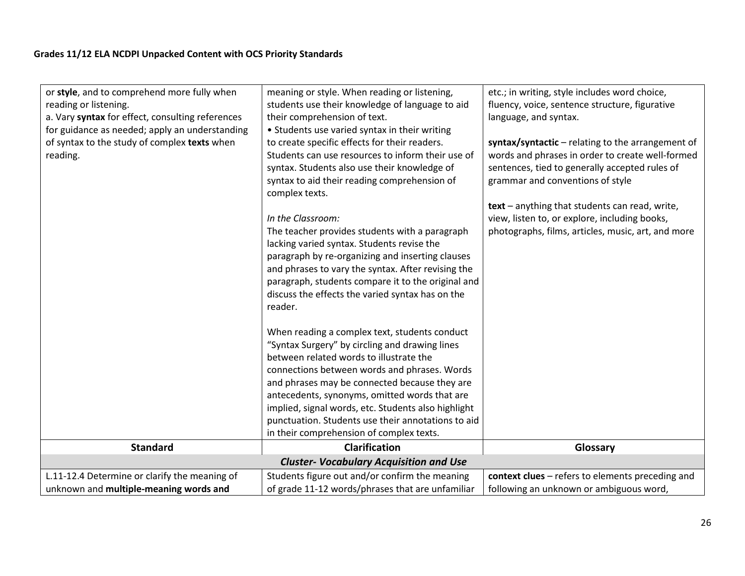| | | |
|---|---|---|
| or **style**, and to comprehend more fully when reading or listening.<br>a. Vary **syntax** for effect, consulting references for guidance as needed; apply an understanding of syntax to the study of complex **texts** when reading. | meaning or style. When reading or listening, students use their knowledge of language to aid their comprehension of text.<br>• Students use varied syntax in their writing to create specific effects for their readers. Students can use resources to inform their use of syntax. Students also use their knowledge of syntax to aid their reading comprehension of complex texts.<br><br>*In the Classroom:*<br>The teacher provides students with a paragraph lacking varied syntax. Students revise the paragraph by re-organizing and inserting clauses and phrases to vary the syntax. After revising the paragraph, students compare it to the original and discuss the effects the varied syntax has on the reader.<br><br>When reading a complex text, students conduct "Syntax Surgery" by circling and drawing lines between related words to illustrate the connections between words and phrases. Words and phrases may be connected because they are antecedents, synonyms, omitted words that are implied, signal words, etc. Students also highlight punctuation. Students use their annotations to aid in their comprehension of complex texts. | etc.; in writing, style includes word choice, fluency, voice, sentence structure, figurative language, and syntax.<br><br>**syntax/syntactic** – relating to the arrangement of words and phrases in order to create well-formed sentences, tied to generally accepted rules of grammar and conventions of style<br><br>**text** – anything that students can read, write, view, listen to, or explore, including books, photographs, films, articles, music, art, and more |
| **Standard** | **Clarification** | **Glossary** |
| | ***Cluster- Vocabulary Acquisition and Use*** | |
| L.11-12.4 Determine or clarify the meaning of unknown and **multiple-meaning words and** | Students figure out and/or confirm the meaning of grade 11-12 words/phrases that are unfamiliar | **context clues** – refers to elements preceding and following an unknown or ambiguous word, |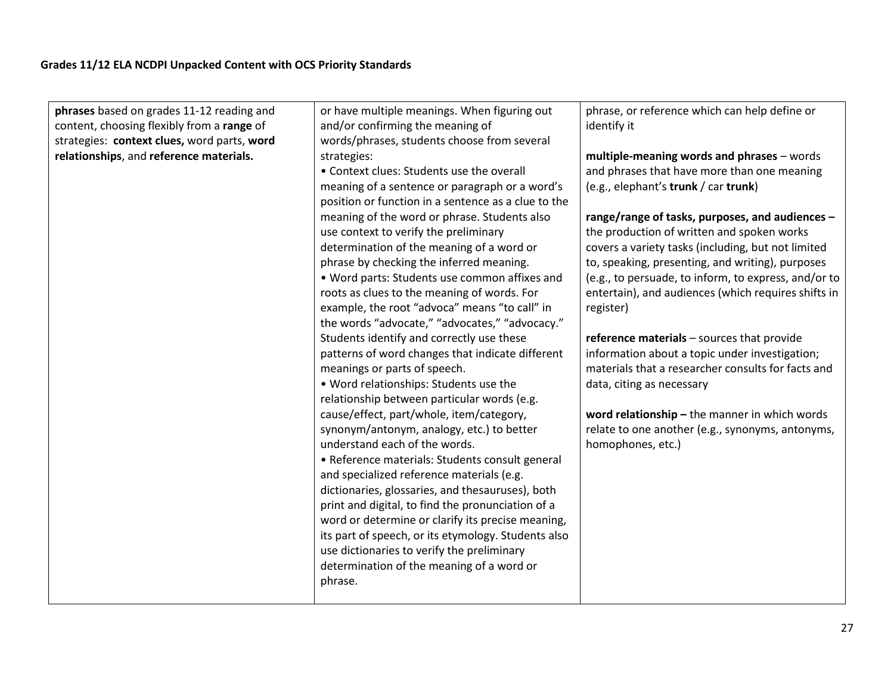**Grades 11/12 ELA NCDPI Unpacked Content with OCS Priority Standards**

| | | |
|---|---|---|
| **phrases** based on grades 11-12 reading and content, choosing flexibly from a **range** of strategies: **context clues,** word parts, **word relationships**, and **reference materials.** | or have multiple meanings. When figuring out and/or confirming the meaning of words/phrases, students choose from several strategies:<br>• Context clues: Students use the overall meaning of a sentence or paragraph or a word's position or function in a sentence as a clue to the meaning of the word or phrase. Students also use context to verify the preliminary determination of the meaning of a word or phrase by checking the inferred meaning.<br>• Word parts: Students use common affixes and roots as clues to the meaning of words. For example, the root "advoca" means "to call" in the words "advocate," "advocates," "advocacy." Students identify and correctly use these patterns of word changes that indicate different meanings or parts of speech.<br>• Word relationships: Students use the relationship between particular words (e.g. cause/effect, part/whole, item/category, synonym/antonym, analogy, etc.) to better understand each of the words.<br>• Reference materials: Students consult general and specialized reference materials (e.g. dictionaries, glossaries, and thesauruses), both print and digital, to find the pronunciation of a word or determine or clarify its precise meaning, its part of speech, or its etymology. Students also use dictionaries to verify the preliminary determination of the meaning of a word or phrase. | phrase, or reference which can help define or identify it<br><br>**multiple-meaning words and phrases** – words and phrases that have more than one meaning (e.g., elephant's **trunk** / car **trunk**)<br><br>**range/range of tasks, purposes, and audiences –** the production of written and spoken works covers a variety tasks (including, but not limited to, speaking, presenting, and writing), purposes (e.g., to persuade, to inform, to express, and/or to entertain), and audiences (which requires shifts in register)<br><br>**reference materials** – sources that provide information about a topic under investigation; materials that a researcher consults for facts and data, citing as necessary<br><br>**word relationship –** the manner in which words relate to one another (e.g., synonyms, antonyms, homophones, etc.) |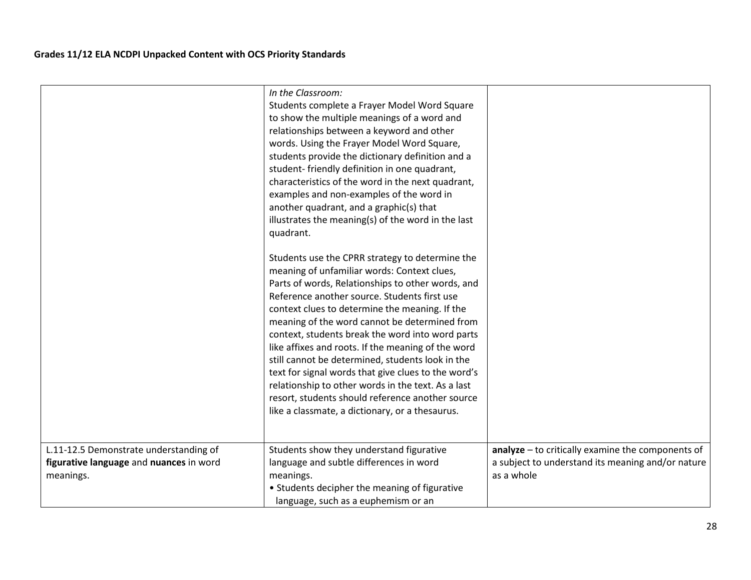| | | |
|---|---|---|
| | *In the Classroom:*<br>Students complete a Frayer Model Word Square to show the multiple meanings of a word and relationships between a keyword and other words. Using the Frayer Model Word Square, students provide the dictionary definition and a student- friendly definition in one quadrant, characteristics of the word in the next quadrant, examples and non-examples of the word in another quadrant, and a graphic(s) that illustrates the meaning(s) of the word in the last quadrant.<br><br>Students use the CPRR strategy to determine the meaning of unfamiliar words: Context clues, Parts of words, Relationships to other words, and Reference another source. Students first use context clues to determine the meaning. If the meaning of the word cannot be determined from context, students break the word into word parts like affixes and roots. If the meaning of the word still cannot be determined, students look in the text for signal words that give clues to the word's relationship to other words in the text. As a last resort, students should reference another source like a classmate, a dictionary, or a thesaurus. | |
| L.11-12.5 Demonstrate understanding of **figurative language** and **nuances** in word meanings. | Students show they understand figurative language and subtle differences in word meanings.<br>• Students decipher the meaning of figurative language, such as a euphemism or an | **analyze** – to critically examine the components of a subject to understand its meaning and/or nature as a whole |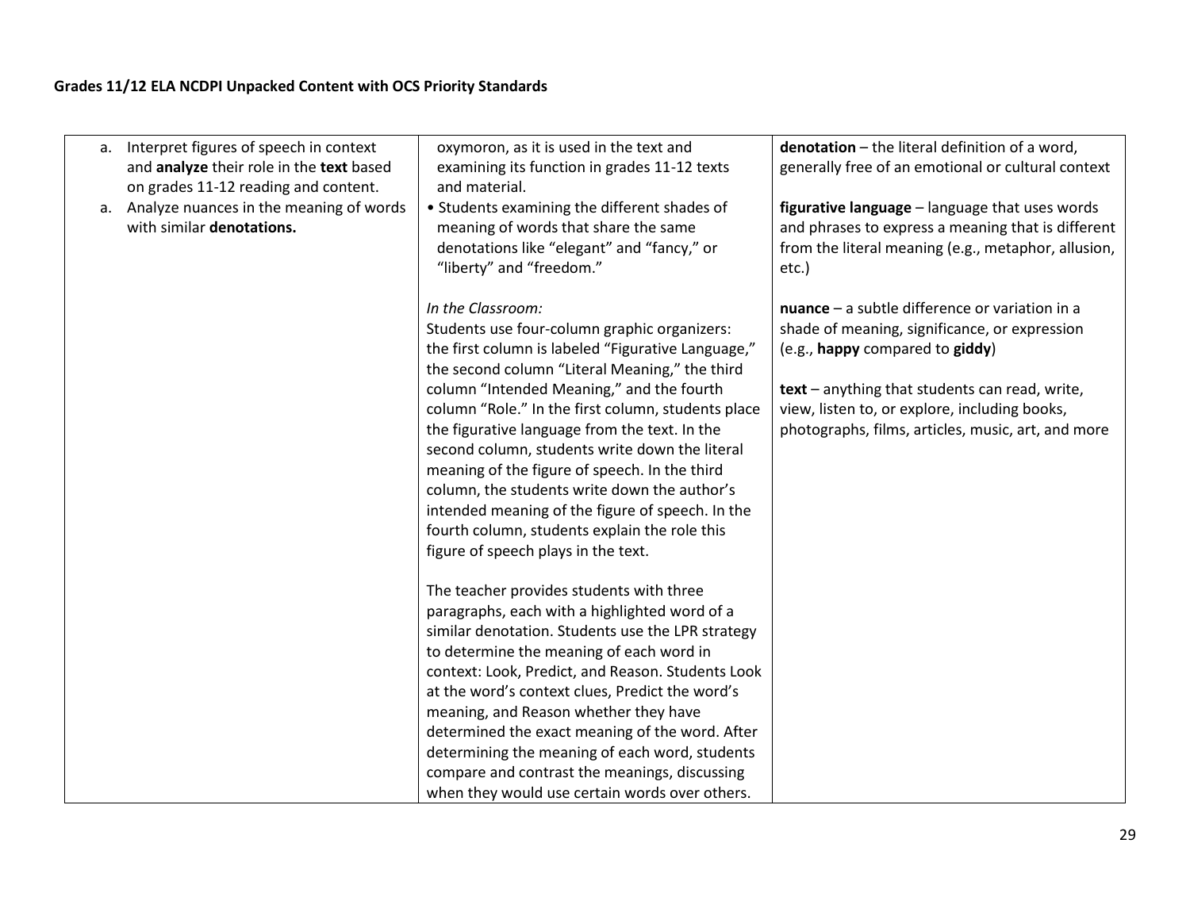| | | |
|---|---|---|
| a. Interpret figures of speech in context and **analyze** their role in the **text** based on grades 11-12 reading and content.<br>a. Analyze nuances in the meaning of words with similar **denotations.** | oxymoron, as it is used in the text and examining its function in grades 11-12 texts and material.<br>• Students examining the different shades of meaning of words that share the same denotations like "elegant" and "fancy," or "liberty" and "freedom."<br><br>*In the Classroom:*<br>Students use four-column graphic organizers: the first column is labeled "Figurative Language," the second column "Literal Meaning," the third column "Intended Meaning," and the fourth column "Role." In the first column, students place the figurative language from the text. In the second column, students write down the literal meaning of the figure of speech. In the third column, the students write down the author's intended meaning of the figure of speech. In the fourth column, students explain the role this figure of speech plays in the text.<br><br>The teacher provides students with three paragraphs, each with a highlighted word of a similar denotation. Students use the LPR strategy to determine the meaning of each word in context: Look, Predict, and Reason. Students Look at the word's context clues, Predict the word's meaning, and Reason whether they have determined the exact meaning of the word. After determining the meaning of each word, students compare and contrast the meanings, discussing when they would use certain words over others. | **denotation** – the literal definition of a word, generally free of an emotional or cultural context<br><br>**figurative language** – language that uses words and phrases to express a meaning that is different from the literal meaning (e.g., metaphor, allusion, etc.)<br><br>**nuance** – a subtle difference or variation in a shade of meaning, significance, or expression (e.g., **happy** compared to **giddy**)<br><br>**text** – anything that students can read, write, view, listen to, or explore, including books, photographs, films, articles, music, art, and more |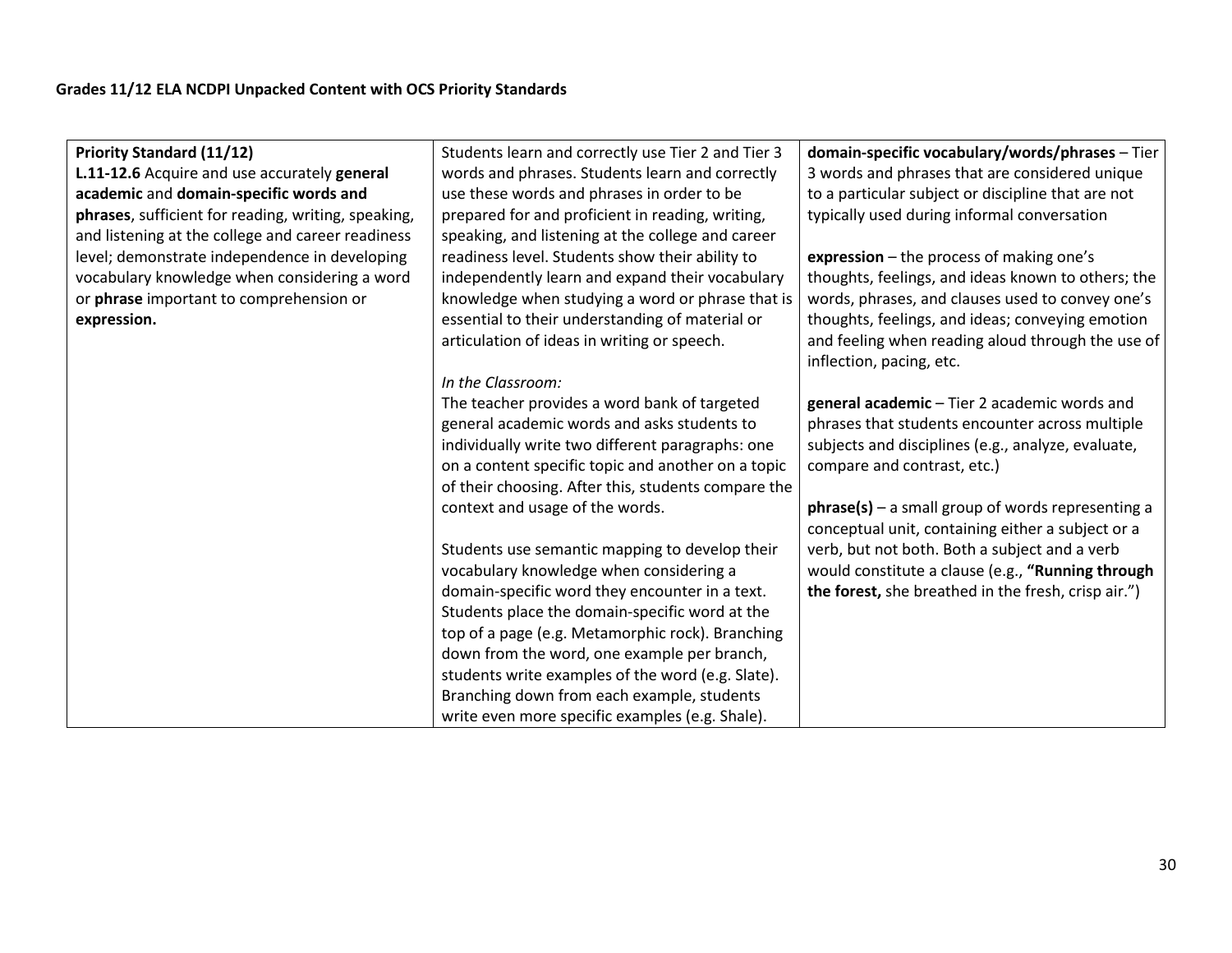**Grades 11/12 ELA NCDPI Unpacked Content with OCS Priority Standards**

| **Priority Standard (11/12)**<br>**L.11-12.6** Acquire and use accurately **general academic** and **domain-specific words and phrases**, sufficient for reading, writing, speaking, and listening at the college and career readiness level; demonstrate independence in developing vocabulary knowledge when considering a word or **phrase** important to comprehension or **expression.** | Students learn and correctly use Tier 2 and Tier 3 words and phrases. Students learn and correctly use these words and phrases in order to be prepared for and proficient in reading, writing, speaking, and listening at the college and career readiness level. Students show their ability to independently learn and expand their vocabulary knowledge when studying a word or phrase that is essential to their understanding of material or articulation of ideas in writing or speech.<br><br>*In the Classroom:*<br>The teacher provides a word bank of targeted general academic words and asks students to individually write two different paragraphs: one on a content specific topic and another on a topic of their choosing. After this, students compare the context and usage of the words.<br><br>Students use semantic mapping to develop their vocabulary knowledge when considering a domain-specific word they encounter in a text. Students place the domain-specific word at the top of a page (e.g. Metamorphic rock). Branching down from the word, one example per branch, students write examples of the word (e.g. Slate). Branching down from each example, students write even more specific examples (e.g. Shale). | **domain-specific vocabulary/words/phrases** – Tier 3 words and phrases that are considered unique to a particular subject or discipline that are not typically used during informal conversation<br><br>**expression** – the process of making one's thoughts, feelings, and ideas known to others; the words, phrases, and clauses used to convey one's thoughts, feelings, and ideas; conveying emotion and feeling when reading aloud through the use of inflection, pacing, etc.<br><br>**general academic** – Tier 2 academic words and phrases that students encounter across multiple subjects and disciplines (e.g., analyze, evaluate, compare and contrast, etc.)<br><br>**phrase(s)** – a small group of words representing a conceptual unit, containing either a subject or a verb, but not both. Both a subject and a verb would constitute a clause (e.g., **"Running through the forest,** she breathed in the fresh, crisp air.") |
|---|---|---|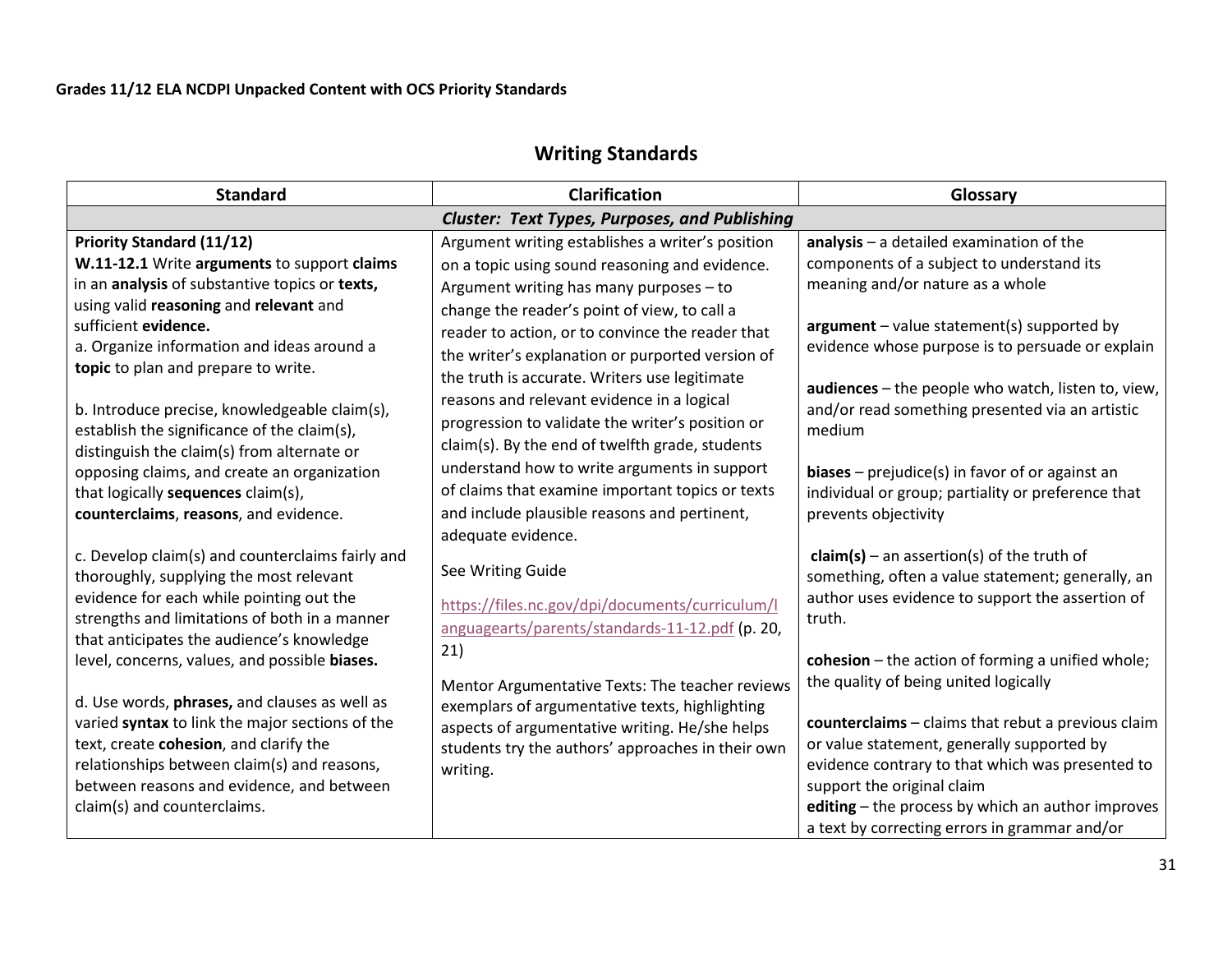**Grades 11/12 ELA NCDPI Unpacked Content with OCS Priority Standards**

## Writing Standards

| Standard | Clarification | Glossary |
|---|---|---|
| ***Cluster: Text Types, Purposes, and Publishing*** | | |
| **Priority Standard (11/12)**<br>**W.11-12.1** Write **arguments** to support **claims** in an **analysis** of substantive topics or **texts,** using valid **reasoning** and **relevant** and sufficient **evidence.**<br>a. Organize information and ideas around a **topic** to plan and prepare to write.<br><br>b. Introduce precise, knowledgeable claim(s), establish the significance of the claim(s), distinguish the claim(s) from alternate or opposing claims, and create an organization that logically **sequences** claim(s), **counterclaims**, **reasons**, and evidence.<br><br>c. Develop claim(s) and counterclaims fairly and thoroughly, supplying the most relevant evidence for each while pointing out the strengths and limitations of both in a manner that anticipates the audience's knowledge level, concerns, values, and possible **biases.**<br><br>d. Use words, **phrases,** and clauses as well as varied **syntax** to link the major sections of the text, create **cohesion**, and clarify the relationships between claim(s) and reasons, between reasons and evidence, and between claim(s) and counterclaims. | Argument writing establishes a writer's position on a topic using sound reasoning and evidence. Argument writing has many purposes – to change the reader's point of view, to call a reader to action, or to convince the reader that the writer's explanation or purported version of the truth is accurate. Writers use legitimate reasons and relevant evidence in a logical progression to validate the writer's position or claim(s). By the end of twelfth grade, students understand how to write arguments in support of claims that examine important topics or texts and include plausible reasons and pertinent, adequate evidence.<br><br>See Writing Guide<br><br>https://files.nc.gov/dpi/documents/curriculum/languagearts/parents/standards-11-12.pdf (p. 20, 21)<br><br>Mentor Argumentative Texts: The teacher reviews exemplars of argumentative texts, highlighting aspects of argumentative writing. He/she helps students try the authors' approaches in their own writing. | **analysis** – a detailed examination of the components of a subject to understand its meaning and/or nature as a whole<br><br>**argument** – value statement(s) supported by evidence whose purpose is to persuade or explain<br><br>**audiences** – the people who watch, listen to, view, and/or read something presented via an artistic medium<br><br>**biases** – prejudice(s) in favor of or against an individual or group; partiality or preference that prevents objectivity<br><br>**claim(s)** – an assertion(s) of the truth of something, often a value statement; generally, an author uses evidence to support the assertion of truth.<br><br>**cohesion** – the action of forming a unified whole; the quality of being united logically<br><br>**counterclaims** – claims that rebut a previous claim or value statement, generally supported by evidence contrary to that which was presented to support the original claim<br>**editing** – the process by which an author improves a text by correcting errors in grammar and/or |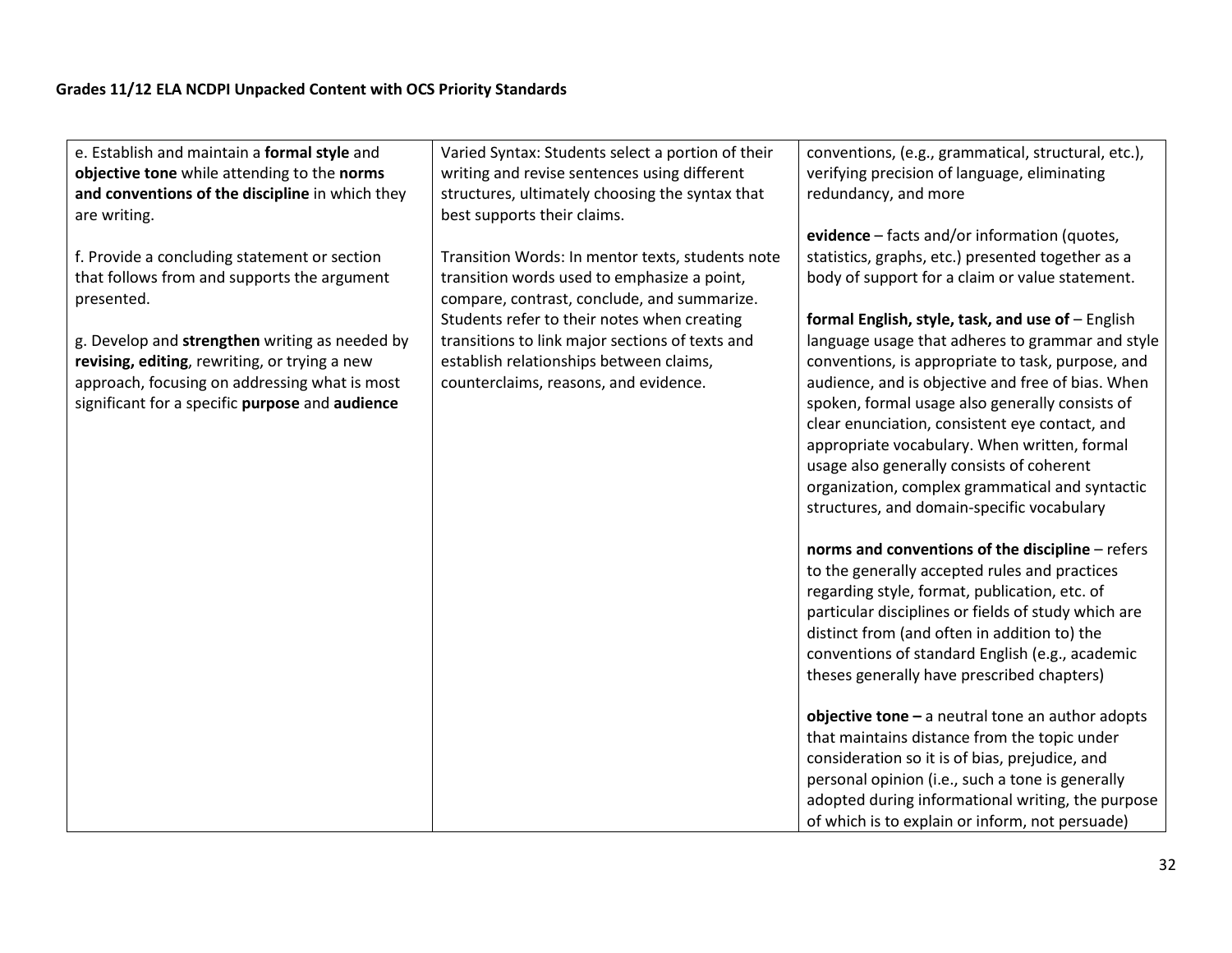**Grades 11/12 ELA NCDPI Unpacked Content with OCS Priority Standards**

| | | |
|---|---|---|
| e. Establish and maintain a **formal style** and **objective tone** while attending to the **norms and conventions of the discipline** in which they are writing.<br><br>f. Provide a concluding statement or section that follows from and supports the argument presented.<br><br>g. Develop and **strengthen** writing as needed by **revising, editing**, rewriting, or trying a new approach, focusing on addressing what is most significant for a specific **purpose** and **audience** | Varied Syntax: Students select a portion of their writing and revise sentences using different structures, ultimately choosing the syntax that best supports their claims.<br><br>Transition Words: In mentor texts, students note transition words used to emphasize a point, compare, contrast, conclude, and summarize. Students refer to their notes when creating transitions to link major sections of texts and establish relationships between claims, counterclaims, reasons, and evidence. | conventions, (e.g., grammatical, structural, etc.), verifying precision of language, eliminating redundancy, and more<br><br>**evidence** – facts and/or information (quotes, statistics, graphs, etc.) presented together as a body of support for a claim or value statement.<br><br>**formal English, style, task, and use of** – English language usage that adheres to grammar and style conventions, is appropriate to task, purpose, and audience, and is objective and free of bias. When spoken, formal usage also generally consists of clear enunciation, consistent eye contact, and appropriate vocabulary. When written, formal usage also generally consists of coherent organization, complex grammatical and syntactic structures, and domain-specific vocabulary<br><br>**norms and conventions of the discipline** – refers to the generally accepted rules and practices regarding style, format, publication, etc. of particular disciplines or fields of study which are distinct from (and often in addition to) the conventions of standard English (e.g., academic theses generally have prescribed chapters)<br><br>**objective tone –** a neutral tone an author adopts that maintains distance from the topic under consideration so it is of bias, prejudice, and personal opinion (i.e., such a tone is generally adopted during informational writing, the purpose of which is to explain or inform, not persuade) |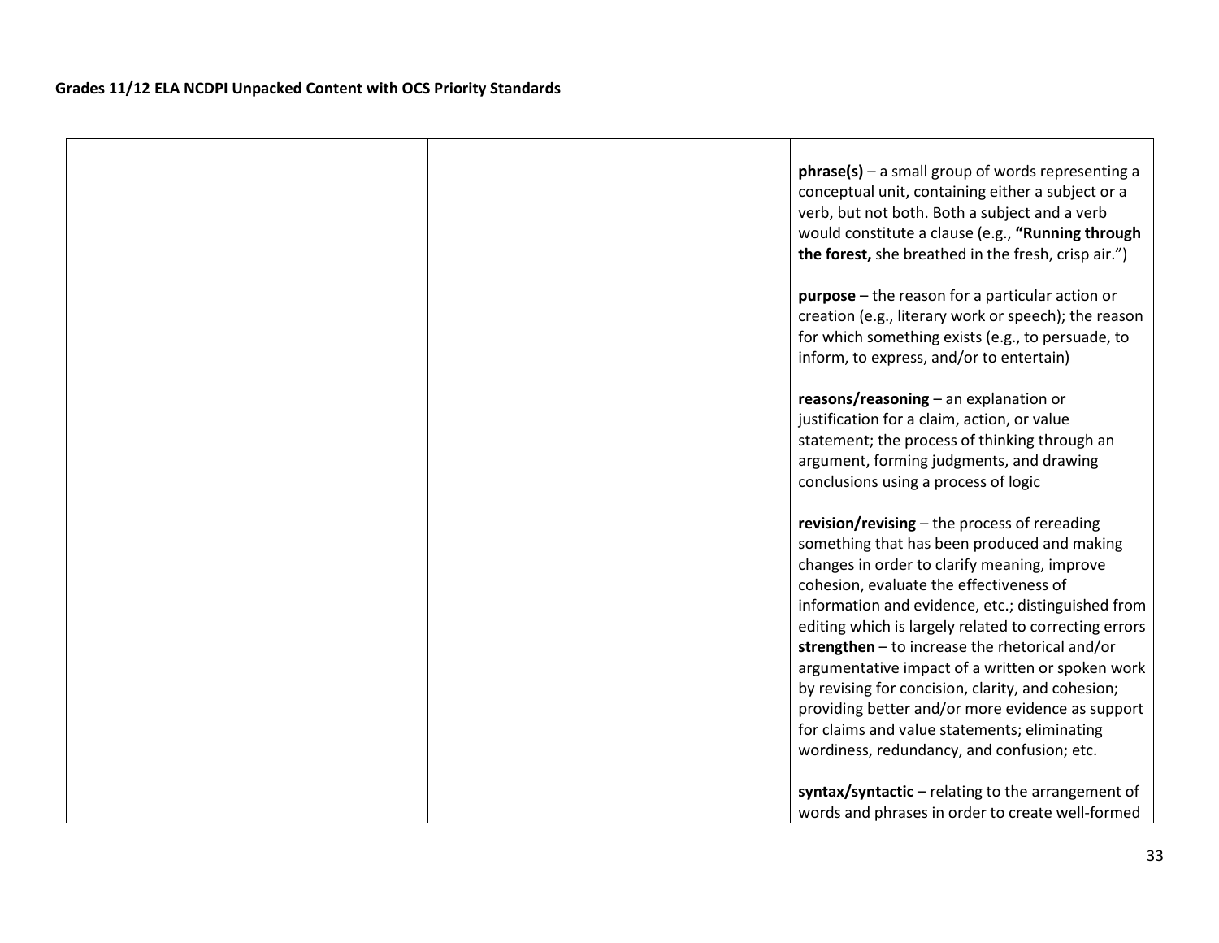| | | **phrase(s)** – a small group of words representing a conceptual unit, containing either a subject or a verb, but not both. Both a subject and a verb would constitute a clause (e.g., **"Running through the forest,** she breathed in the fresh, crisp air.")<br><br>**purpose** – the reason for a particular action or creation (e.g., literary work or speech); the reason for which something exists (e.g., to persuade, to inform, to express, and/or to entertain)<br><br>**reasons/reasoning** – an explanation or justification for a claim, action, or value statement; the process of thinking through an argument, forming judgments, and drawing conclusions using a process of logic<br><br>**revision/revising** – the process of rereading something that has been produced and making changes in order to clarify meaning, improve cohesion, evaluate the effectiveness of information and evidence, etc.; distinguished from editing which is largely related to correcting errors<br>**strengthen** – to increase the rhetorical and/or argumentative impact of a written or spoken work by revising for concision, clarity, and cohesion; providing better and/or more evidence as support for claims and value statements; eliminating wordiness, redundancy, and confusion; etc.<br><br>**syntax/syntactic** – relating to the arrangement of words and phrases in order to create well-formed |
|---|---|---|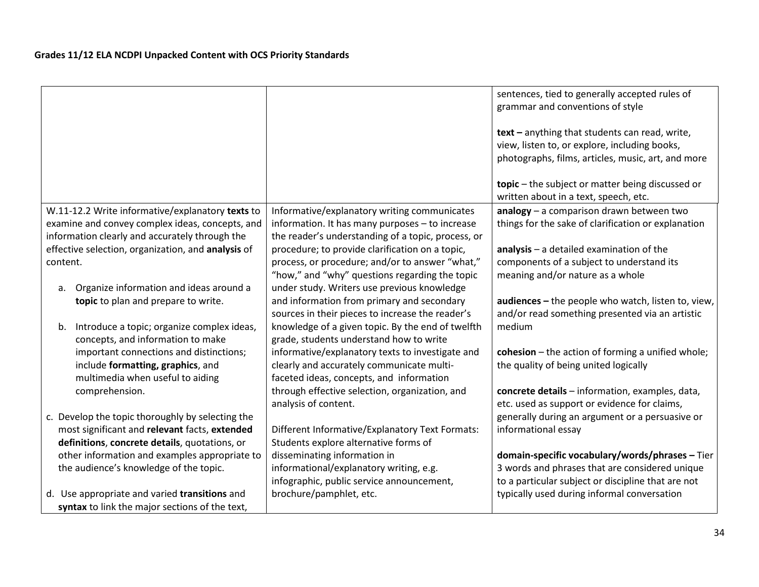**Grades 11/12 ELA NCDPI Unpacked Content with OCS Priority Standards**

| | | |
|---|---|---|
| | | sentences, tied to generally accepted rules of grammar and conventions of style<br><br>**text –** anything that students can read, write, view, listen to, or explore, including books, photographs, films, articles, music, art, and more<br><br>**topic** – the subject or matter being discussed or written about in a text, speech, etc. |
| W.11-12.2 Write informative/explanatory **texts** to examine and convey complex ideas, concepts, and information clearly and accurately through the effective selection, organization, and **analysis** of content.<br><br>a. Organize information and ideas around a **topic** to plan and prepare to write.<br><br>b. Introduce a topic; organize complex ideas, concepts, and information to make important connections and distinctions; include **formatting, graphics**, and multimedia when useful to aiding comprehension.<br><br>c. Develop the topic thoroughly by selecting the most significant and **relevant** facts, **extended definitions**, **concrete details**, quotations, or other information and examples appropriate to the audience's knowledge of the topic.<br><br>d. Use appropriate and varied **transitions** and **syntax** to link the major sections of the text, | Informative/explanatory writing communicates information. It has many purposes – to increase the reader's understanding of a topic, process, or procedure; to provide clarification on a topic, process, or procedure; and/or to answer "what," "how," and "why" questions regarding the topic under study. Writers use previous knowledge and information from primary and secondary sources in their pieces to increase the reader's knowledge of a given topic. By the end of twelfth grade, students understand how to write informative/explanatory texts to investigate and clearly and accurately communicate multi-faceted ideas, concepts, and information through effective selection, organization, and analysis of content.<br><br>Different Informative/Explanatory Text Formats: Students explore alternative forms of disseminating information in informational/explanatory writing, e.g. infographic, public service announcement, brochure/pamphlet, etc. | **analogy** – a comparison drawn between two things for the sake of clarification or explanation<br><br>**analysis** – a detailed examination of the components of a subject to understand its meaning and/or nature as a whole<br><br>**audiences –** the people who watch, listen to, view, and/or read something presented via an artistic medium<br><br>**cohesion** – the action of forming a unified whole; the quality of being united logically<br><br>**concrete details** – information, examples, data, etc. used as support or evidence for claims, generally during an argument or a persuasive or informational essay<br><br>**domain-specific vocabulary/words/phrases –** Tier 3 words and phrases that are considered unique to a particular subject or discipline that are not typically used during informal conversation |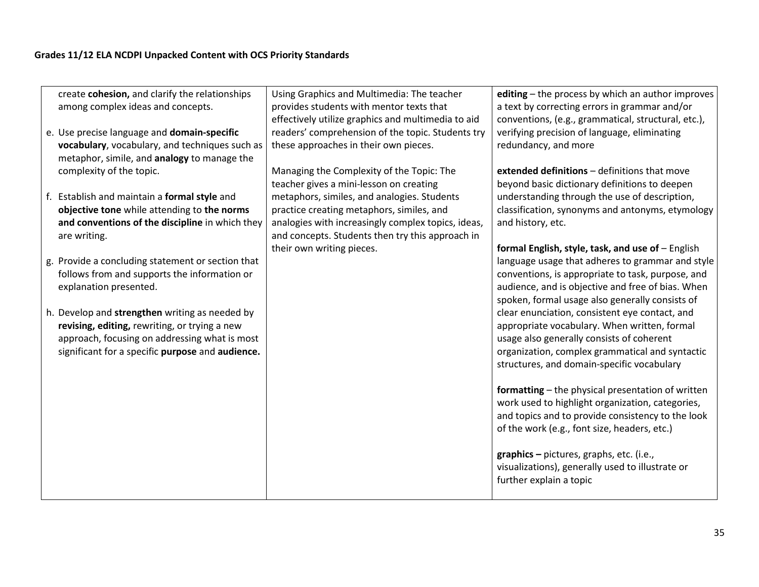| | | |
|---|---|---|
| create **cohesion,** and clarify the relationships among complex ideas and concepts.<br><br>e. Use precise language and **domain-specific vocabulary**, vocabulary, and techniques such as metaphor, simile, and **analogy** to manage the complexity of the topic.<br><br>f. Establish and maintain a **formal style** and **objective tone** while attending to **the norms and conventions of the discipline** in which they are writing.<br><br>g. Provide a concluding statement or section that follows from and supports the information or explanation presented.<br><br>h. Develop and **strengthen** writing as needed by **revising, editing,** rewriting, or trying a new approach, focusing on addressing what is most significant for a specific **purpose** and **audience.** | Using Graphics and Multimedia: The teacher provides students with mentor texts that effectively utilize graphics and multimedia to aid readers' comprehension of the topic. Students try these approaches in their own pieces.<br><br>Managing the Complexity of the Topic: The teacher gives a mini-lesson on creating metaphors, similes, and analogies. Students practice creating metaphors, similes, and analogies with increasingly complex topics, ideas, and concepts. Students then try this approach in their own writing pieces. | **editing** – the process by which an author improves a text by correcting errors in grammar and/or conventions, (e.g., grammatical, structural, etc.), verifying precision of language, eliminating redundancy, and more<br><br>**extended definitions** – definitions that move beyond basic dictionary definitions to deepen understanding through the use of description, classification, synonyms and antonyms, etymology and history, etc.<br><br>**formal English, style, task, and use of** – English language usage that adheres to grammar and style conventions, is appropriate to task, purpose, and audience, and is objective and free of bias. When spoken, formal usage also generally consists of clear enunciation, consistent eye contact, and appropriate vocabulary. When written, formal usage also generally consists of coherent organization, complex grammatical and syntactic structures, and domain-specific vocabulary<br><br>**formatting** – the physical presentation of written work used to highlight organization, categories, and topics and to provide consistency to the look of the work (e.g., font size, headers, etc.)<br><br>**graphics –** pictures, graphs, etc. (i.e., visualizations), generally used to illustrate or further explain a topic |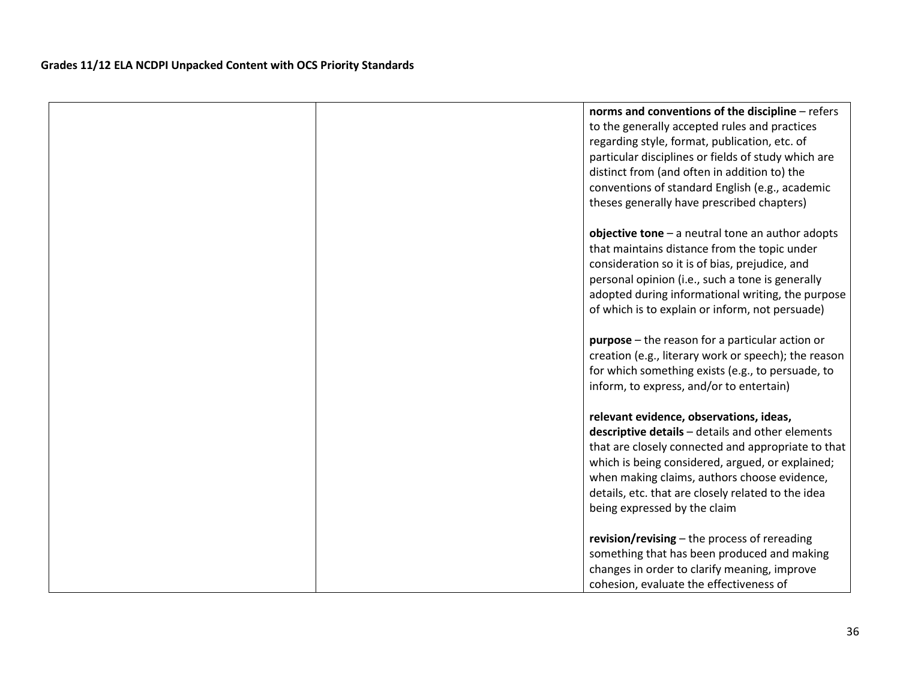| | | **norms and conventions of the discipline** – refers to the generally accepted rules and practices regarding style, format, publication, etc. of particular disciplines or fields of study which are distinct from (and often in addition to) the conventions of standard English (e.g., academic theses generally have prescribed chapters)<br><br>**objective tone** – a neutral tone an author adopts that maintains distance from the topic under consideration so it is of bias, prejudice, and personal opinion (i.e., such a tone is generally adopted during informational writing, the purpose of which is to explain or inform, not persuade)<br><br>**purpose** – the reason for a particular action or creation (e.g., literary work or speech); the reason for which something exists (e.g., to persuade, to inform, to express, and/or to entertain)<br><br>**relevant evidence, observations, ideas, descriptive details** – details and other elements that are closely connected and appropriate to that which is being considered, argued, or explained; when making claims, authors choose evidence, details, etc. that are closely related to the idea being expressed by the claim<br><br>**revision/revising** – the process of rereading something that has been produced and making changes in order to clarify meaning, improve cohesion, evaluate the effectiveness of |
|---|---|---|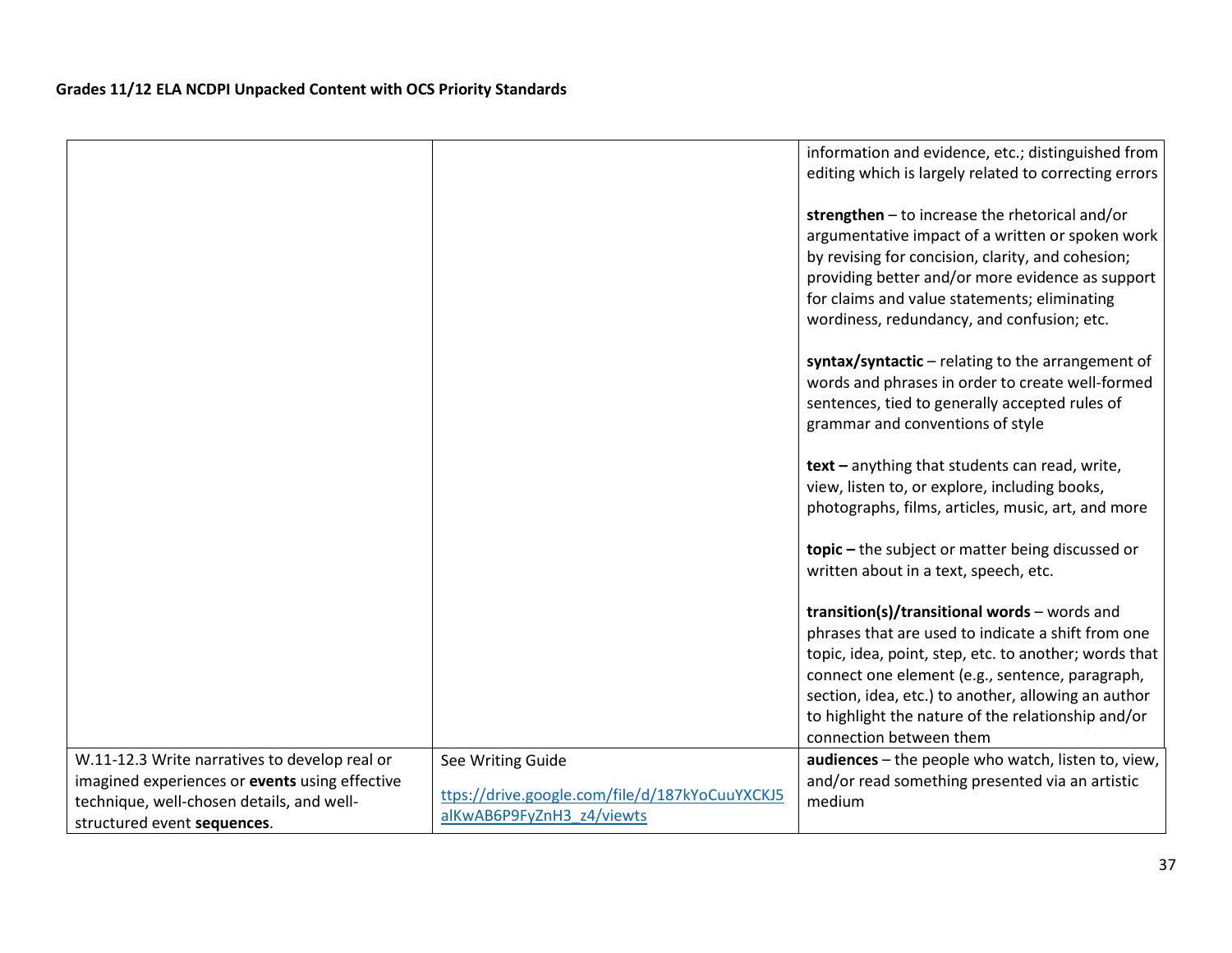| | | |
|---|---|---|
| | | information and evidence, etc.; distinguished from editing which is largely related to correcting errors<br><br>**strengthen** – to increase the rhetorical and/or argumentative impact of a written or spoken work by revising for concision, clarity, and cohesion; providing better and/or more evidence as support for claims and value statements; eliminating wordiness, redundancy, and confusion; etc.<br><br>**syntax/syntactic** – relating to the arrangement of words and phrases in order to create well-formed sentences, tied to generally accepted rules of grammar and conventions of style<br><br>**text –** anything that students can read, write, view, listen to, or explore, including books, photographs, films, articles, music, art, and more<br><br>**topic –** the subject or matter being discussed or written about in a text, speech, etc.<br><br>**transition(s)/transitional words** – words and phrases that are used to indicate a shift from one topic, idea, point, step, etc. to another; words that connect one element (e.g., sentence, paragraph, section, idea, etc.) to another, allowing an author to highlight the nature of the relationship and/or connection between them |
| W.11-12.3 Write narratives to develop real or imagined experiences or **events** using effective technique, well-chosen details, and well-structured event **sequences**. | See Writing Guide<br><br>ttps://drive.google.com/file/d/187kYoCuuYXCKJ5alKwAB6P9FyZnH3_z4/viewts | **audiences** – the people who watch, listen to, view, and/or read something presented via an artistic medium |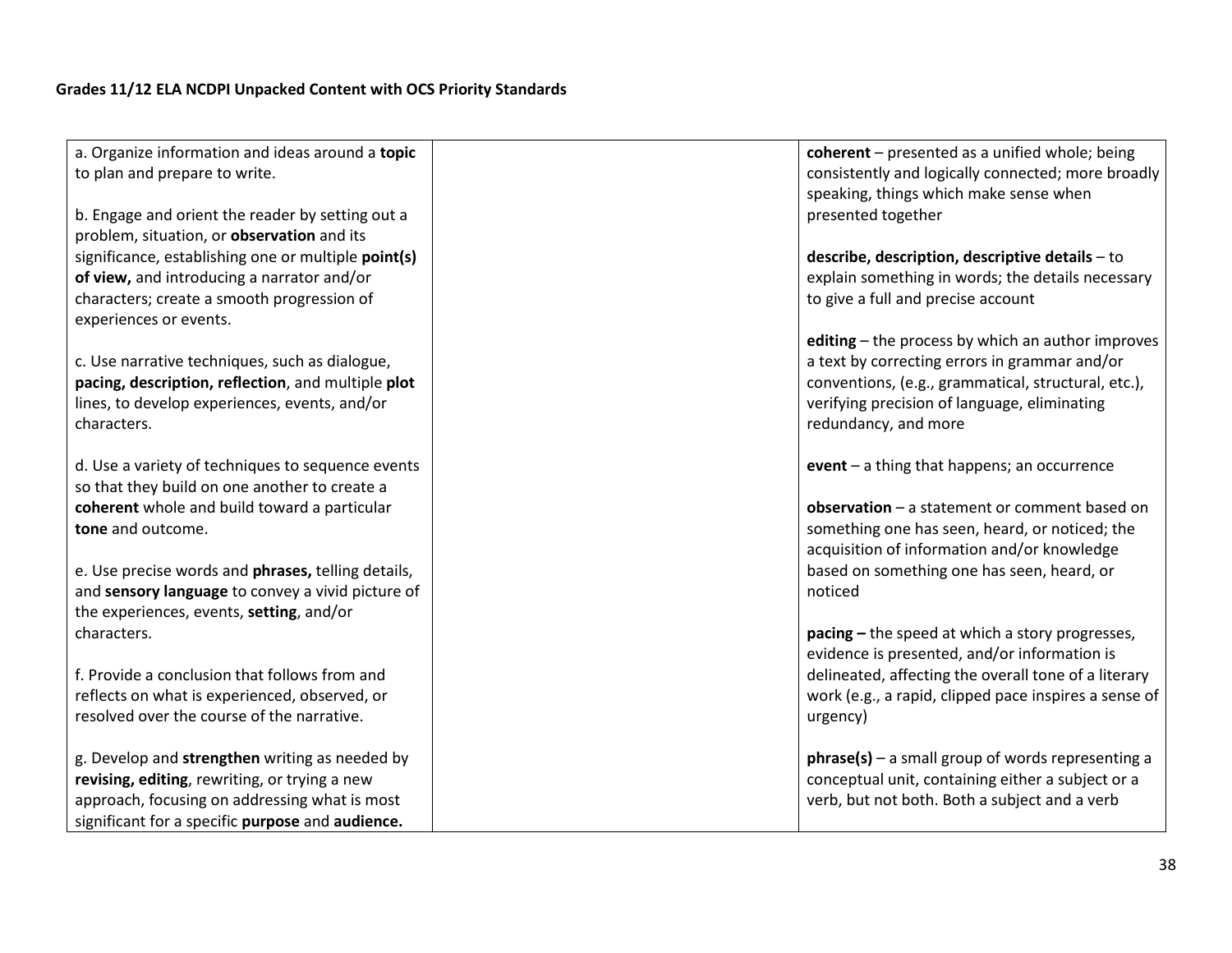| | | |
|---|---|---|
| a. Organize information and ideas around a **topic** to plan and prepare to write.<br><br>b. Engage and orient the reader by setting out a problem, situation, or **observation** and its significance, establishing one or multiple **point(s) of view,** and introducing a narrator and/or characters; create a smooth progression of experiences or events.<br><br>c. Use narrative techniques, such as dialogue, **pacing, description, reflection**, and multiple **plot** lines, to develop experiences, events, and/or characters.<br><br>d. Use a variety of techniques to sequence events so that they build on one another to create a **coherent** whole and build toward a particular **tone** and outcome.<br><br>e. Use precise words and **phrases,** telling details, and **sensory language** to convey a vivid picture of the experiences, events, **setting**, and/or characters.<br><br>f. Provide a conclusion that follows from and reflects on what is experienced, observed, or resolved over the course of the narrative.<br><br>g. Develop and **strengthen** writing as needed by **revising, editing**, rewriting, or trying a new approach, focusing on addressing what is most significant for a specific **purpose** and **audience.** | | **coherent** – presented as a unified whole; being consistently and logically connected; more broadly speaking, things which make sense when presented together<br><br>**describe, description, descriptive details** – to explain something in words; the details necessary to give a full and precise account<br><br>**editing** – the process by which an author improves a text by correcting errors in grammar and/or conventions, (e.g., grammatical, structural, etc.), verifying precision of language, eliminating redundancy, and more<br><br>**event** – a thing that happens; an occurrence<br><br>**observation** – a statement or comment based on something one has seen, heard, or noticed; the acquisition of information and/or knowledge based on something one has seen, heard, or noticed<br><br>**pacing –** the speed at which a story progresses, evidence is presented, and/or information is delineated, affecting the overall tone of a literary work (e.g., a rapid, clipped pace inspires a sense of urgency)<br><br>**phrase(s)** – a small group of words representing a conceptual unit, containing either a subject or a verb, but not both. Both a subject and a verb |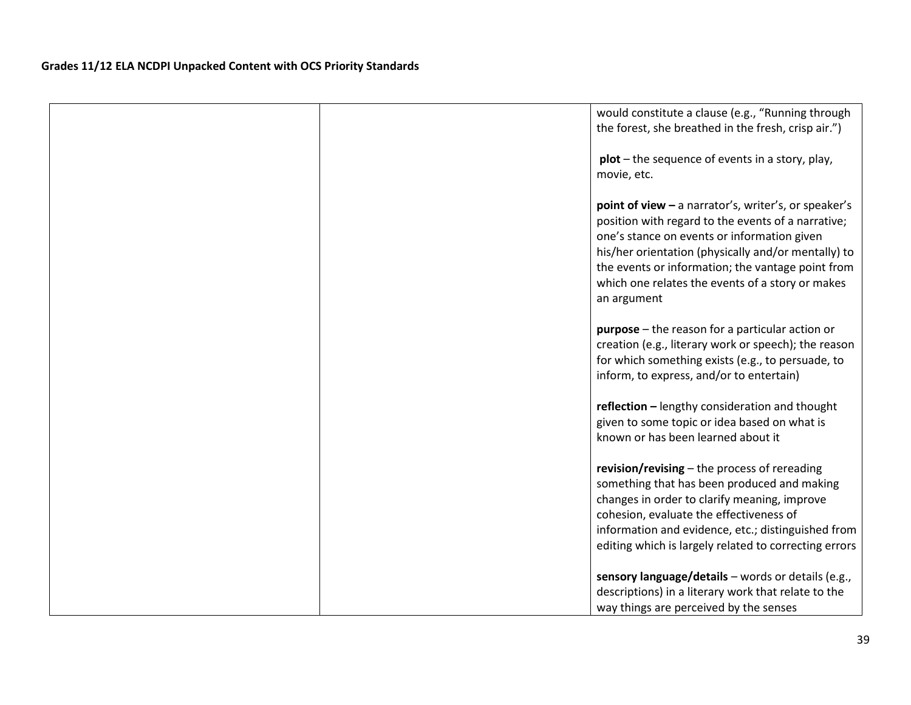| | | would constitute a clause (e.g., “Running through the forest, she breathed in the fresh, crisp air.”)<br><br>**plot** – the sequence of events in a story, play, movie, etc.<br><br>**point of view –** a narrator’s, writer’s, or speaker’s position with regard to the events of a narrative; one’s stance on events or information given his/her orientation (physically and/or mentally) to the events or information; the vantage point from which one relates the events of a story or makes an argument<br><br>**purpose** – the reason for a particular action or creation (e.g., literary work or speech); the reason for which something exists (e.g., to persuade, to inform, to express, and/or to entertain)<br><br>**reflection –** lengthy consideration and thought given to some topic or idea based on what is known or has been learned about it<br><br>**revision/revising** – the process of rereading something that has been produced and making changes in order to clarify meaning, improve cohesion, evaluate the effectiveness of information and evidence, etc.; distinguished from editing which is largely related to correcting errors<br><br>**sensory language/details** – words or details (e.g., descriptions) in a literary work that relate to the way things are perceived by the senses |
|---|---|---|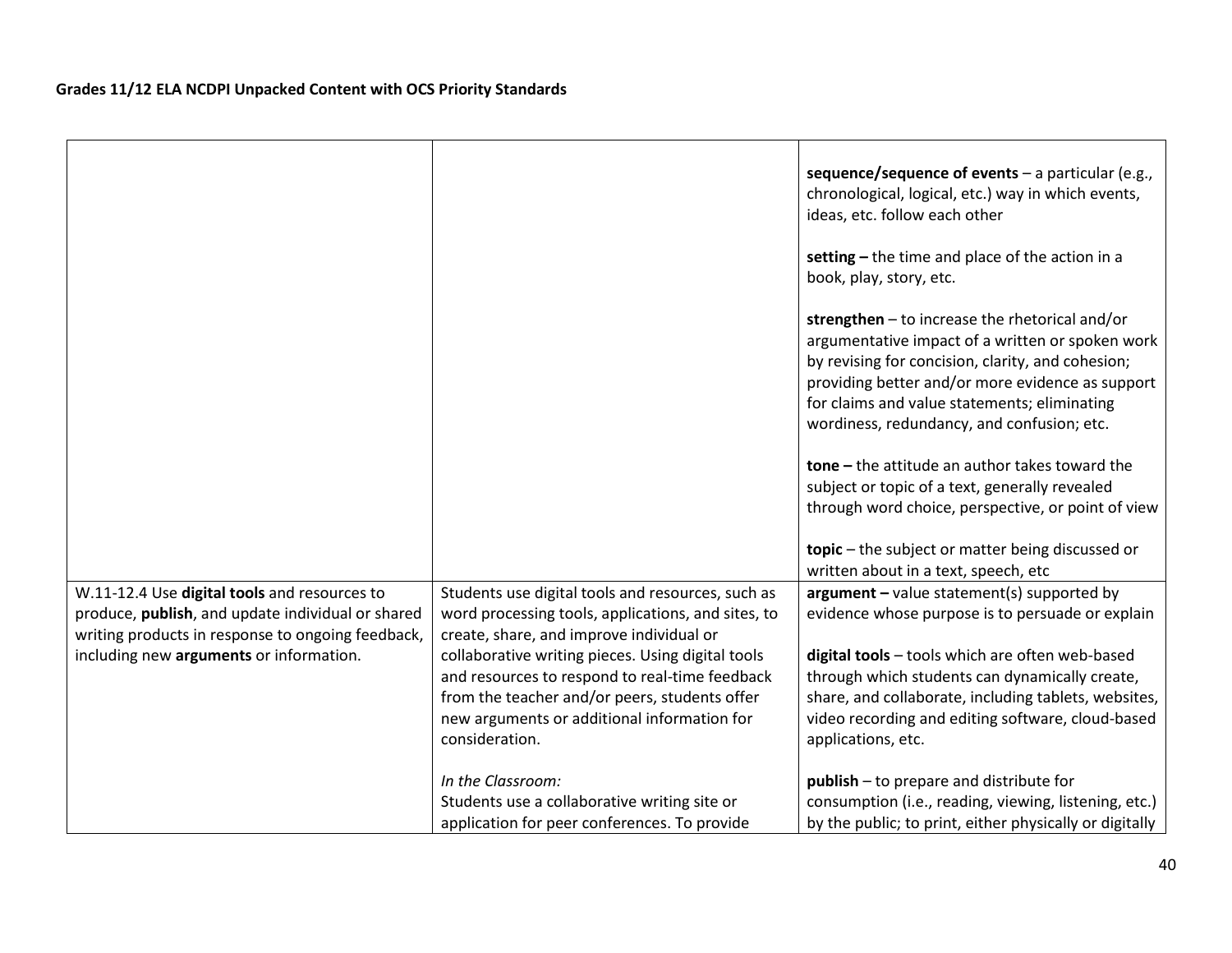| | | |
|---|---|---|
| | | **sequence/sequence of events** – a particular (e.g., chronological, logical, etc.) way in which events, ideas, etc. follow each other<br><br>**setting –** the time and place of the action in a book, play, story, etc.<br><br>**strengthen** – to increase the rhetorical and/or argumentative impact of a written or spoken work by revising for concision, clarity, and cohesion; providing better and/or more evidence as support for claims and value statements; eliminating wordiness, redundancy, and confusion; etc.<br><br>**tone –** the attitude an author takes toward the subject or topic of a text, generally revealed through word choice, perspective, or point of view<br><br>**topic** – the subject or matter being discussed or written about in a text, speech, etc |
| W.11-12.4 Use **digital tools** and resources to produce, **publish**, and update individual or shared writing products in response to ongoing feedback, including new **arguments** or information. | Students use digital tools and resources, such as word processing tools, applications, and sites, to create, share, and improve individual or collaborative writing pieces. Using digital tools and resources to respond to real-time feedback from the teacher and/or peers, students offer new arguments or additional information for consideration.<br><br>*In the Classroom:*<br>Students use a collaborative writing site or application for peer conferences. To provide | **argument –** value statement(s) supported by evidence whose purpose is to persuade or explain<br><br>**digital tools** – tools which are often web-based through which students can dynamically create, share, and collaborate, including tablets, websites, video recording and editing software, cloud-based applications, etc.<br><br>**publish** – to prepare and distribute for consumption (i.e., reading, viewing, listening, etc.) by the public; to print, either physically or digitally |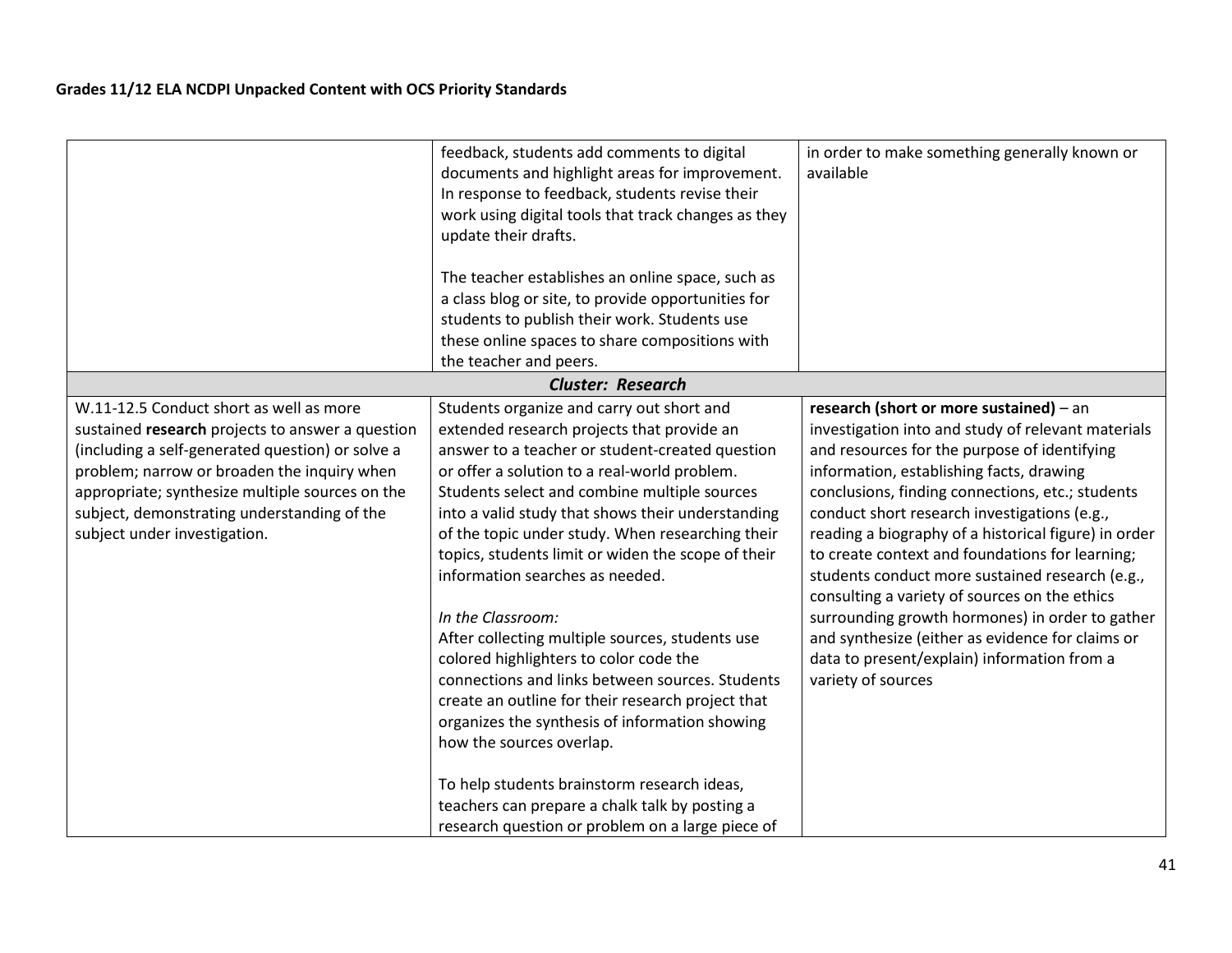| | | |
|---|---|---|
| | feedback, students add comments to digital documents and highlight areas for improvement. In response to feedback, students revise their work using digital tools that track changes as they update their drafts.<br><br>The teacher establishes an online space, such as a class blog or site, to provide opportunities for students to publish their work. Students use these online spaces to share compositions with the teacher and peers. | in order to make something generally known or available |
| | ***Cluster: Research*** | |
| W.11-12.5 Conduct short as well as more sustained **research** projects to answer a question (including a self-generated question) or solve a problem; narrow or broaden the inquiry when appropriate; synthesize multiple sources on the subject, demonstrating understanding of the subject under investigation. | Students organize and carry out short and extended research projects that provide an answer to a teacher or student-created question or offer a solution to a real-world problem. Students select and combine multiple sources into a valid study that shows their understanding of the topic under study. When researching their topics, students limit or widen the scope of their information searches as needed.<br><br>*In the Classroom:*<br>After collecting multiple sources, students use colored highlighters to color code the connections and links between sources. Students create an outline for their research project that organizes the synthesis of information showing how the sources overlap.<br><br>To help students brainstorm research ideas, teachers can prepare a chalk talk by posting a research question or problem on a large piece of | **research (short or more sustained)** – an investigation into and study of relevant materials and resources for the purpose of identifying information, establishing facts, drawing conclusions, finding connections, etc.; students conduct short research investigations (e.g., reading a biography of a historical figure) in order to create context and foundations for learning; students conduct more sustained research (e.g., consulting a variety of sources on the ethics surrounding growth hormones) in order to gather and synthesize (either as evidence for claims or data to present/explain) information from a variety of sources |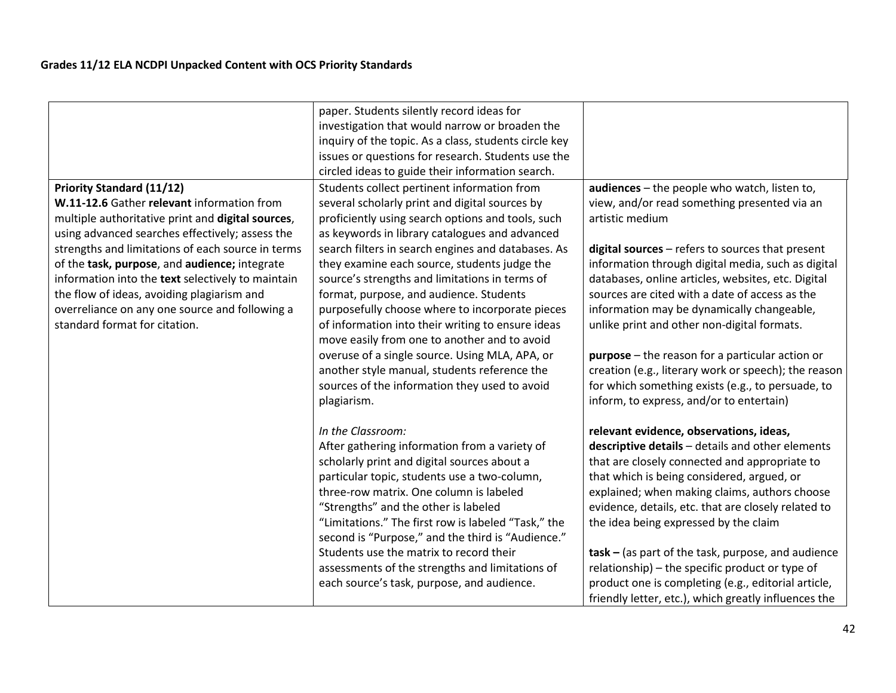| | | |
|---|---|---|
| | paper. Students silently record ideas for investigation that would narrow or broaden the inquiry of the topic. As a class, students circle key issues or questions for research. Students use the circled ideas to guide their information search. | |
| **Priority Standard (11/12)**<br>**W.11-12.6** Gather **relevant** information from multiple authoritative print and **digital sources**, using advanced searches effectively; assess the strengths and limitations of each source in terms of the **task, purpose**, and **audience;** integrate information into the **text** selectively to maintain the flow of ideas, avoiding plagiarism and overreliance on any one source and following a standard format for citation. | Students collect pertinent information from several scholarly print and digital sources by proficiently using search options and tools, such as keywords in library catalogues and advanced search filters in search engines and databases. As they examine each source, students judge the source's strengths and limitations in terms of format, purpose, and audience. Students purposefully choose where to incorporate pieces of information into their writing to ensure ideas move easily from one to another and to avoid overuse of a single source. Using MLA, APA, or another style manual, students reference the sources of the information they used to avoid plagiarism.<br><br>*In the Classroom:*<br>After gathering information from a variety of scholarly print and digital sources about a particular topic, students use a two-column, three-row matrix. One column is labeled "Strengths" and the other is labeled "Limitations." The first row is labeled "Task," the second is "Purpose," and the third is "Audience." Students use the matrix to record their assessments of the strengths and limitations of each source's task, purpose, and audience. | **audiences** – the people who watch, listen to, view, and/or read something presented via an artistic medium<br><br>**digital sources** – refers to sources that present information through digital media, such as digital databases, online articles, websites, etc. Digital sources are cited with a date of access as the information may be dynamically changeable, unlike print and other non-digital formats.<br><br>**purpose** – the reason for a particular action or creation (e.g., literary work or speech); the reason for which something exists (e.g., to persuade, to inform, to express, and/or to entertain)<br><br>**relevant evidence, observations, ideas, descriptive details** – details and other elements that are closely connected and appropriate to that which is being considered, argued, or explained; when making claims, authors choose evidence, details, etc. that are closely related to the idea being expressed by the claim<br><br>**task –** (as part of the task, purpose, and audience relationship) – the specific product or type of product one is completing (e.g., editorial article, friendly letter, etc.), which greatly influences the |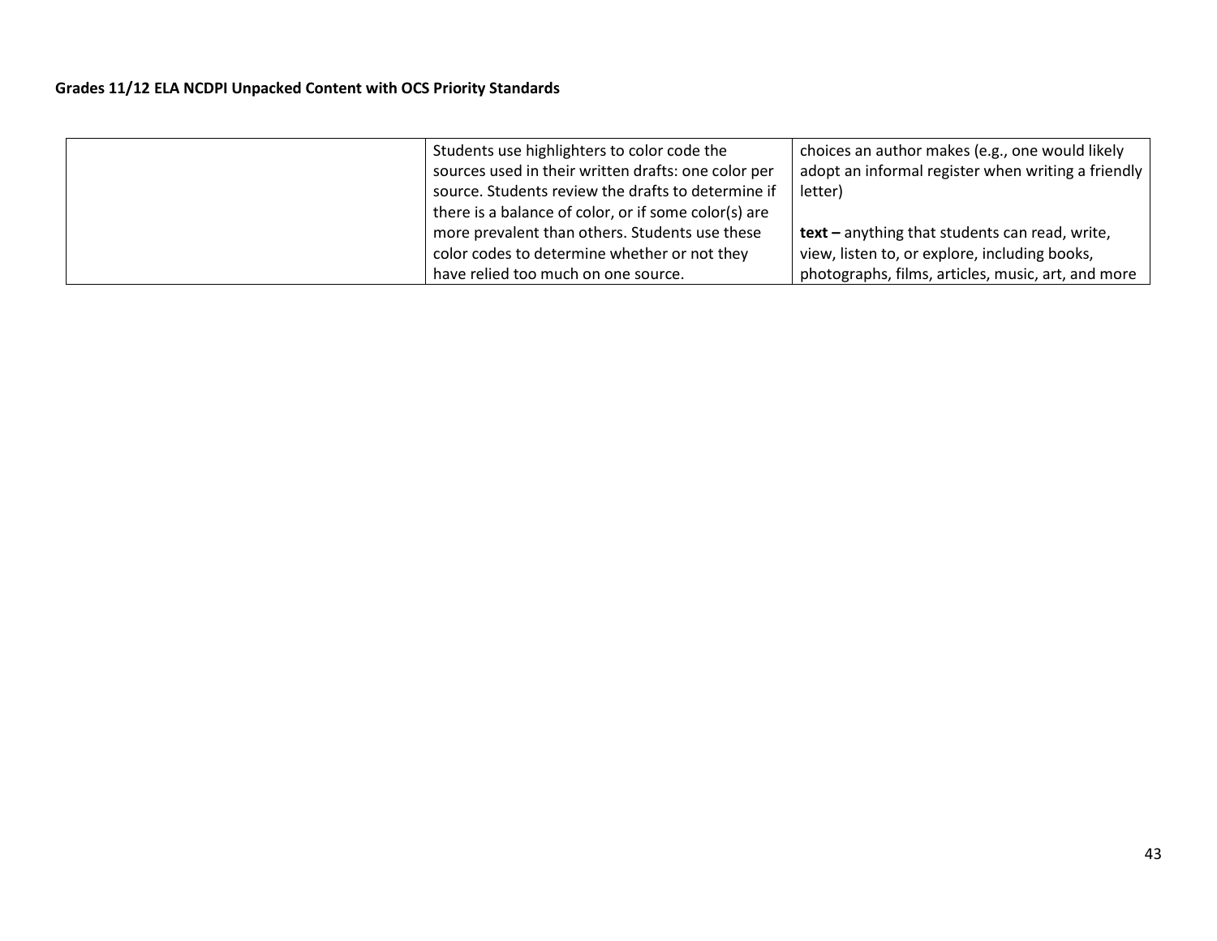| | | |
|---|---|---|
| | Students use highlighters to color code the sources used in their written drafts: one color per source. Students review the drafts to determine if there is a balance of color, or if some color(s) are more prevalent than others. Students use these color codes to determine whether or not they have relied too much on one source. | choices an author makes (e.g., one would likely adopt an informal register when writing a friendly letter)<br><br>**text –** anything that students can read, write, view, listen to, or explore, including books, photographs, films, articles, music, art, and more |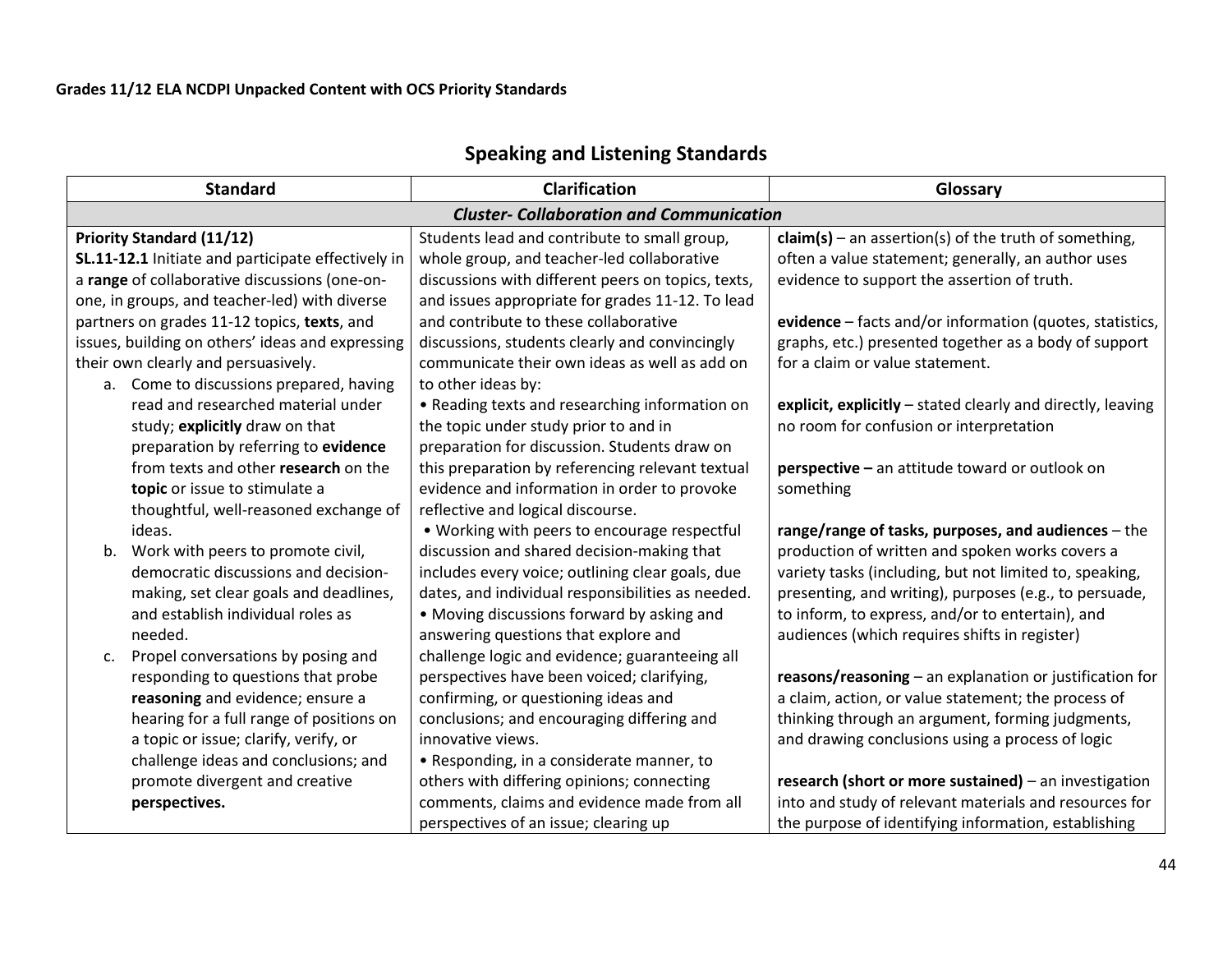**Grades 11/12 ELA NCDPI Unpacked Content with OCS Priority Standards**

## Speaking and Listening Standards

| Standard | Clarification | Glossary |
|---|---|---|
| ***Cluster- Collaboration and Communication*** | | |
| **Priority Standard (11/12)**<br>**SL.11-12.1** Initiate and participate effectively in a **range** of collaborative discussions (one-on-one, in groups, and teacher-led) with diverse partners on grades 11-12 topics, **texts**, and issues, building on others' ideas and expressing their own clearly and persuasively.<br>a. Come to discussions prepared, having read and researched material under study; **explicitly** draw on that preparation by referring to **evidence** from texts and other **research** on the **topic** or issue to stimulate a thoughtful, well-reasoned exchange of ideas.<br>b. Work with peers to promote civil, democratic discussions and decision-making, set clear goals and deadlines, and establish individual roles as needed.<br>c. Propel conversations by posing and responding to questions that probe **reasoning** and evidence; ensure a hearing for a full range of positions on a topic or issue; clarify, verify, or challenge ideas and conclusions; and promote divergent and creative **perspectives.** | Students lead and contribute to small group, whole group, and teacher-led collaborative discussions with different peers on topics, texts, and issues appropriate for grades 11-12. To lead and contribute to these collaborative discussions, students clearly and convincingly communicate their own ideas as well as add on to other ideas by:<br>• Reading texts and researching information on the topic under study prior to and in preparation for discussion. Students draw on this preparation by referencing relevant textual evidence and information in order to provoke reflective and logical discourse.<br>• Working with peers to encourage respectful discussion and shared decision-making that includes every voice; outlining clear goals, due dates, and individual responsibilities as needed.<br>• Moving discussions forward by asking and answering questions that explore and challenge logic and evidence; guaranteeing all perspectives have been voiced; clarifying, confirming, or questioning ideas and conclusions; and encouraging differing and innovative views.<br>• Responding, in a considerate manner, to others with differing opinions; connecting comments, claims and evidence made from all perspectives of an issue; clearing up | **claim(s)** – an assertion(s) of the truth of something, often a value statement; generally, an author uses evidence to support the assertion of truth.<br><br>**evidence** – facts and/or information (quotes, statistics, graphs, etc.) presented together as a body of support for a claim or value statement.<br><br>**explicit, explicitly** – stated clearly and directly, leaving no room for confusion or interpretation<br><br>**perspective –** an attitude toward or outlook on something<br><br>**range/range of tasks, purposes, and audiences** – the production of written and spoken works covers a variety tasks (including, but not limited to, speaking, presenting, and writing), purposes (e.g., to persuade, to inform, to express, and/or to entertain), and audiences (which requires shifts in register)<br><br>**reasons/reasoning** – an explanation or justification for a claim, action, or value statement; the process of thinking through an argument, forming judgments, and drawing conclusions using a process of logic<br><br>**research (short or more sustained)** – an investigation into and study of relevant materials and resources for the purpose of identifying information, establishing |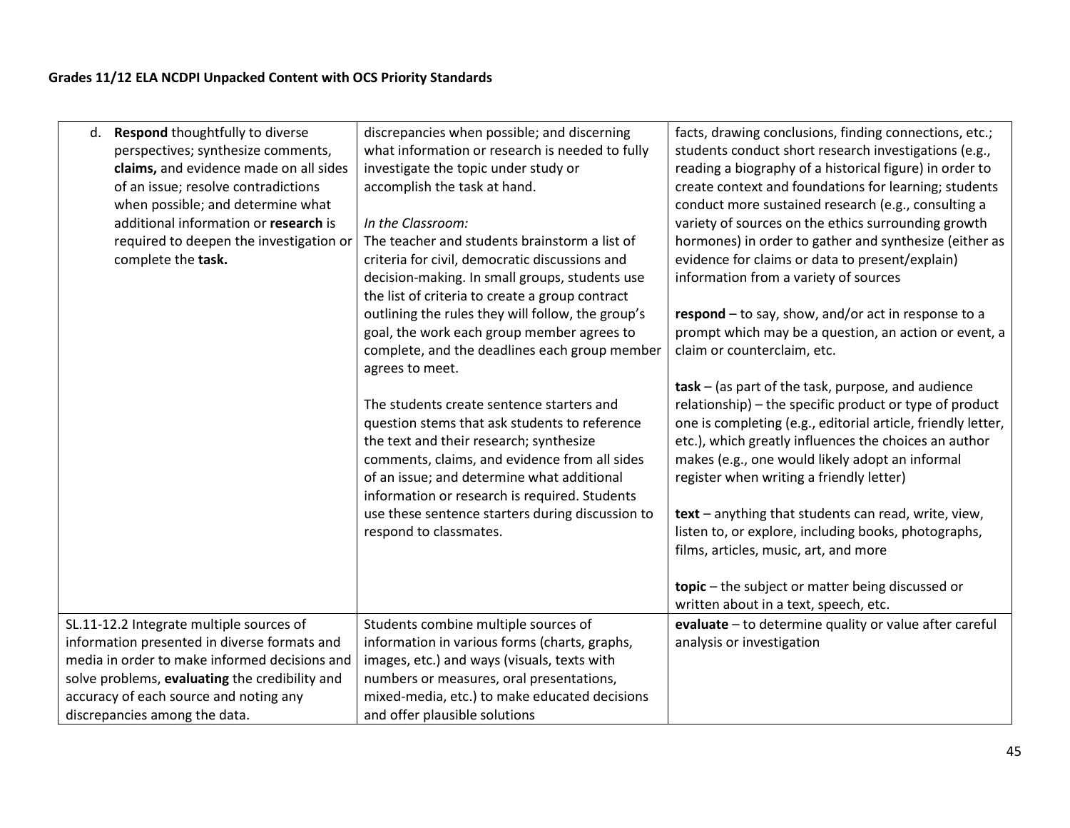## Grades 11/12 ELA NCDPI Unpacked Content with OCS Priority Standards

| | | |
|---|---|---|
| d. **Respond** thoughtfully to diverse perspectives; synthesize comments, **claims,** and evidence made on all sides of an issue; resolve contradictions when possible; and determine what additional information or **research** is required to deepen the investigation or complete the **task.** | discrepancies when possible; and discerning what information or research is needed to fully investigate the topic under study or accomplish the task at hand.<br><br>*In the Classroom:*<br>The teacher and students brainstorm a list of criteria for civil, democratic discussions and decision-making. In small groups, students use the list of criteria to create a group contract outlining the rules they will follow, the group's goal, the work each group member agrees to complete, and the deadlines each group member agrees to meet.<br><br>The students create sentence starters and question stems that ask students to reference the text and their research; synthesize comments, claims, and evidence from all sides of an issue; and determine what additional information or research is required. Students use these sentence starters during discussion to respond to classmates. | facts, drawing conclusions, finding connections, etc.; students conduct short research investigations (e.g., reading a biography of a historical figure) in order to create context and foundations for learning; students conduct more sustained research (e.g., consulting a variety of sources on the ethics surrounding growth hormones) in order to gather and synthesize (either as evidence for claims or data to present/explain) information from a variety of sources<br><br>**respond** – to say, show, and/or act in response to a prompt which may be a question, an action or event, a claim or counterclaim, etc.<br><br>**task** – (as part of the task, purpose, and audience relationship) – the specific product or type of product one is completing (e.g., editorial article, friendly letter, etc.), which greatly influences the choices an author makes (e.g., one would likely adopt an informal register when writing a friendly letter)<br><br>**text** – anything that students can read, write, view, listen to, or explore, including books, photographs, films, articles, music, art, and more<br><br>**topic** – the subject or matter being discussed or written about in a text, speech, etc. |
| SL.11-12.2 Integrate multiple sources of information presented in diverse formats and media in order to make informed decisions and solve problems, **evaluating** the credibility and accuracy of each source and noting any discrepancies among the data. | Students combine multiple sources of information in various forms (charts, graphs, images, etc.) and ways (visuals, texts with numbers or measures, oral presentations, mixed-media, etc.) to make educated decisions and offer plausible solutions | **evaluate** – to determine quality or value after careful analysis or investigation |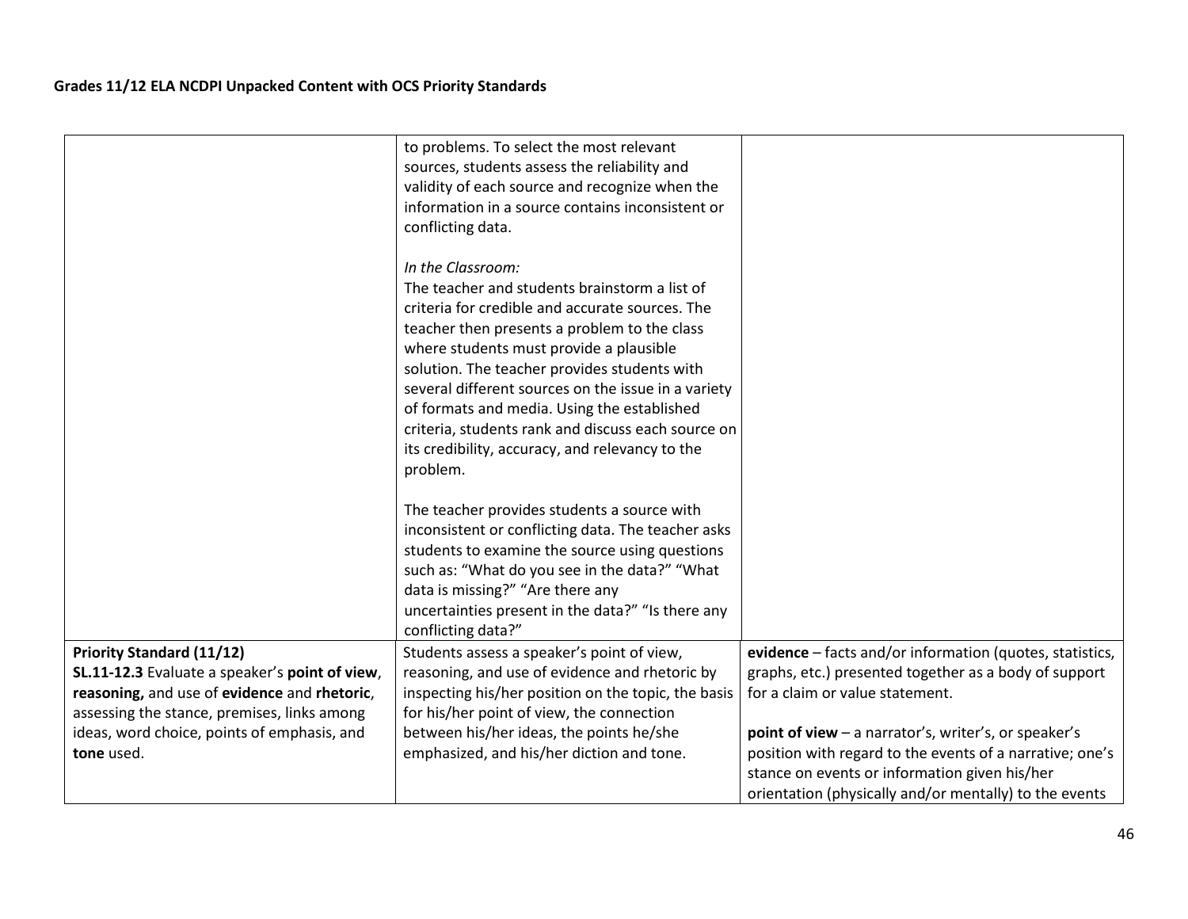## Grades 11/12 ELA NCDPI Unpacked Content with OCS Priority Standards

| | | |
|---|---|---|
| | to problems. To select the most relevant sources, students assess the reliability and validity of each source and recognize when the information in a source contains inconsistent or conflicting data.<br><br>*In the Classroom:*<br>The teacher and students brainstorm a list of criteria for credible and accurate sources. The teacher then presents a problem to the class where students must provide a plausible solution. The teacher provides students with several different sources on the issue in a variety of formats and media. Using the established criteria, students rank and discuss each source on its credibility, accuracy, and relevancy to the problem.<br><br>The teacher provides students a source with inconsistent or conflicting data. The teacher asks students to examine the source using questions such as: "What do you see in the data?" "What data is missing?" "Are there any uncertainties present in the data?" "Is there any conflicting data?" | |
| **Priority Standard (11/12)**<br>**SL.11-12.3** Evaluate a speaker's **point of view**, **reasoning,** and use of **evidence** and **rhetoric**, assessing the stance, premises, links among ideas, word choice, points of emphasis, and **tone** used. | Students assess a speaker's point of view, reasoning, and use of evidence and rhetoric by inspecting his/her position on the topic, the basis for his/her point of view, the connection between his/her ideas, the points he/she emphasized, and his/her diction and tone. | **evidence** – facts and/or information (quotes, statistics, graphs, etc.) presented together as a body of support for a claim or value statement.<br><br>**point of view** – a narrator's, writer's, or speaker's position with regard to the events of a narrative; one's stance on events or information given his/her orientation (physically and/or mentally) to the events |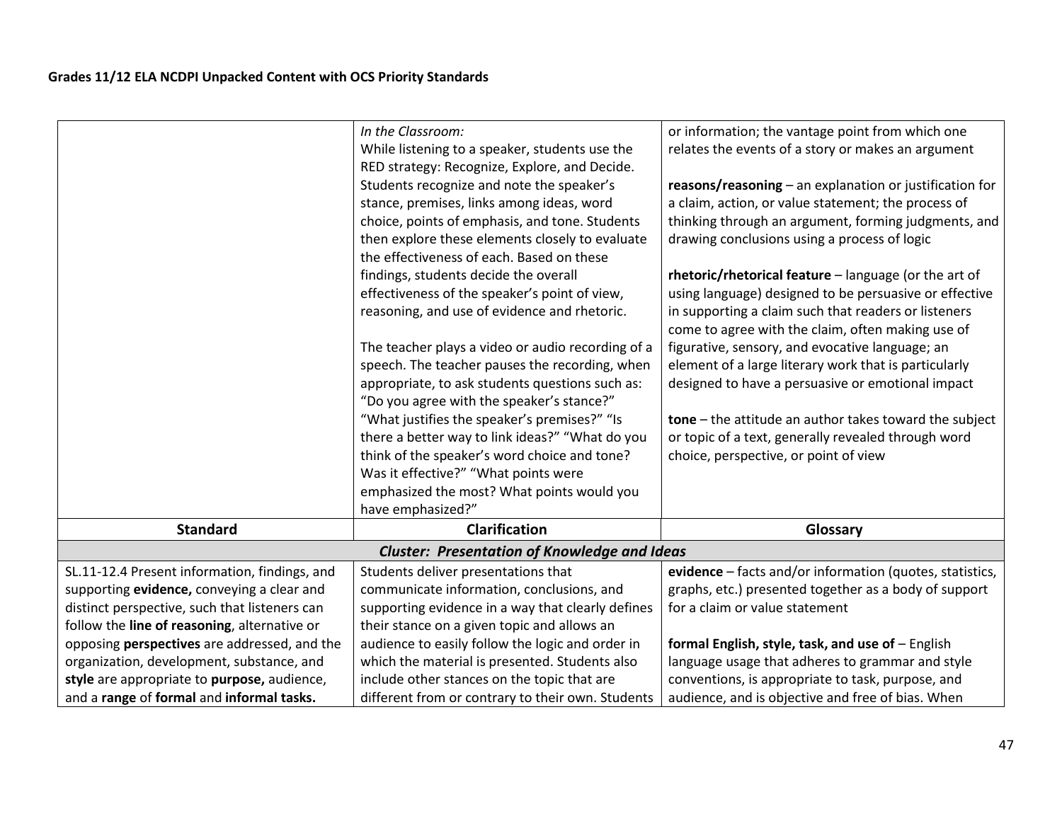**Grades 11/12 ELA NCDPI Unpacked Content with OCS Priority Standards**

| | | |
|---|---|---|
| | *In the Classroom:*<br>While listening to a speaker, students use the RED strategy: Recognize, Explore, and Decide. Students recognize and note the speaker's stance, premises, links among ideas, word choice, points of emphasis, and tone. Students then explore these elements closely to evaluate the effectiveness of each. Based on these findings, students decide the overall effectiveness of the speaker's point of view, reasoning, and use of evidence and rhetoric.<br><br>The teacher plays a video or audio recording of a speech. The teacher pauses the recording, when appropriate, to ask students questions such as: "Do you agree with the speaker's stance?" "What justifies the speaker's premises?" "Is there a better way to link ideas?" "What do you think of the speaker's word choice and tone? Was it effective?" "What points were emphasized the most? What points would you have emphasized?" | or information; the vantage point from which one relates the events of a story or makes an argument<br><br>**reasons/reasoning** – an explanation or justification for a claim, action, or value statement; the process of thinking through an argument, forming judgments, and drawing conclusions using a process of logic<br><br>**rhetoric/rhetorical feature** – language (or the art of using language) designed to be persuasive or effective in supporting a claim such that readers or listeners come to agree with the claim, often making use of figurative, sensory, and evocative language; an element of a large literary work that is particularly designed to have a persuasive or emotional impact<br><br>**tone** – the attitude an author takes toward the subject or topic of a text, generally revealed through word choice, perspective, or point of view |
| **Standard** | **Clarification** | **Glossary** |
| | ***Cluster: Presentation of Knowledge and Ideas*** | |
| SL.11-12.4 Present information, findings, and supporting **evidence,** conveying a clear and distinct perspective, such that listeners can follow the **line of reasoning**, alternative or opposing **perspectives** are addressed, and the organization, development, substance, and **style** are appropriate to **purpose,** audience, and a **range** of **formal** and **informal tasks.** | Students deliver presentations that communicate information, conclusions, and supporting evidence in a way that clearly defines their stance on a given topic and allows an audience to easily follow the logic and order in which the material is presented. Students also include other stances on the topic that are different from or contrary to their own. Students | **evidence** – facts and/or information (quotes, statistics, graphs, etc.) presented together as a body of support for a claim or value statement<br><br>**formal English, style, task, and use of** – English language usage that adheres to grammar and style conventions, is appropriate to task, purpose, and audience, and is objective and free of bias. When |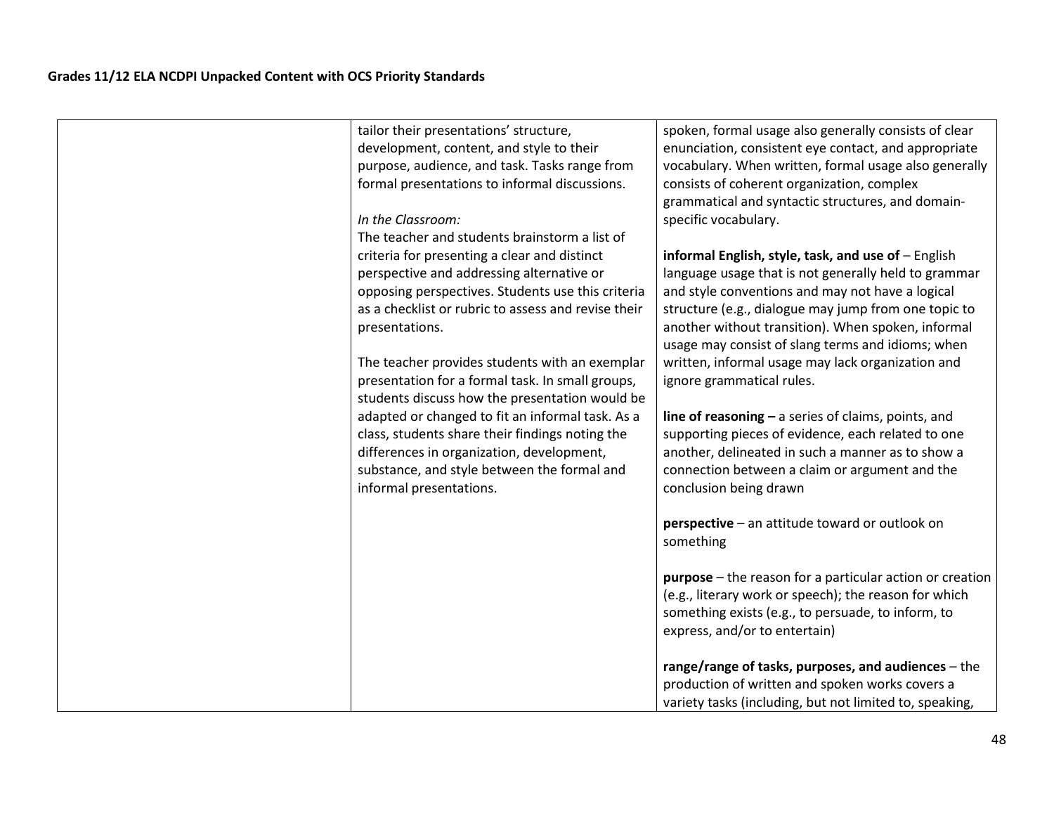| | | |
|---|---|---|
| | tailor their presentations' structure, development, content, and style to their purpose, audience, and task. Tasks range from formal presentations to informal discussions.<br><br>*In the Classroom:*<br>The teacher and students brainstorm a list of criteria for presenting a clear and distinct perspective and addressing alternative or opposing perspectives. Students use this criteria as a checklist or rubric to assess and revise their presentations.<br><br>The teacher provides students with an exemplar presentation for a formal task. In small groups, students discuss how the presentation would be adapted or changed to fit an informal task. As a class, students share their findings noting the differences in organization, development, substance, and style between the formal and informal presentations. | spoken, formal usage also generally consists of clear enunciation, consistent eye contact, and appropriate vocabulary. When written, formal usage also generally consists of coherent organization, complex grammatical and syntactic structures, and domain-specific vocabulary.<br><br>**informal English, style, task, and use of** – English language usage that is not generally held to grammar and style conventions and may not have a logical structure (e.g., dialogue may jump from one topic to another without transition). When spoken, informal usage may consist of slang terms and idioms; when written, informal usage may lack organization and ignore grammatical rules.<br><br>**line of reasoning –** a series of claims, points, and supporting pieces of evidence, each related to one another, delineated in such a manner as to show a connection between a claim or argument and the conclusion being drawn<br><br>**perspective** – an attitude toward or outlook on something<br><br>**purpose** – the reason for a particular action or creation (e.g., literary work or speech); the reason for which something exists (e.g., to persuade, to inform, to express, and/or to entertain)<br><br>**range/range of tasks, purposes, and audiences** – the production of written and spoken works covers a variety tasks (including, but not limited to, speaking, |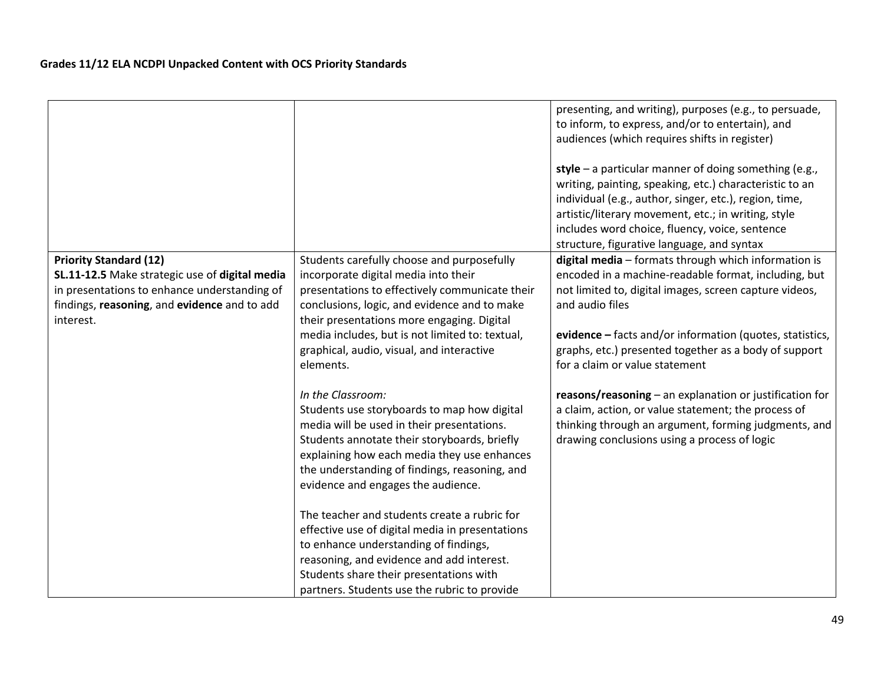**Grades 11/12 ELA NCDPI Unpacked Content with OCS Priority Standards**

| | | |
|---|---|---|
| | | presenting, and writing), purposes (e.g., to persuade, to inform, to express, and/or to entertain), and audiences (which requires shifts in register)<br><br>**style** – a particular manner of doing something (e.g., writing, painting, speaking, etc.) characteristic to an individual (e.g., author, singer, etc.), region, time, artistic/literary movement, etc.; in writing, style includes word choice, fluency, voice, sentence structure, figurative language, and syntax |
| **Priority Standard (12)**<br>**SL.11-12.5** Make strategic use of **digital media** in presentations to enhance understanding of findings, **reasoning**, and **evidence** and to add interest. | Students carefully choose and purposefully incorporate digital media into their presentations to effectively communicate their conclusions, logic, and evidence and to make their presentations more engaging. Digital media includes, but is not limited to: textual, graphical, audio, visual, and interactive elements.<br><br>*In the Classroom:*<br>Students use storyboards to map how digital media will be used in their presentations. Students annotate their storyboards, briefly explaining how each media they use enhances the understanding of findings, reasoning, and evidence and engages the audience.<br><br>The teacher and students create a rubric for effective use of digital media in presentations to enhance understanding of findings, reasoning, and evidence and add interest. Students share their presentations with partners. Students use the rubric to provide | **digital media** – formats through which information is encoded in a machine-readable format, including, but not limited to, digital images, screen capture videos, and audio files<br><br>**evidence –** facts and/or information (quotes, statistics, graphs, etc.) presented together as a body of support for a claim or value statement<br><br>**reasons/reasoning** – an explanation or justification for a claim, action, or value statement; the process of thinking through an argument, forming judgments, and drawing conclusions using a process of logic |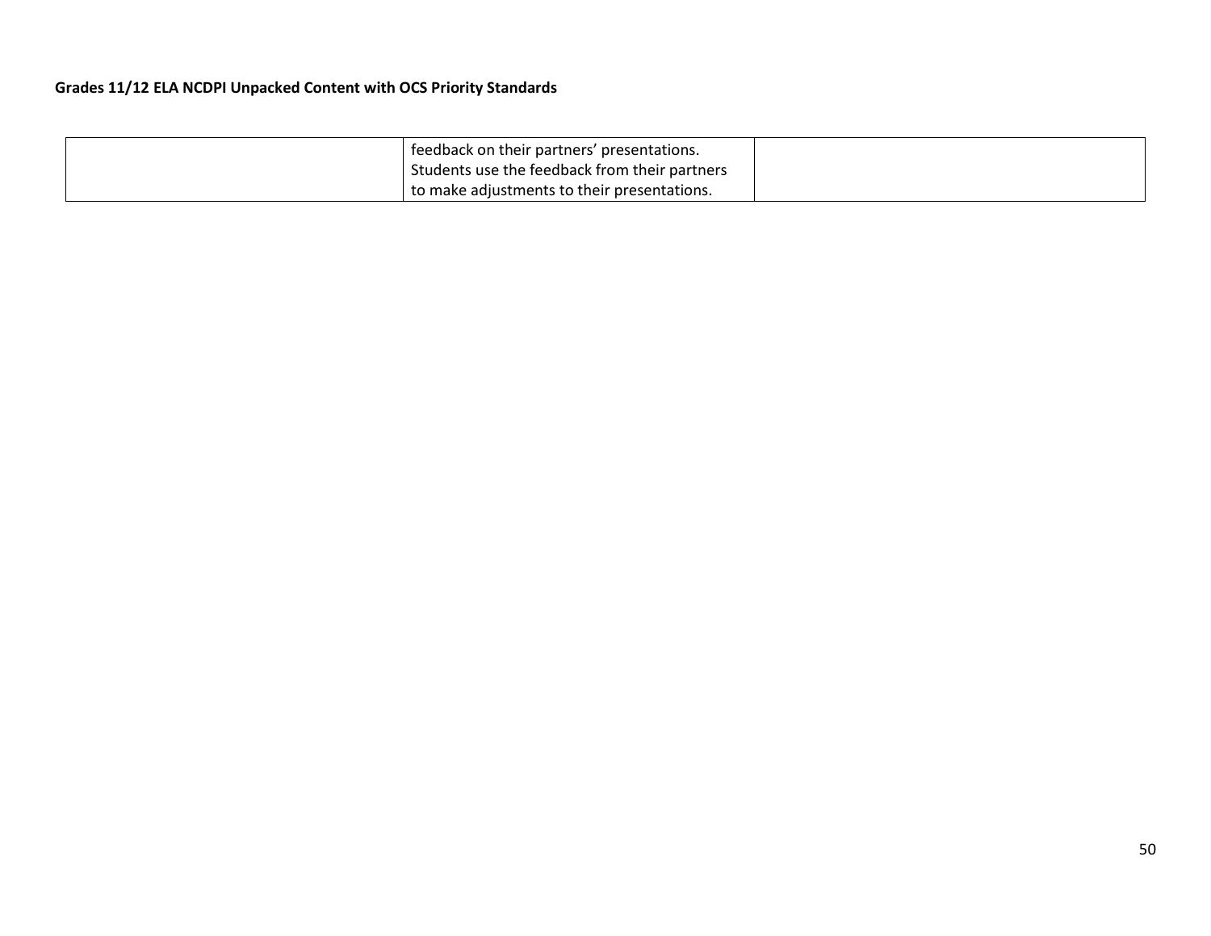| | | |
|---|---|---|
| | feedback on their partners' presentations. Students use the feedback from their partners to make adjustments to their presentations. | |